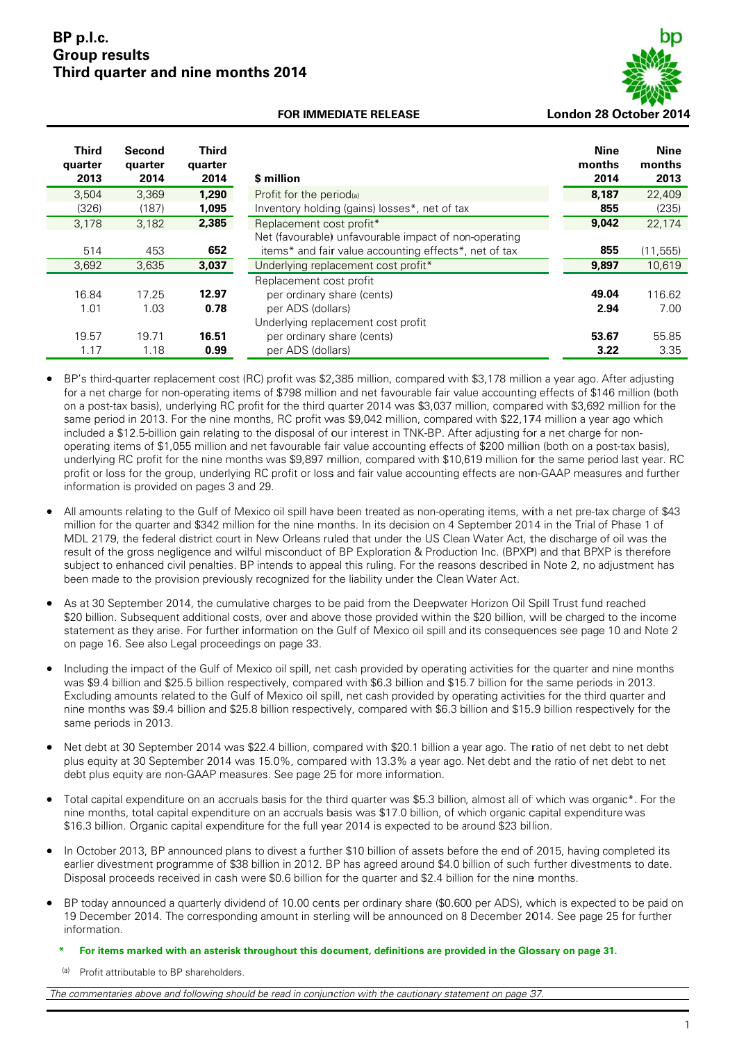# BP p.l.c.
# Group results
# Third quarter and nine months 2014

**FOR IMMEDIATE RELEASE** **London 28 October 2014**

| Third quarter 2013 | Second quarter 2014 | Third quarter 2014 | $ million | Nine months 2014 | Nine months 2013 |
|---|---|---|---|---|---|
| 3,504 | 3,369 | **1,290** | Profit for the period(a) | **8,187** | 22,409 |
| (326) | (187) | **1,095** | Inventory holding (gains) losses*, net of tax | **855** | (235) |
| 3,178 | 3,182 | **2,385** | Replacement cost profit* | **9,042** | 22,174 |
| 514 | 453 | **652** | Net (favourable) unfavourable impact of non-operating items* and fair value accounting effects*, net of tax | **855** | (11,555) |
| 3,692 | 3,635 | **3,037** | Underlying replacement cost profit* | **9,897** | 10,619 |
| | | | Replacement cost profit | | |
| 16.84 | 17.25 | **12.97** | per ordinary share (cents) | **49.04** | 116.62 |
| 1.01 | 1.03 | **0.78** | per ADS (dollars) | **2.94** | 7.00 |
| | | | Underlying replacement cost profit | | |
| 19.57 | 19.71 | **16.51** | per ordinary share (cents) | **53.67** | 55.85 |
| 1.17 | 1.18 | **0.99** | per ADS (dollars) | **3.22** | 3.35 |

- BP's third-quarter replacement cost (RC) profit was $2,385 million, compared with $3,178 million a year ago. After adjusting for a net charge for non-operating items of $798 million and net favourable fair value accounting effects of $146 million (both on a post-tax basis), underlying RC profit for the third quarter 2014 was $3,037 million, compared with $3,692 million for the same period in 2013. For the nine months, RC profit was $9,042 million, compared with $22,174 million a year ago which included a $12.5-billion gain relating to the disposal of our interest in TNK-BP. After adjusting for a net charge for non-operating items of $1,055 million and net favourable fair value accounting effects of $200 million (both on a post-tax basis), underlying RC profit for the nine months was $9,897 million, compared with $10,619 million for the same period last year. RC profit or loss for the group, underlying RC profit or loss and fair value accounting effects are non-GAAP measures and further information is provided on pages 3 and 29.

- All amounts relating to the Gulf of Mexico oil spill have been treated as non-operating items, with a net pre-tax charge of $43 million for the quarter and $342 million for the nine months. In its decision on 4 September 2014 in the Trial of Phase 1 of MDL 2179, the federal district court in New Orleans ruled that under the US Clean Water Act, the discharge of oil was the result of the gross negligence and wilful misconduct of BP Exploration & Production Inc. (BPXP) and that BPXP is therefore subject to enhanced civil penalties. BP intends to appeal this ruling. For the reasons described in Note 2, no adjustment has been made to the provision previously recognized for the liability under the Clean Water Act.

- As at 30 September 2014, the cumulative charges to be paid from the Deepwater Horizon Oil Spill Trust fund reached $20 billion. Subsequent additional costs, over and above those provided within the $20 billion, will be charged to the income statement as they arise. For further information on the Gulf of Mexico oil spill and its consequences see page 10 and Note 2 on page 16. See also Legal proceedings on page 33.

- Including the impact of the Gulf of Mexico oil spill, net cash provided by operating activities for the quarter and nine months was $9.4 billion and $25.5 billion respectively, compared with $6.3 billion and $15.7 billion for the same periods in 2013. Excluding amounts related to the Gulf of Mexico oil spill, net cash provided by operating activities for the third quarter and nine months was $9.4 billion and $25.8 billion respectively, compared with $6.3 billion and $15.9 billion respectively for the same periods in 2013.

- Net debt at 30 September 2014 was $22.4 billion, compared with $20.1 billion a year ago. The ratio of net debt to net debt plus equity at 30 September 2014 was 15.0%, compared with 13.3% a year ago. Net debt and the ratio of net debt to net debt plus equity are non-GAAP measures. See page 25 for more information.

- Total capital expenditure on an accruals basis for the third quarter was $5.3 billion, almost all of which was organic*. For the nine months, total capital expenditure on an accruals basis was $17.0 billion, of which organic capital expenditure was $16.3 billion. Organic capital expenditure for the full year 2014 is expected to be around $23 billion.

- In October 2013, BP announced plans to divest a further $10 billion of assets before the end of 2015, having completed its earlier divestment programme of $38 billion in 2012. BP has agreed around $4.0 billion of such further divestments to date. Disposal proceeds received in cash were $0.6 billion for the quarter and $2.4 billion for the nine months.

- BP today announced a quarterly dividend of 10.00 cents per ordinary share ($0.600 per ADS), which is expected to be paid on 19 December 2014. The corresponding amount in sterling will be announced on 8 December 2014. See page 25 for further information.

**\* For items marked with an asterisk throughout this document, definitions are provided in the Glossary on page 31.**

(a) Profit attributable to BP shareholders.

*The commentaries above and following should be read in conjunction with the cautionary statement on page 37.*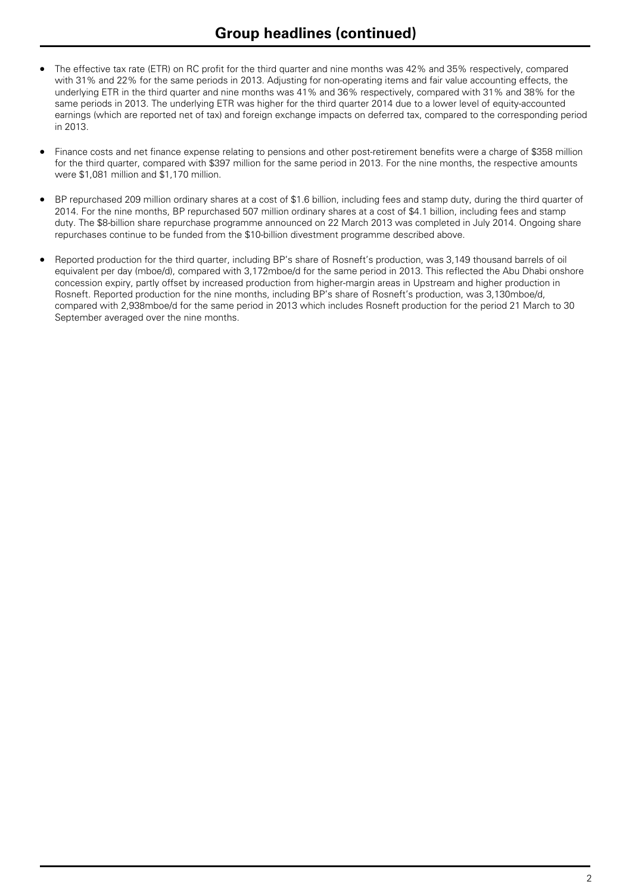## Group headlines (continued)

- The effective tax rate (ETR) on RC profit for the third quarter and nine months was 42% and 35% respectively, compared with 31% and 22% for the same periods in 2013. Adjusting for non-operating items and fair value accounting effects, the underlying ETR in the third quarter and nine months was 41% and 36% respectively, compared with 31% and 38% for the same periods in 2013. The underlying ETR was higher for the third quarter 2014 due to a lower level of equity-accounted earnings (which are reported net of tax) and foreign exchange impacts on deferred tax, compared to the corresponding period in 2013.
- Finance costs and net finance expense relating to pensions and other post-retirement benefits were a charge of $358 million for the third quarter, compared with $397 million for the same period in 2013. For the nine months, the respective amounts were $1,081 million and $1,170 million.
- BP repurchased 209 million ordinary shares at a cost of $1.6 billion, including fees and stamp duty, during the third quarter of 2014. For the nine months, BP repurchased 507 million ordinary shares at a cost of $4.1 billion, including fees and stamp duty. The $8-billion share repurchase programme announced on 22 March 2013 was completed in July 2014. Ongoing share repurchases continue to be funded from the $10-billion divestment programme described above.
- Reported production for the third quarter, including BP's share of Rosneft's production, was 3,149 thousand barrels of oil equivalent per day (mboe/d), compared with 3,172mboe/d for the same period in 2013. This reflected the Abu Dhabi onshore concession expiry, partly offset by increased production from higher-margin areas in Upstream and higher production in Rosneft. Reported production for the nine months, including BP's share of Rosneft's production, was 3,130mboe/d, compared with 2,938mboe/d for the same period in 2013 which includes Rosneft production for the period 21 March to 30 September averaged over the nine months.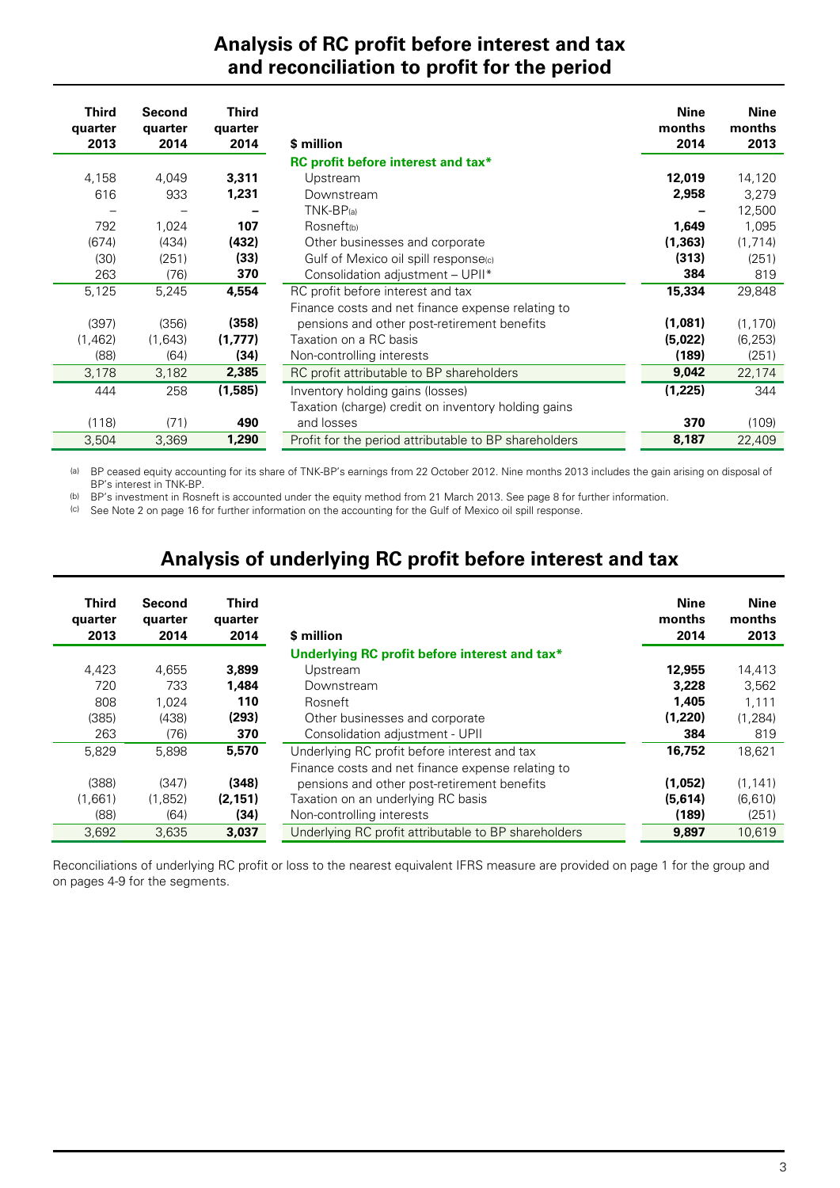## Analysis of RC profit before interest and tax and reconciliation to profit for the period

| Third quarter 2013 | Second quarter 2014 | Third quarter 2014 | $ million | Nine months 2014 | Nine months 2013 |
|---|---|---|---|---|---|
| | | | **RC profit before interest and tax*** | | |
| 4,158 | 4,049 | **3,311** | Upstream | **12,019** | 14,120 |
| 616 | 933 | **1,231** | Downstream | **2,958** | 3,279 |
| – | – | **–** | TNK-BP(a) | **–** | 12,500 |
| 792 | 1,024 | **107** | Rosneft(b) | **1,649** | 1,095 |
| (674) | (434) | **(432)** | Other businesses and corporate | **(1,363)** | (1,714) |
| (30) | (251) | **(33)** | Gulf of Mexico oil spill response(c) | **(313)** | (251) |
| 263 | (76) | **370** | Consolidation adjustment – UPII* | **384** | 819 |
| 5,125 | 5,245 | **4,554** | RC profit before interest and tax | **15,334** | 29,848 |
| (397) | (356) | **(358)** | Finance costs and net finance expense relating to pensions and other post-retirement benefits | **(1,081)** | (1,170) |
| (1,462) | (1,643) | **(1,777)** | Taxation on a RC basis | **(5,022)** | (6,253) |
| (88) | (64) | **(34)** | Non-controlling interests | **(189)** | (251) |
| 3,178 | 3,182 | **2,385** | RC profit attributable to BP shareholders | **9,042** | 22,174 |
| 444 | 258 | **(1,585)** | Inventory holding gains (losses) | **(1,225)** | 344 |
| (118) | (71) | **490** | Taxation (charge) credit on inventory holding gains and losses | **370** | (109) |
| 3,504 | 3,369 | **1,290** | Profit for the period attributable to BP shareholders | **8,187** | 22,409 |

(a) BP ceased equity accounting for its share of TNK-BP's earnings from 22 October 2012. Nine months 2013 includes the gain arising on disposal of BP's interest in TNK-BP.
(b) BP's investment in Rosneft is accounted under the equity method from 21 March 2013. See page 8 for further information.
(c) See Note 2 on page 16 for further information on the accounting for the Gulf of Mexico oil spill response.

## Analysis of underlying RC profit before interest and tax

| Third quarter 2013 | Second quarter 2014 | Third quarter 2014 | $ million | Nine months 2014 | Nine months 2013 |
|---|---|---|---|---|---|
| | | | **Underlying RC profit before interest and tax*** | | |
| 4,423 | 4,655 | **3,899** | Upstream | **12,955** | 14,413 |
| 720 | 733 | **1,484** | Downstream | **3,228** | 3,562 |
| 808 | 1,024 | **110** | Rosneft | **1,405** | 1,111 |
| (385) | (438) | **(293)** | Other businesses and corporate | **(1,220)** | (1,284) |
| 263 | (76) | **370** | Consolidation adjustment - UPII | **384** | 819 |
| 5,829 | 5,898 | **5,570** | Underlying RC profit before interest and tax | **16,752** | 18,621 |
| (388) | (347) | **(348)** | Finance costs and net finance expense relating to pensions and other post-retirement benefits | **(1,052)** | (1,141) |
| (1,661) | (1,852) | **(2,151)** | Taxation on an underlying RC basis | **(5,614)** | (6,610) |
| (88) | (64) | **(34)** | Non-controlling interests | **(189)** | (251) |
| 3,692 | 3,635 | **3,037** | Underlying RC profit attributable to BP shareholders | **9,897** | 10,619 |

Reconciliations of underlying RC profit or loss to the nearest equivalent IFRS measure are provided on page 1 for the group and on pages 4-9 for the segments.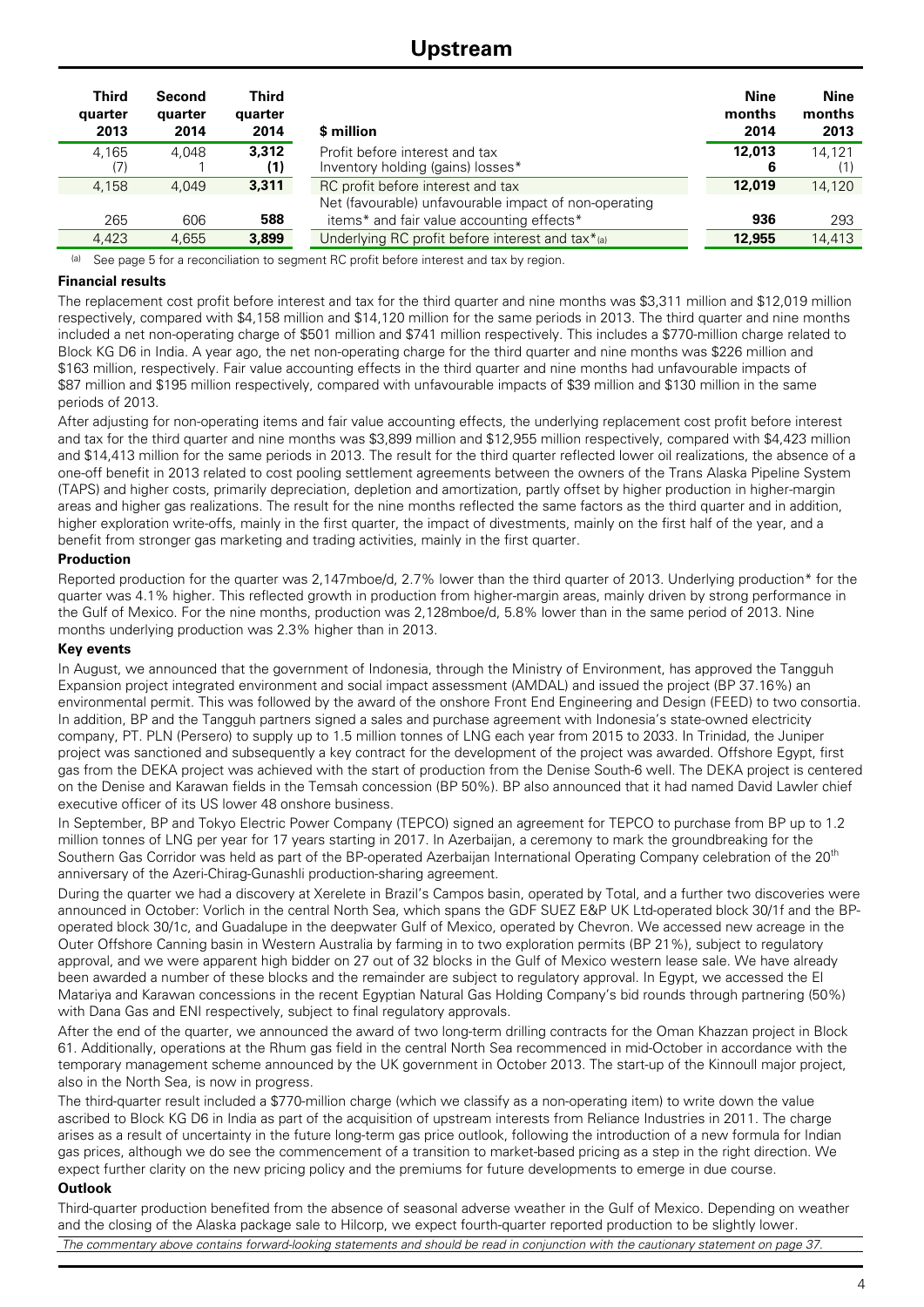# Upstream

| Third quarter 2013 | Second quarter 2014 | Third quarter 2014 | $ million | Nine months 2014 | Nine months 2013 |
|---|---|---|---|---|---|
| 4,165 | 4,048 | **3,312** | Profit before interest and tax | **12,013** | 14,121 |
| (7) | 1 | **(1)** | Inventory holding (gains) losses* | **6** | (1) |
| 4,158 | 4,049 | **3,311** | RC profit before interest and tax | **12,019** | 14,120 |
| 265 | 606 | **588** | Net (favourable) unfavourable impact of non-operating items* and fair value accounting effects* | **936** | 293 |
| 4,423 | 4,655 | **3,899** | Underlying RC profit before interest and tax*[(a)] | **12,955** | 14,413 |

(a) See page 5 for a reconciliation to segment RC profit before interest and tax by region.

**Financial results**

The replacement cost profit before interest and tax for the third quarter and nine months was $3,311 million and $12,019 million respectively, compared with $4,158 million and $14,120 million for the same periods in 2013. The third quarter and nine months included a net non-operating charge of $501 million and $741 million respectively. This includes a $770-million charge related to Block KG D6 in India. A year ago, the net non-operating charge for the third quarter and nine months was $226 million and $163 million, respectively. Fair value accounting effects in the third quarter and nine months had unfavourable impacts of $87 million and $195 million respectively, compared with unfavourable impacts of $39 million and $130 million in the same periods of 2013.

After adjusting for non-operating items and fair value accounting effects, the underlying replacement cost profit before interest and tax for the third quarter and nine months was $3,899 million and $12,955 million respectively, compared with $4,423 million and $14,413 million for the same periods in 2013. The result for the third quarter reflected lower oil realizations, the absence of a one-off benefit in 2013 related to cost pooling settlement agreements between the owners of the Trans Alaska Pipeline System (TAPS) and higher costs, primarily depreciation, depletion and amortization, partly offset by higher production in higher-margin areas and higher gas realizations. The result for the nine months reflected the same factors as the third quarter and in addition, higher exploration write-offs, mainly in the first quarter, the impact of divestments, mainly on the first half of the year, and a benefit from stronger gas marketing and trading activities, mainly in the first quarter.

**Production**

Reported production for the quarter was 2,147mboe/d, 2.7% lower than the third quarter of 2013. Underlying production* for the quarter was 4.1% higher. This reflected growth in production from higher-margin areas, mainly driven by strong performance in the Gulf of Mexico. For the nine months, production was 2,128mboe/d, 5.8% lower than in the same period of 2013. Nine months underlying production was 2.3% higher than in 2013.

**Key events**

In August, we announced that the government of Indonesia, through the Ministry of Environment, has approved the Tangguh Expansion project integrated environment and social impact assessment (AMDAL) and issued the project (BP 37.16%) an environmental permit. This was followed by the award of the onshore Front End Engineering and Design (FEED) to two consortia. In addition, BP and the Tangguh partners signed a sales and purchase agreement with Indonesia's state-owned electricity company, PT. PLN (Persero) to supply up to 1.5 million tonnes of LNG each year from 2015 to 2033. In Trinidad, the Juniper project was sanctioned and subsequently a key contract for the development of the project was awarded. Offshore Egypt, first gas from the DEKA project was achieved with the start of production from the Denise South-6 well. The DEKA project is centered on the Denise and Karawan fields in the Temsah concession (BP 50%). BP also announced that it had named David Lawler chief executive officer of its US lower 48 onshore business.

In September, BP and Tokyo Electric Power Company (TEPCO) signed an agreement for TEPCO to purchase from BP up to 1.2 million tonnes of LNG per year for 17 years starting in 2017. In Azerbaijan, a ceremony to mark the groundbreaking for the Southern Gas Corridor was held as part of the BP-operated Azerbaijan International Operating Company celebration of the 20th anniversary of the Azeri-Chirag-Gunashli production-sharing agreement.

During the quarter we had a discovery at Xerelete in Brazil's Campos basin, operated by Total, and a further two discoveries were announced in October: Vorlich in the central North Sea, which spans the GDF SUEZ E&P UK Ltd-operated block 30/1f and the BP-operated block 30/1c, and Guadalupe in the deepwater Gulf of Mexico, operated by Chevron. We accessed new acreage in the Outer Offshore Canning basin in Western Australia by farming in to two exploration permits (BP 21%), subject to regulatory approval, and we were apparent high bidder on 27 out of 32 blocks in the Gulf of Mexico western lease sale. We have already been awarded a number of these blocks and the remainder are subject to regulatory approval. In Egypt, we accessed the El Matariya and Karawan concessions in the recent Egyptian Natural Gas Holding Company's bid rounds through partnering (50%) with Dana Gas and ENI respectively, subject to final regulatory approvals.

After the end of the quarter, we announced the award of two long-term drilling contracts for the Oman Khazzan project in Block 61. Additionally, operations at the Rhum gas field in the central North Sea recommenced in mid-October in accordance with the temporary management scheme announced by the UK government in October 2013. The start-up of the Kinnoull major project, also in the North Sea, is now in progress.

The third-quarter result included a $770-million charge (which we classify as a non-operating item) to write down the value ascribed to Block KG D6 in India as part of the acquisition of upstream interests from Reliance Industries in 2011. The charge arises as a result of uncertainty in the future long-term gas price outlook, following the introduction of a new formula for Indian gas prices, although we do see the commencement of a transition to market-based pricing as a step in the right direction. We expect further clarity on the new pricing policy and the premiums for future developments to emerge in due course.

**Outlook**

Third-quarter production benefited from the absence of seasonal adverse weather in the Gulf of Mexico. Depending on weather and the closing of the Alaska package sale to Hilcorp, we expect fourth-quarter reported production to be slightly lower.

*The commentary above contains forward-looking statements and should be read in conjunction with the cautionary statement on page 37.*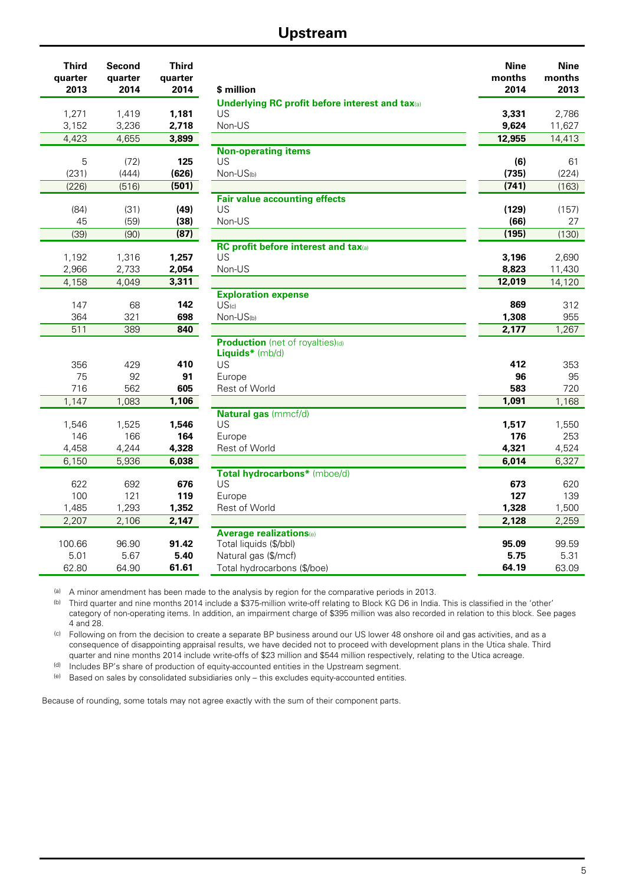# Upstream

| Third quarter 2013 | Second quarter 2014 | Third quarter 2014 | $ million | Nine months 2014 | Nine months 2013 |
|---|---|---|---|---|---|
| | | | **Underlying RC profit before interest and tax**[a] | | |
| 1,271 | 1,419 | **1,181** | US | **3,331** | 2,786 |
| 3,152 | 3,236 | **2,718** | Non-US | **9,624** | 11,627 |
| 4,423 | 4,655 | **3,899** | | **12,955** | 14,413 |
| | | | **Non-operating items** | | |
| 5 | (72) | **125** | US | **(6)** | 61 |
| (231) | (444) | **(626)** | Non-US[b] | **(735)** | (224) |
| (226) | (516) | **(501)** | | **(741)** | (163) |
| | | | **Fair value accounting effects** | | |
| (84) | (31) | **(49)** | US | **(129)** | (157) |
| 45 | (59) | **(38)** | Non-US | **(66)** | 27 |
| (39) | (90) | **(87)** | | **(195)** | (130) |
| | | | **RC profit before interest and tax**[a] | | |
| 1,192 | 1,316 | **1,257** | US | **3,196** | 2,690 |
| 2,966 | 2,733 | **2,054** | Non-US | **8,823** | 11,430 |
| 4,158 | 4,049 | **3,311** | | **12,019** | 14,120 |
| | | | **Exploration expense** | | |
| 147 | 68 | **142** | US[c] | **869** | 312 |
| 364 | 321 | **698** | Non-US[b] | **1,308** | 955 |
| 511 | 389 | **840** | | **2,177** | 1,267 |
| | | | **Production** (net of royalties)[d] | | |
| | | | **Liquids*** (mb/d) | | |
| 356 | 429 | **410** | US | **412** | 353 |
| 75 | 92 | **91** | Europe | **96** | 95 |
| 716 | 562 | **605** | Rest of World | **583** | 720 |
| 1,147 | 1,083 | **1,106** | | **1,091** | 1,168 |
| | | | **Natural gas** (mmcf/d) | | |
| 1,546 | 1,525 | **1,546** | US | **1,517** | 1,550 |
| 146 | 166 | **164** | Europe | **176** | 253 |
| 4,458 | 4,244 | **4,328** | Rest of World | **4,321** | 4,524 |
| 6,150 | 5,936 | **6,038** | | **6,014** | 6,327 |
| | | | **Total hydrocarbons*** (mboe/d) | | |
| 622 | 692 | **676** | US | **673** | 620 |
| 100 | 121 | **119** | Europe | **127** | 139 |
| 1,485 | 1,293 | **1,352** | Rest of World | **1,328** | 1,500 |
| 2,207 | 2,106 | **2,147** | | **2,128** | 2,259 |
| | | | **Average realizations**[e] | | |
| 100.66 | 96.90 | **91.42** | Total liquids ($/bbl) | **95.09** | 99.59 |
| 5.01 | 5.67 | **5.40** | Natural gas ($/mcf) | **5.75** | 5.31 |
| 62.80 | 64.90 | **61.61** | Total hydrocarbons ($/boe) | **64.19** | 63.09 |

[a] A minor amendment has been made to the analysis by region for the comparative periods in 2013.

[b] Third quarter and nine months 2014 include a $375-million write-off relating to Block KG D6 in India. This is classified in the 'other' category of non-operating items. In addition, an impairment charge of $395 million was also recorded in relation to this block. See pages 4 and 28.

[c] Following on from the decision to create a separate BP business around our US lower 48 onshore oil and gas activities, and as a consequence of disappointing appraisal results, we have decided not to proceed with development plans in the Utica shale. Third quarter and nine months 2014 include write-offs of $23 million and $544 million respectively, relating to the Utica acreage.

[d] Includes BP's share of production of equity-accounted entities in the Upstream segment.

[e] Based on sales by consolidated subsidiaries only – this excludes equity-accounted entities.

Because of rounding, some totals may not agree exactly with the sum of their component parts.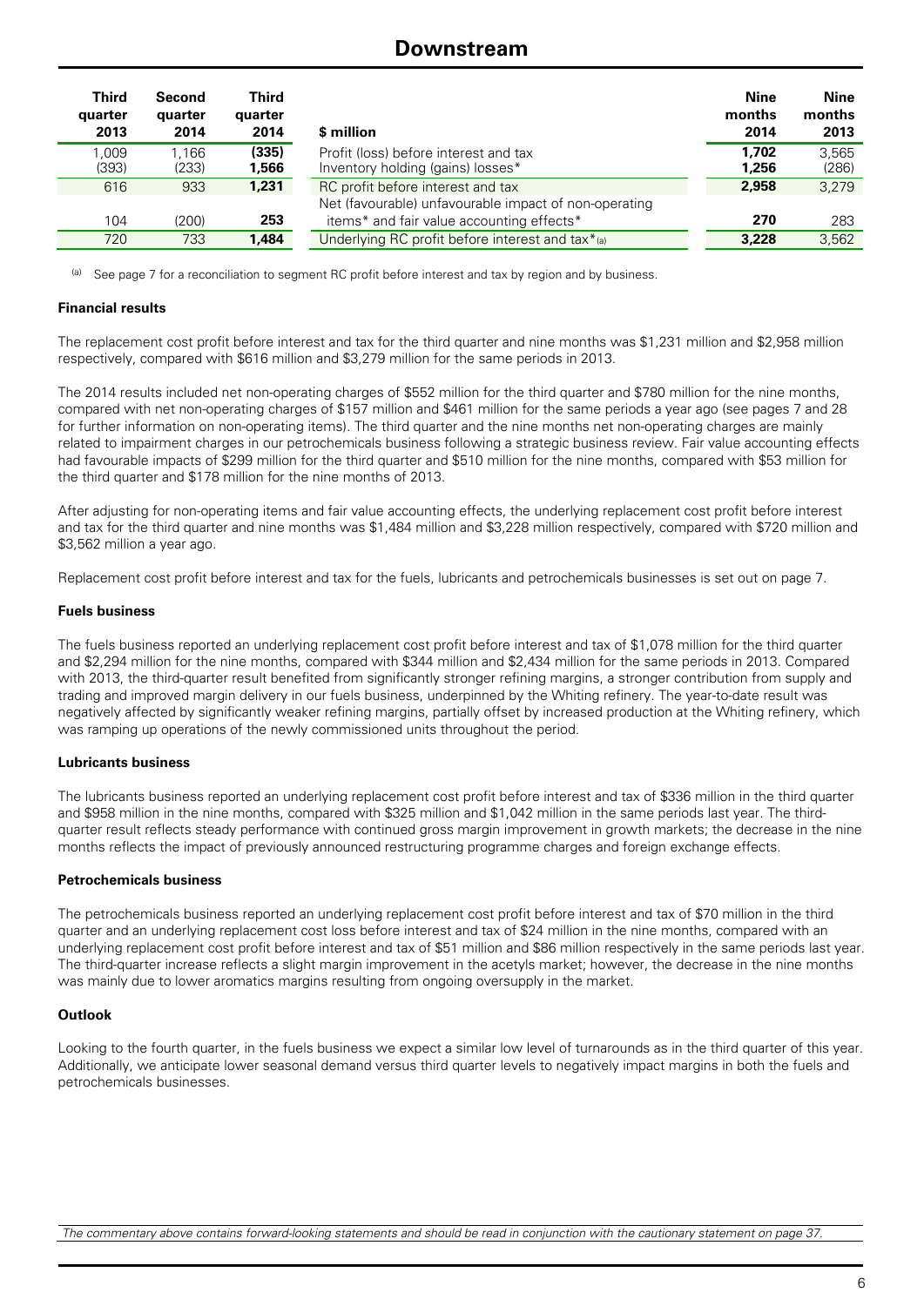# Downstream

| Third quarter 2013 | Second quarter 2014 | Third quarter 2014 | $ million | Nine months 2014 | Nine months 2013 |
|---|---|---|---|---|---|
| 1,009 | 1,166 | **(335)** | Profit (loss) before interest and tax | **1,702** | 3,565 |
| (393) | (233) | **1,566** | Inventory holding (gains) losses* | **1,256** | (286) |
| 616 | 933 | **1,231** | RC profit before interest and tax | **2,958** | 3,279 |
| 104 | (200) | **253** | Net (favourable) unfavourable impact of non-operating items* and fair value accounting effects* | **270** | 283 |
| 720 | 733 | **1,484** | Underlying RC profit before interest and tax*[(a)] | **3,228** | 3,562 |

(a) See page 7 for a reconciliation to segment RC profit before interest and tax by region and by business.

**Financial results**

The replacement cost profit before interest and tax for the third quarter and nine months was $1,231 million and $2,958 million respectively, compared with $616 million and $3,279 million for the same periods in 2013.

The 2014 results included net non-operating charges of $552 million for the third quarter and $780 million for the nine months, compared with net non-operating charges of $157 million and $461 million for the same periods a year ago (see pages 7 and 28 for further information on non-operating items). The third quarter and the nine months net non-operating charges are mainly related to impairment charges in our petrochemicals business following a strategic business review. Fair value accounting effects had favourable impacts of $299 million for the third quarter and $510 million for the nine months, compared with $53 million for the third quarter and $178 million for the nine months of 2013.

After adjusting for non-operating items and fair value accounting effects, the underlying replacement cost profit before interest and tax for the third quarter and nine months was $1,484 million and $3,228 million respectively, compared with $720 million and $3,562 million a year ago.

Replacement cost profit before interest and tax for the fuels, lubricants and petrochemicals businesses is set out on page 7.

**Fuels business**

The fuels business reported an underlying replacement cost profit before interest and tax of $1,078 million for the third quarter and $2,294 million for the nine months, compared with $344 million and $2,434 million for the same periods in 2013. Compared with 2013, the third-quarter result benefited from significantly stronger refining margins, a stronger contribution from supply and trading and improved margin delivery in our fuels business, underpinned by the Whiting refinery. The year-to-date result was negatively affected by significantly weaker refining margins, partially offset by increased production at the Whiting refinery, which was ramping up operations of the newly commissioned units throughout the period.

**Lubricants business**

The lubricants business reported an underlying replacement cost profit before interest and tax of $336 million in the third quarter and $958 million in the nine months, compared with $325 million and $1,042 million in the same periods last year. The third-quarter result reflects steady performance with continued gross margin improvement in growth markets; the decrease in the nine months reflects the impact of previously announced restructuring programme charges and foreign exchange effects.

**Petrochemicals business**

The petrochemicals business reported an underlying replacement cost profit before interest and tax of $70 million in the third quarter and an underlying replacement cost loss before interest and tax of $24 million in the nine months, compared with an underlying replacement cost profit before interest and tax of $51 million and $86 million respectively in the same periods last year. The third-quarter increase reflects a slight margin improvement in the acetyls market; however, the decrease in the nine months was mainly due to lower aromatics margins resulting from ongoing oversupply in the market.

**Outlook**

Looking to the fourth quarter, in the fuels business we expect a similar low level of turnarounds as in the third quarter of this year. Additionally, we anticipate lower seasonal demand versus third quarter levels to negatively impact margins in both the fuels and petrochemicals businesses.

*The commentary above contains forward-looking statements and should be read in conjunction with the cautionary statement on page 37.*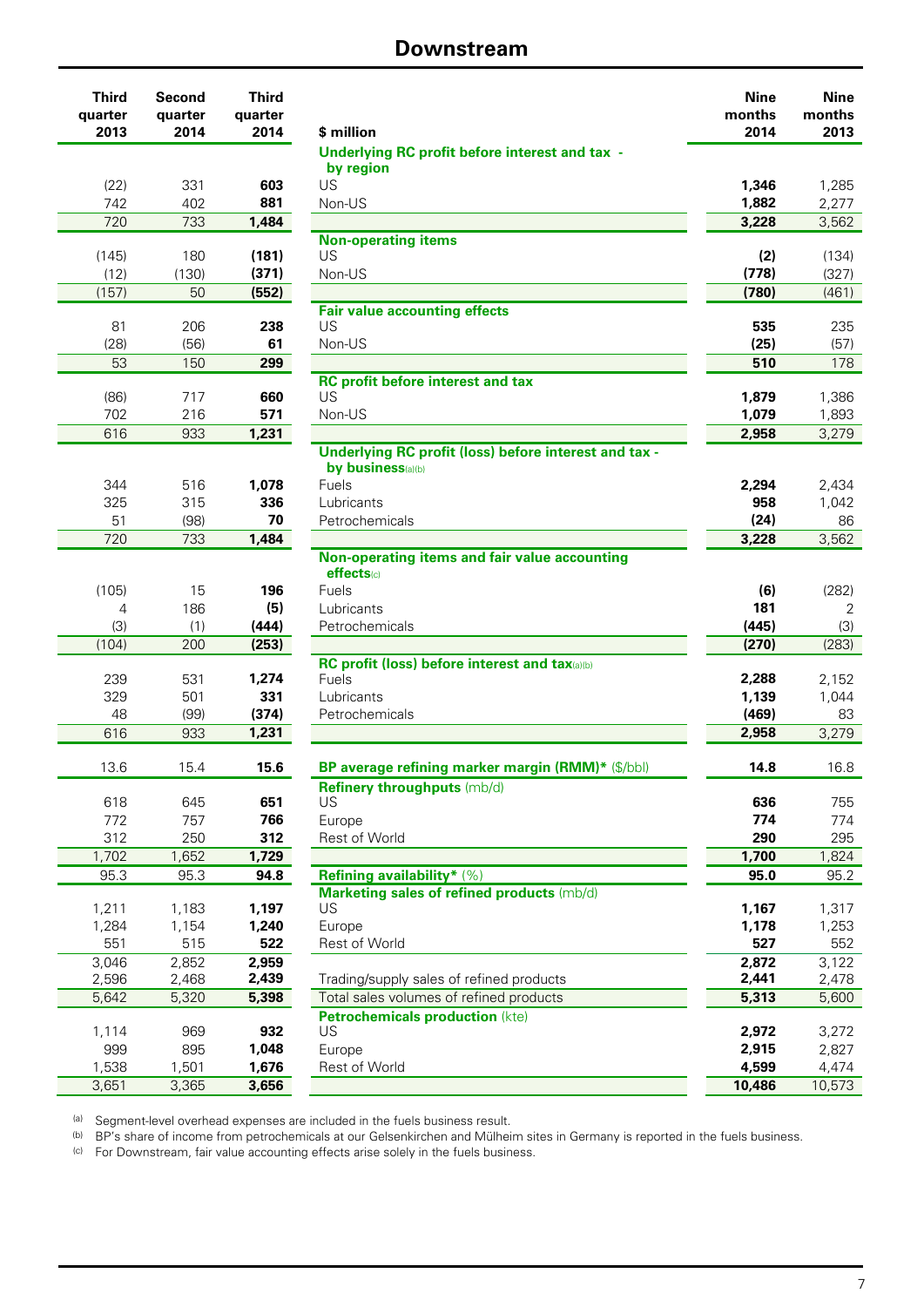## Downstream

| Third quarter 2013 | Second quarter 2014 | Third quarter 2014 | $ million | Nine months 2014 | Nine months 2013 |
|---|---|---|---|---|---|
| | | | **Underlying RC profit before interest and tax - by region** | | |
| (22) | 331 | **603** | US | **1,346** | 1,285 |
| 742 | 402 | **881** | Non-US | **1,882** | 2,277 |
| 720 | 733 | **1,484** | | **3,228** | 3,562 |
| | | | **Non-operating items** | | |
| (145) | 180 | **(181)** | US | **(2)** | (134) |
| (12) | (130) | **(371)** | Non-US | **(778)** | (327) |
| (157) | 50 | **(552)** | | **(780)** | (461) |
| | | | **Fair value accounting effects** | | |
| 81 | 206 | **238** | US | **535** | 235 |
| (28) | (56) | **61** | Non-US | **(25)** | (57) |
| 53 | 150 | **299** | | **510** | 178 |
| | | | **RC profit before interest and tax** | | |
| (86) | 717 | **660** | US | **1,879** | 1,386 |
| 702 | 216 | **571** | Non-US | **1,079** | 1,893 |
| 616 | 933 | **1,231** | | **2,958** | 3,279 |
| | | | **Underlying RC profit (loss) before interest and tax - by business**(a)(b) | | |
| 344 | 516 | **1,078** | Fuels | **2,294** | 2,434 |
| 325 | 315 | **336** | Lubricants | **958** | 1,042 |
| 51 | (98) | **70** | Petrochemicals | **(24)** | 86 |
| 720 | 733 | **1,484** | | **3,228** | 3,562 |
| | | | **Non-operating items and fair value accounting effects**(c) | | |
| (105) | 15 | **196** | Fuels | **(6)** | (282) |
| 4 | 186 | **(5)** | Lubricants | **181** | 2 |
| (3) | (1) | **(444)** | Petrochemicals | **(445)** | (3) |
| (104) | 200 | **(253)** | | **(270)** | (283) |
| | | | **RC profit (loss) before interest and tax**(a)(b) | | |
| 239 | 531 | **1,274** | Fuels | **2,288** | 2,152 |
| 329 | 501 | **331** | Lubricants | **1,139** | 1,044 |
| 48 | (99) | **(374)** | Petrochemicals | **(469)** | 83 |
| 616 | 933 | **1,231** | | **2,958** | 3,279 |
| 13.6 | 15.4 | **15.6** | **BP average refining marker margin (RMM)*** ($/bbl) | **14.8** | 16.8 |
| | | | **Refinery throughputs** (mb/d) | | |
| 618 | 645 | **651** | US | **636** | 755 |
| 772 | 757 | **766** | Europe | **774** | 774 |
| 312 | 250 | **312** | Rest of World | **290** | 295 |
| 1,702 | 1,652 | **1,729** | | **1,700** | 1,824 |
| 95.3 | 95.3 | **94.8** | **Refining availability*** (%) | **95.0** | 95.2 |
| | | | **Marketing sales of refined products** (mb/d) | | |
| 1,211 | 1,183 | **1,197** | US | **1,167** | 1,317 |
| 1,284 | 1,154 | **1,240** | Europe | **1,178** | 1,253 |
| 551 | 515 | **522** | Rest of World | **527** | 552 |
| 3,046 | 2,852 | **2,959** | | **2,872** | 3,122 |
| 2,596 | 2,468 | **2,439** | Trading/supply sales of refined products | **2,441** | 2,478 |
| 5,642 | 5,320 | **5,398** | Total sales volumes of refined products | **5,313** | 5,600 |
| | | | **Petrochemicals production** (kte) | | |
| 1,114 | 969 | **932** | US | **2,972** | 3,272 |
| 999 | 895 | **1,048** | Europe | **2,915** | 2,827 |
| 1,538 | 1,501 | **1,676** | Rest of World | **4,599** | 4,474 |
| 3,651 | 3,365 | **3,656** | | **10,486** | 10,573 |

(a) Segment-level overhead expenses are included in the fuels business result.
(b) BP's share of income from petrochemicals at our Gelsenkirchen and Mülheim sites in Germany is reported in the fuels business.
(c) For Downstream, fair value accounting effects arise solely in the fuels business.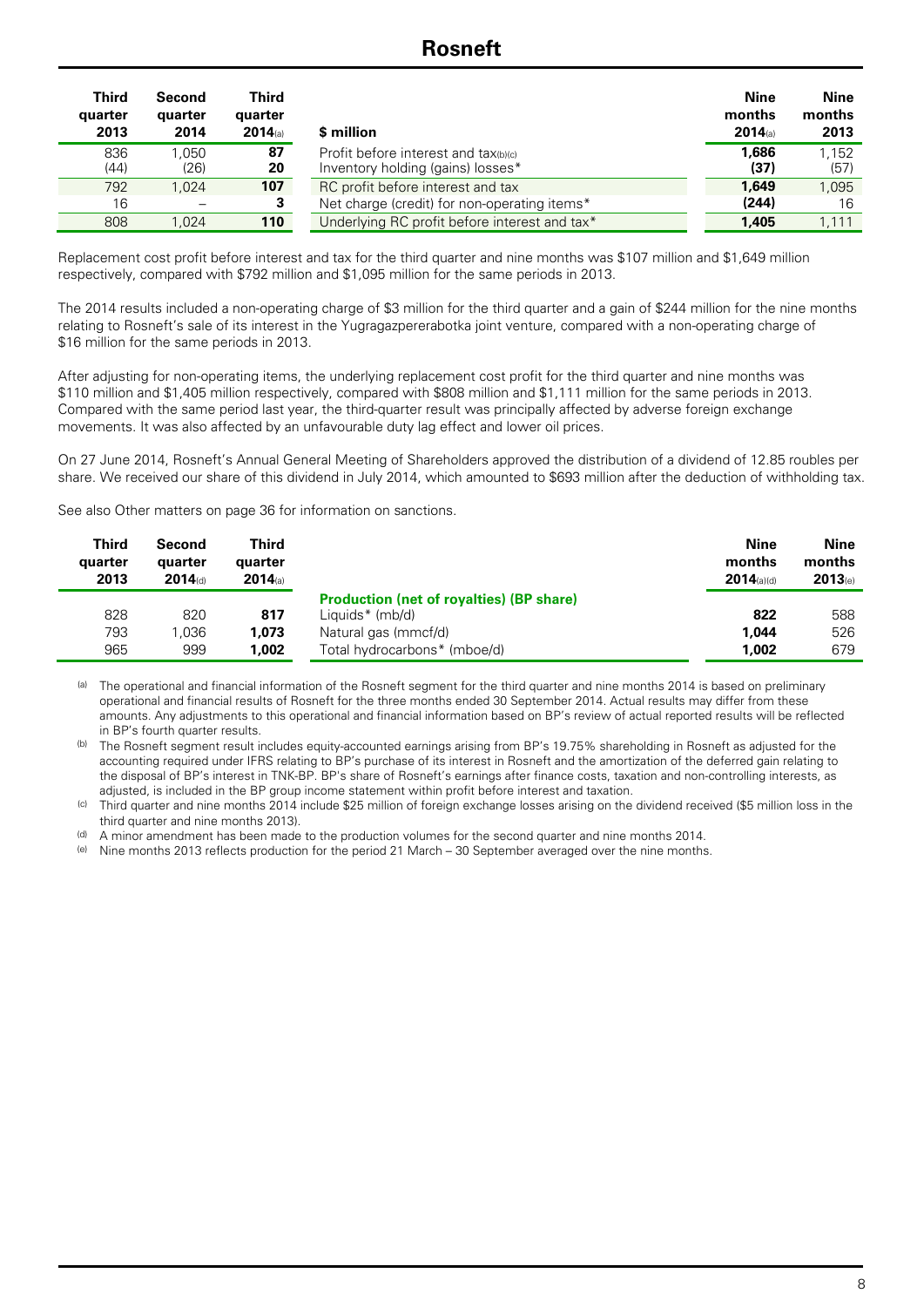# Rosneft

| Third quarter 2013 | Second quarter 2014 | Third quarter 2014[(a)] | $ million | Nine months 2014[(a)] | Nine months 2013 |
|---|---|---|---|---|---|
| 836 | 1,050 | **87** | Profit before interest and tax[(b)(c)] | **1,686** | 1,152 |
| (44) | (26) | **20** | Inventory holding (gains) losses* | **(37)** | (57) |
| 792 | 1,024 | **107** | RC profit before interest and tax | **1,649** | 1,095 |
| 16 | – | **3** | Net charge (credit) for non-operating items* | **(244)** | 16 |
| 808 | 1,024 | **110** | Underlying RC profit before interest and tax* | **1,405** | 1,111 |

Replacement cost profit before interest and tax for the third quarter and nine months was $107 million and $1,649 million respectively, compared with $792 million and $1,095 million for the same periods in 2013.

The 2014 results included a non-operating charge of $3 million for the third quarter and a gain of $244 million for the nine months relating to Rosneft's sale of its interest in the Yugragazpererabotka joint venture, compared with a non-operating charge of $16 million for the same periods in 2013.

After adjusting for non-operating items, the underlying replacement cost profit for the third quarter and nine months was $110 million and $1,405 million respectively, compared with $808 million and $1,111 million for the same periods in 2013. Compared with the same period last year, the third-quarter result was principally affected by adverse foreign exchange movements. It was also affected by an unfavourable duty lag effect and lower oil prices.

On 27 June 2014, Rosneft's Annual General Meeting of Shareholders approved the distribution of a dividend of 12.85 roubles per share. We received our share of this dividend in July 2014, which amounted to $693 million after the deduction of withholding tax.

See also Other matters on page 36 for information on sanctions.

| Third quarter 2013 | Second quarter 2014[(d)] | Third quarter 2014[(a)] | | Nine months 2014[(a)(d)] | Nine months 2013[(e)] |
|---|---|---|---|---|---|
| | | | **Production (net of royalties) (BP share)** | | |
| 828 | 820 | **817** | Liquids* (mb/d) | **822** | 588 |
| 793 | 1,036 | **1,073** | Natural gas (mmcf/d) | **1,044** | 526 |
| 965 | 999 | **1,002** | Total hydrocarbons* (mboe/d) | **1,002** | 679 |

(a) The operational and financial information of the Rosneft segment for the third quarter and nine months 2014 is based on preliminary operational and financial results of Rosneft for the three months ended 30 September 2014. Actual results may differ from these amounts. Any adjustments to this operational and financial information based on BP's review of actual reported results will be reflected in BP's fourth quarter results.

(b) The Rosneft segment result includes equity-accounted earnings arising from BP's 19.75% shareholding in Rosneft as adjusted for the accounting required under IFRS relating to BP's purchase of its interest in Rosneft and the amortization of the deferred gain relating to the disposal of BP's interest in TNK-BP. BP's share of Rosneft's earnings after finance costs, taxation and non-controlling interests, as adjusted, is included in the BP group income statement within profit before interest and taxation.

(c) Third quarter and nine months 2014 include $25 million of foreign exchange losses arising on the dividend received ($5 million loss in the third quarter and nine months 2013).

(d) A minor amendment has been made to the production volumes for the second quarter and nine months 2014.

(e) Nine months 2013 reflects production for the period 21 March – 30 September averaged over the nine months.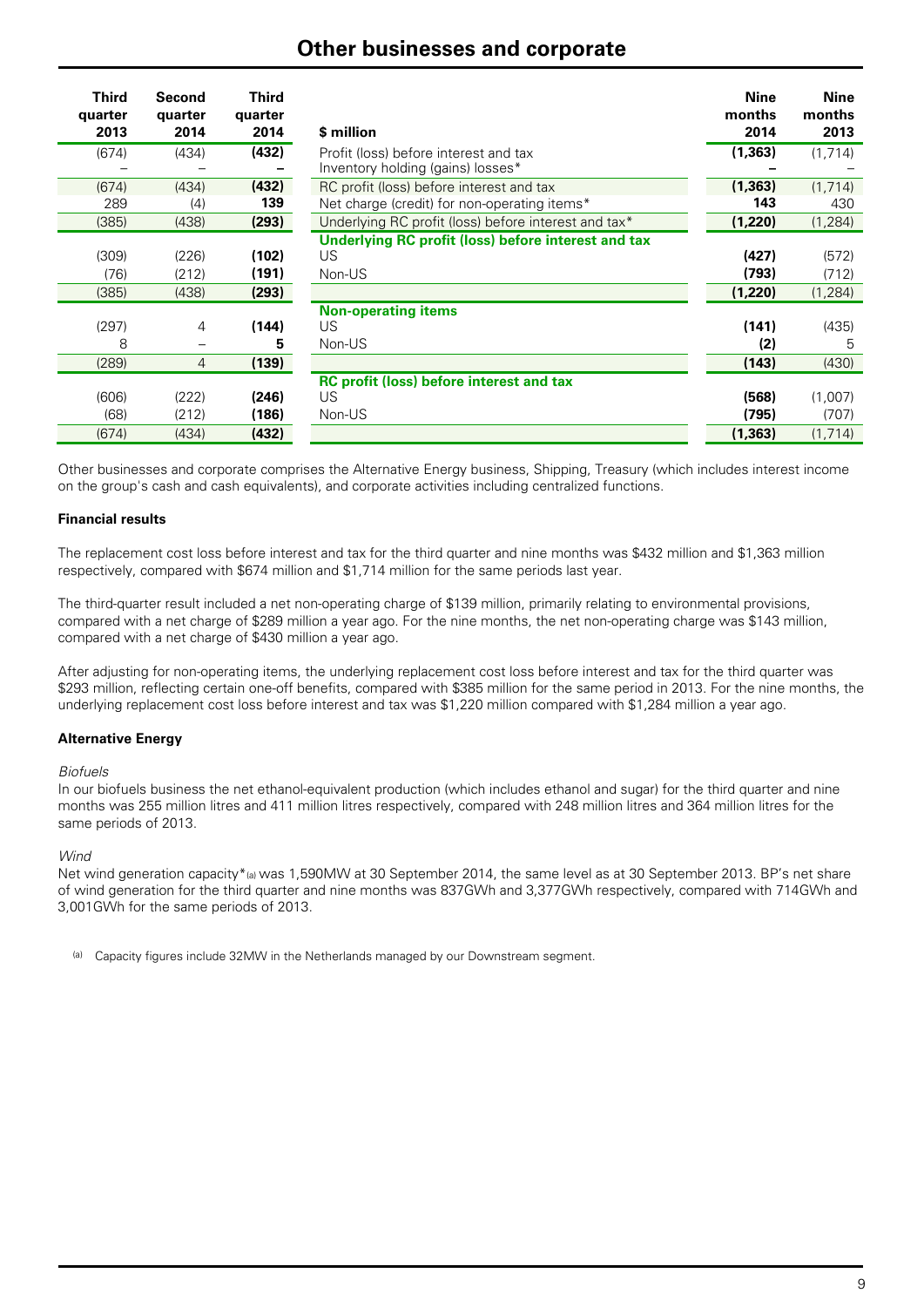# Other businesses and corporate

| Third quarter 2013 | Second quarter 2014 | Third quarter 2014 | $ million | Nine months 2014 | Nine months 2013 |
|---|---|---|---|---|---|
| (674) | (434) | **(432)** | Profit (loss) before interest and tax | **(1,363)** | (1,714) |
| – | – | **–** | Inventory holding (gains) losses* | **–** | – |
| (674) | (434) | **(432)** | RC profit (loss) before interest and tax | **(1,363)** | (1,714) |
| 289 | (4) | **139** | Net charge (credit) for non-operating items* | **143** | 430 |
| (385) | (438) | **(293)** | Underlying RC profit (loss) before interest and tax* | **(1,220)** | (1,284) |
| | | | **Underlying RC profit (loss) before interest and tax** | | |
| (309) | (226) | **(102)** | US | **(427)** | (572) |
| (76) | (212) | **(191)** | Non-US | **(793)** | (712) |
| (385) | (438) | **(293)** | | **(1,220)** | (1,284) |
| | | | **Non-operating items** | | |
| (297) | 4 | **(144)** | US | **(141)** | (435) |
| 8 | – | **5** | Non-US | **(2)** | 5 |
| (289) | 4 | **(139)** | | **(143)** | (430) |
| | | | **RC profit (loss) before interest and tax** | | |
| (606) | (222) | **(246)** | US | **(568)** | (1,007) |
| (68) | (212) | **(186)** | Non-US | **(795)** | (707) |
| (674) | (434) | **(432)** | | **(1,363)** | (1,714) |

Other businesses and corporate comprises the Alternative Energy business, Shipping, Treasury (which includes interest income on the group's cash and cash equivalents), and corporate activities including centralized functions.

**Financial results**

The replacement cost loss before interest and tax for the third quarter and nine months was $432 million and $1,363 million respectively, compared with $674 million and $1,714 million for the same periods last year.

The third-quarter result included a net non-operating charge of $139 million, primarily relating to environmental provisions, compared with a net charge of $289 million a year ago. For the nine months, the net non-operating charge was $143 million, compared with a net charge of $430 million a year ago.

After adjusting for non-operating items, the underlying replacement cost loss before interest and tax for the third quarter was $293 million, reflecting certain one-off benefits, compared with $385 million for the same period in 2013. For the nine months, the underlying replacement cost loss before interest and tax was $1,220 million compared with $1,284 million a year ago.

**Alternative Energy**

*Biofuels*

In our biofuels business the net ethanol-equivalent production (which includes ethanol and sugar) for the third quarter and nine months was 255 million litres and 411 million litres respectively, compared with 248 million litres and 364 million litres for the same periods of 2013.

*Wind*

Net wind generation capacity*[a] was 1,590MW at 30 September 2014, the same level as at 30 September 2013. BP's net share of wind generation for the third quarter and nine months was 837GWh and 3,377GWh respectively, compared with 714GWh and 3,001GWh for the same periods of 2013.

[a] Capacity figures include 32MW in the Netherlands managed by our Downstream segment.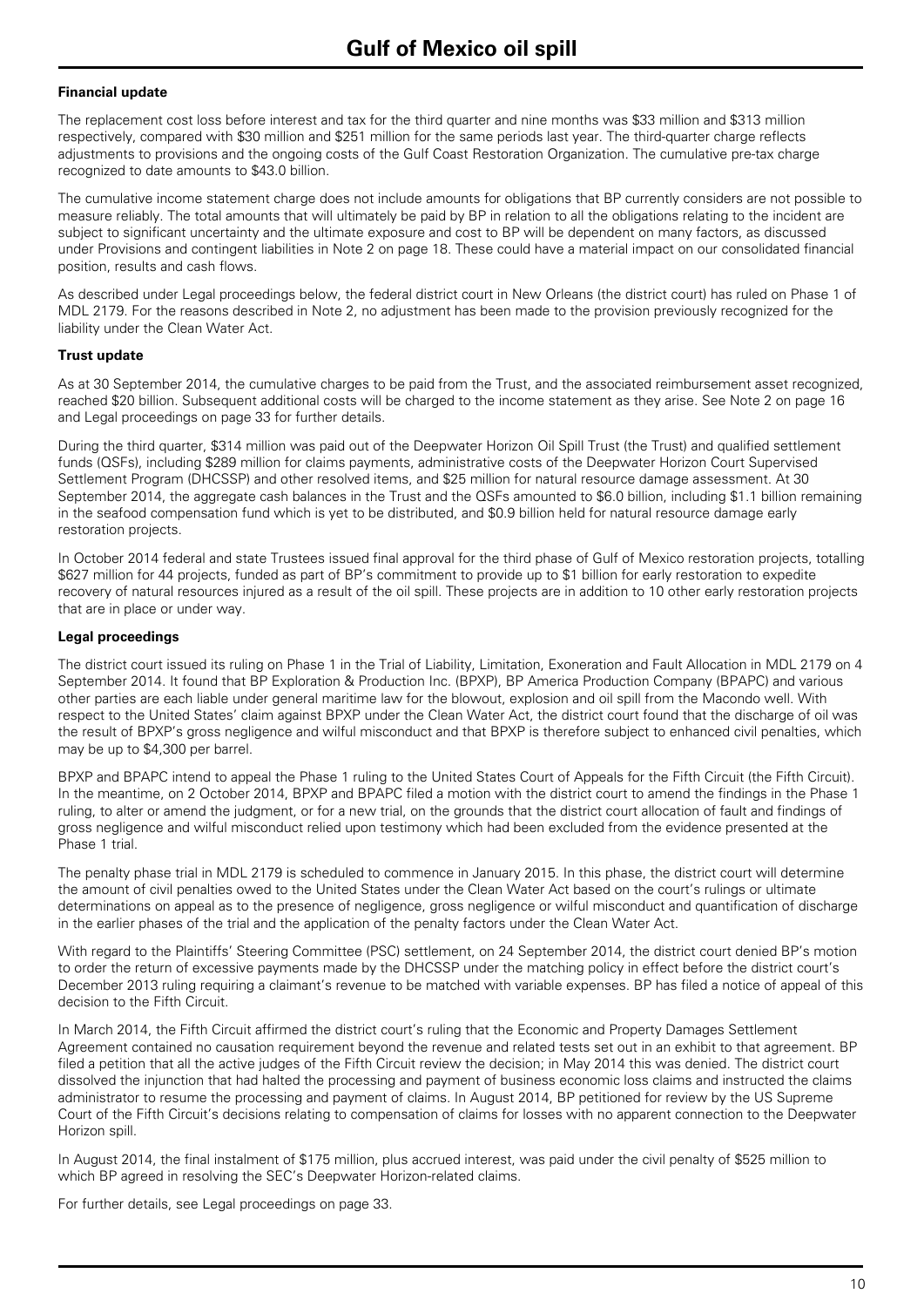# Gulf of Mexico oil spill

**Financial update**

The replacement cost loss before interest and tax for the third quarter and nine months was $33 million and $313 million respectively, compared with $30 million and $251 million for the same periods last year. The third-quarter charge reflects adjustments to provisions and the ongoing costs of the Gulf Coast Restoration Organization. The cumulative pre-tax charge recognized to date amounts to $43.0 billion.

The cumulative income statement charge does not include amounts for obligations that BP currently considers are not possible to measure reliably. The total amounts that will ultimately be paid by BP in relation to all the obligations relating to the incident are subject to significant uncertainty and the ultimate exposure and cost to BP will be dependent on many factors, as discussed under Provisions and contingent liabilities in Note 2 on page 18. These could have a material impact on our consolidated financial position, results and cash flows.

As described under Legal proceedings below, the federal district court in New Orleans (the district court) has ruled on Phase 1 of MDL 2179. For the reasons described in Note 2, no adjustment has been made to the provision previously recognized for the liability under the Clean Water Act.

**Trust update**

As at 30 September 2014, the cumulative charges to be paid from the Trust, and the associated reimbursement asset recognized, reached $20 billion. Subsequent additional costs will be charged to the income statement as they arise. See Note 2 on page 16 and Legal proceedings on page 33 for further details.

During the third quarter, $314 million was paid out of the Deepwater Horizon Oil Spill Trust (the Trust) and qualified settlement funds (QSFs), including $289 million for claims payments, administrative costs of the Deepwater Horizon Court Supervised Settlement Program (DHCSSP) and other resolved items, and $25 million for natural resource damage assessment. At 30 September 2014, the aggregate cash balances in the Trust and the QSFs amounted to $6.0 billion, including $1.1 billion remaining in the seafood compensation fund which is yet to be distributed, and $0.9 billion held for natural resource damage early restoration projects.

In October 2014 federal and state Trustees issued final approval for the third phase of Gulf of Mexico restoration projects, totalling $627 million for 44 projects, funded as part of BP's commitment to provide up to $1 billion for early restoration to expedite recovery of natural resources injured as a result of the oil spill. These projects are in addition to 10 other early restoration projects that are in place or under way.

**Legal proceedings**

The district court issued its ruling on Phase 1 in the Trial of Liability, Limitation, Exoneration and Fault Allocation in MDL 2179 on 4 September 2014. It found that BP Exploration & Production Inc. (BPXP), BP America Production Company (BPAPC) and various other parties are each liable under general maritime law for the blowout, explosion and oil spill from the Macondo well. With respect to the United States' claim against BPXP under the Clean Water Act, the district court found that the discharge of oil was the result of BPXP's gross negligence and wilful misconduct and that BPXP is therefore subject to enhanced civil penalties, which may be up to $4,300 per barrel.

BPXP and BPAPC intend to appeal the Phase 1 ruling to the United States Court of Appeals for the Fifth Circuit (the Fifth Circuit). In the meantime, on 2 October 2014, BPXP and BPAPC filed a motion with the district court to amend the findings in the Phase 1 ruling, to alter or amend the judgment, or for a new trial, on the grounds that the district court allocation of fault and findings of gross negligence and wilful misconduct relied upon testimony which had been excluded from the evidence presented at the Phase 1 trial.

The penalty phase trial in MDL 2179 is scheduled to commence in January 2015. In this phase, the district court will determine the amount of civil penalties owed to the United States under the Clean Water Act based on the court's rulings or ultimate determinations on appeal as to the presence of negligence, gross negligence or wilful misconduct and quantification of discharge in the earlier phases of the trial and the application of the penalty factors under the Clean Water Act.

With regard to the Plaintiffs' Steering Committee (PSC) settlement, on 24 September 2014, the district court denied BP's motion to order the return of excessive payments made by the DHCSSP under the matching policy in effect before the district court's December 2013 ruling requiring a claimant's revenue to be matched with variable expenses. BP has filed a notice of appeal of this decision to the Fifth Circuit.

In March 2014, the Fifth Circuit affirmed the district court's ruling that the Economic and Property Damages Settlement Agreement contained no causation requirement beyond the revenue and related tests set out in an exhibit to that agreement. BP filed a petition that all the active judges of the Fifth Circuit review the decision; in May 2014 this was denied. The district court dissolved the injunction that had halted the processing and payment of business economic loss claims and instructed the claims administrator to resume the processing and payment of claims. In August 2014, BP petitioned for review by the US Supreme Court of the Fifth Circuit's decisions relating to compensation of claims for losses with no apparent connection to the Deepwater Horizon spill.

In August 2014, the final instalment of $175 million, plus accrued interest, was paid under the civil penalty of $525 million to which BP agreed in resolving the SEC's Deepwater Horizon-related claims.

For further details, see Legal proceedings on page 33.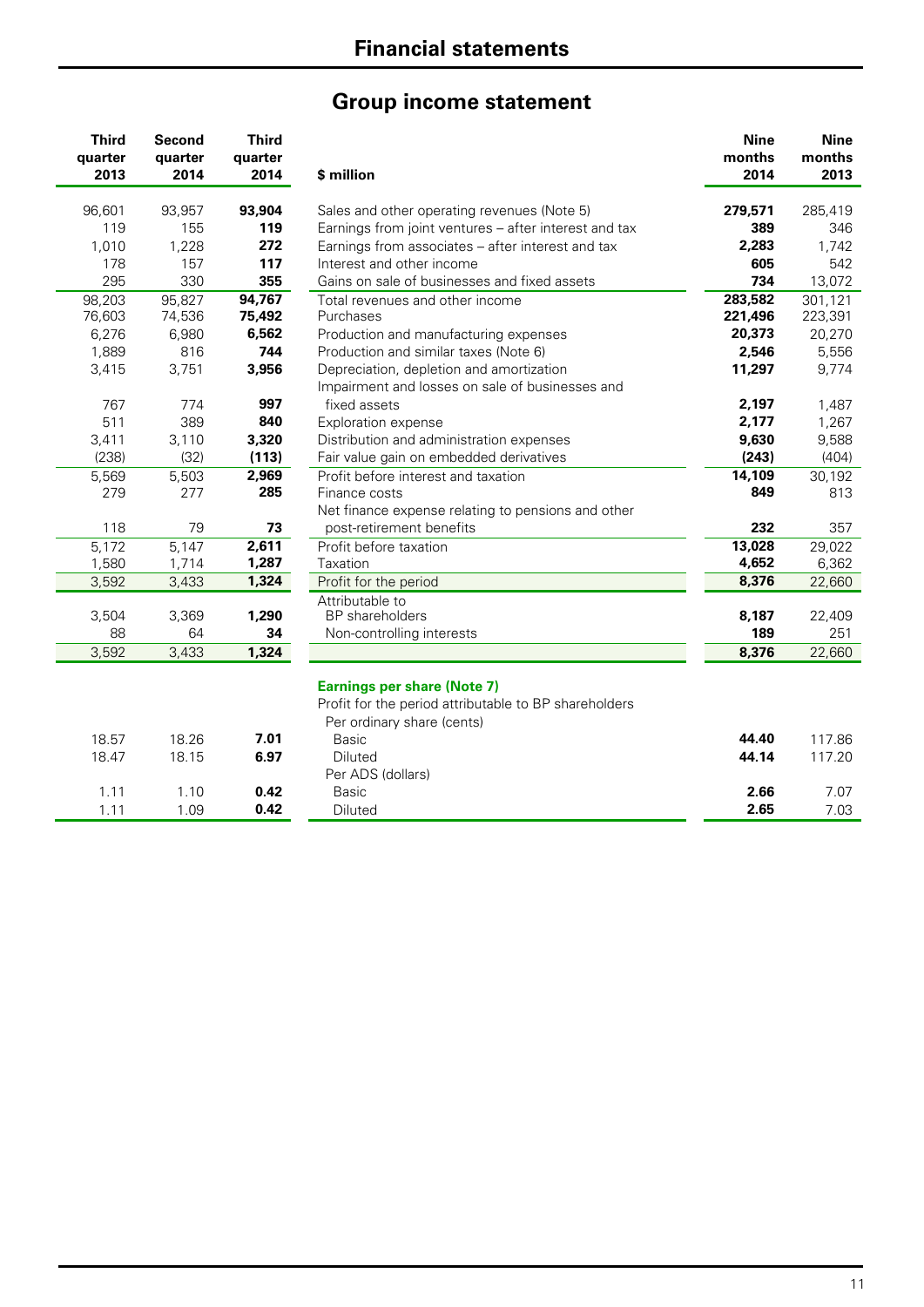# Financial statements

## Group income statement

| Third quarter 2013 | Second quarter 2014 | Third quarter 2014 | $ million | Nine months 2014 | Nine months 2013 |
|---|---|---|---|---|---|
| 96,601 | 93,957 | **93,904** | Sales and other operating revenues (Note 5) | **279,571** | 285,419 |
| 119 | 155 | **119** | Earnings from joint ventures – after interest and tax | **389** | 346 |
| 1,010 | 1,228 | **272** | Earnings from associates – after interest and tax | **2,283** | 1,742 |
| 178 | 157 | **117** | Interest and other income | **605** | 542 |
| 295 | 330 | **355** | Gains on sale of businesses and fixed assets | **734** | 13,072 |
| 98,203 | 95,827 | **94,767** | Total revenues and other income | **283,582** | 301,121 |
| 76,603 | 74,536 | **75,492** | Purchases | **221,496** | 223,391 |
| 6,276 | 6,980 | **6,562** | Production and manufacturing expenses | **20,373** | 20,270 |
| 1,889 | 816 | **744** | Production and similar taxes (Note 6) | **2,546** | 5,556 |
| 3,415 | 3,751 | **3,956** | Depreciation, depletion and amortization | **11,297** | 9,774 |
| 767 | 774 | **997** | Impairment and losses on sale of businesses and fixed assets | **2,197** | 1,487 |
| 511 | 389 | **840** | Exploration expense | **2,177** | 1,267 |
| 3,411 | 3,110 | **3,320** | Distribution and administration expenses | **9,630** | 9,588 |
| (238) | (32) | **(113)** | Fair value gain on embedded derivatives | **(243)** | (404) |
| 5,569 | 5,503 | **2,969** | Profit before interest and taxation | **14,109** | 30,192 |
| 279 | 277 | **285** | Finance costs | **849** | 813 |
| 118 | 79 | **73** | Net finance expense relating to pensions and other post-retirement benefits | **232** | 357 |
| 5,172 | 5,147 | **2,611** | Profit before taxation | **13,028** | 29,022 |
| 1,580 | 1,714 | **1,287** | Taxation | **4,652** | 6,362 |
| 3,592 | 3,433 | **1,324** | Profit for the period | **8,376** | 22,660 |
| | | | Attributable to | | |
| 3,504 | 3,369 | **1,290** | BP shareholders | **8,187** | 22,409 |
| 88 | 64 | **34** | Non-controlling interests | **189** | 251 |
| 3,592 | 3,433 | **1,324** | | **8,376** | 22,660 |
| | | | **Earnings per share (Note 7)** | | |
| | | | Profit for the period attributable to BP shareholders | | |
| | | | Per ordinary share (cents) | | |
| 18.57 | 18.26 | **7.01** | Basic | **44.40** | 117.86 |
| 18.47 | 18.15 | **6.97** | Diluted | **44.14** | 117.20 |
| | | | Per ADS (dollars) | | |
| 1.11 | 1.10 | **0.42** | Basic | **2.66** | 7.07 |
| 1.11 | 1.09 | **0.42** | Diluted | **2.65** | 7.03 |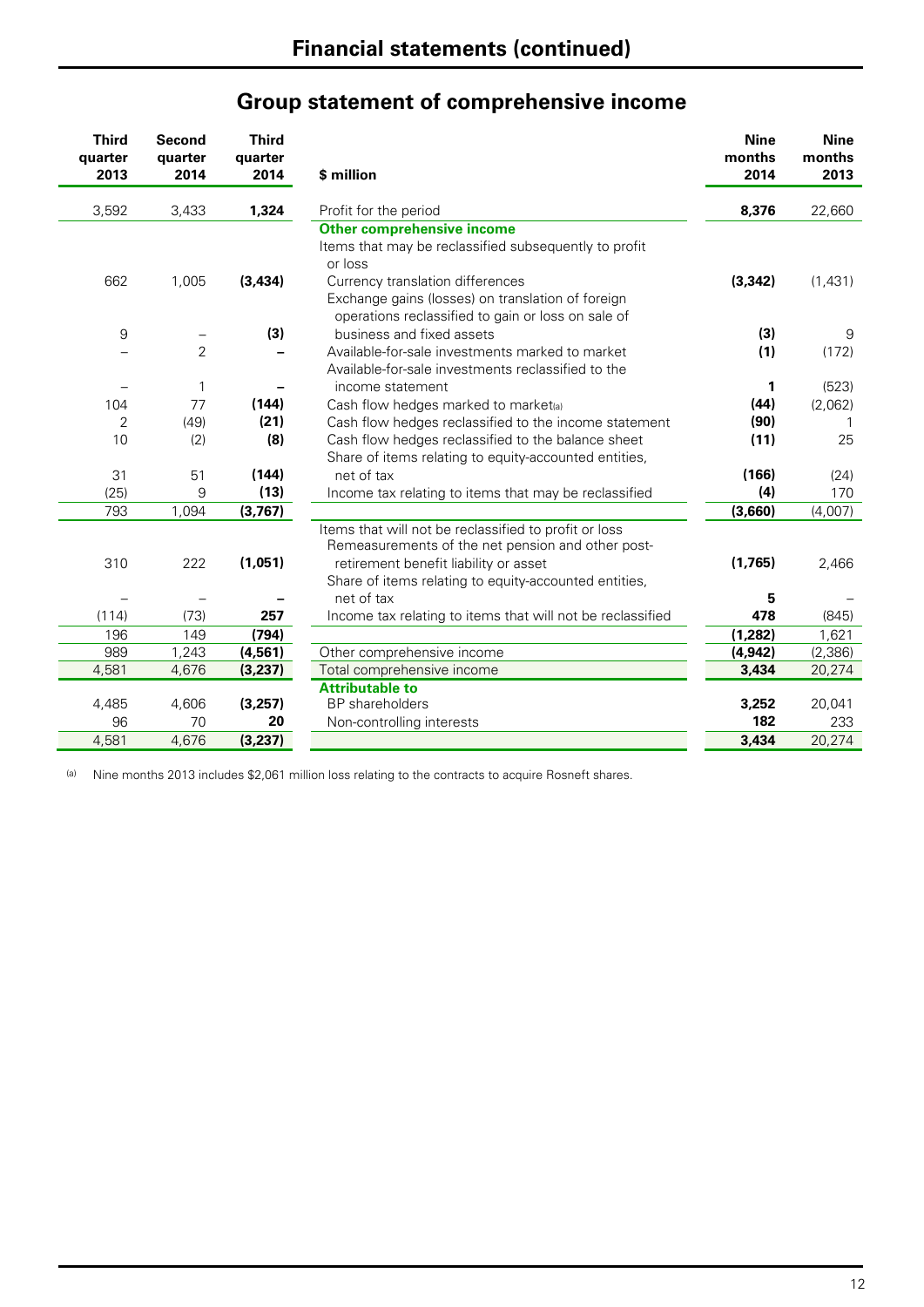# Financial statements (continued)

## Group statement of comprehensive income

| Third quarter 2013 | Second quarter 2014 | Third quarter 2014 | $ million | Nine months 2014 | Nine months 2013 |
|---|---|---|---|---|---|
| 3,592 | 3,433 | **1,324** | Profit for the period | **8,376** | 22,660 |
| | | | **Other comprehensive income** | | |
| | | | Items that may be reclassified subsequently to profit or loss | | |
| 662 | 1,005 | **(3,434)** | Currency translation differences | **(3,342)** | (1,431) |
| 9 | – | **(3)** | Exchange gains (losses) on translation of foreign operations reclassified to gain or loss on sale of business and fixed assets | **(3)** | 9 |
| – | 2 | **–** | Available-for-sale investments marked to market | **(1)** | (172) |
| – | 1 | **–** | Available-for-sale investments reclassified to the income statement | **1** | (523) |
| 104 | 77 | **(144)** | Cash flow hedges marked to market[a] | **(44)** | (2,062) |
| 2 | (49) | **(21)** | Cash flow hedges reclassified to the income statement | **(90)** | 1 |
| 10 | (2) | **(8)** | Cash flow hedges reclassified to the balance sheet | **(11)** | 25 |
| 31 | 51 | **(144)** | Share of items relating to equity-accounted entities, net of tax | **(166)** | (24) |
| (25) | 9 | **(13)** | Income tax relating to items that may be reclassified | **(4)** | 170 |
| 793 | 1,094 | **(3,767)** | | **(3,660)** | (4,007) |
| | | | Items that will not be reclassified to profit or loss | | |
| 310 | 222 | **(1,051)** | Remeasurements of the net pension and other post-retirement benefit liability or asset | **(1,765)** | 2,466 |
| – | – | **–** | Share of items relating to equity-accounted entities, net of tax | **5** | – |
| (114) | (73) | **257** | Income tax relating to items that will not be reclassified | **478** | (845) |
| 196 | 149 | **(794)** | | **(1,282)** | 1,621 |
| 989 | 1,243 | **(4,561)** | Other comprehensive income | **(4,942)** | (2,386) |
| 4,581 | 4,676 | **(3,237)** | Total comprehensive income | **3,434** | 20,274 |
| | | | **Attributable to** | | |
| 4,485 | 4,606 | **(3,257)** | BP shareholders | **3,252** | 20,041 |
| 96 | 70 | **20** | Non-controlling interests | **182** | 233 |
| 4,581 | 4,676 | **(3,237)** | | **3,434** | 20,274 |

[a] Nine months 2013 includes $2,061 million loss relating to the contracts to acquire Rosneft shares.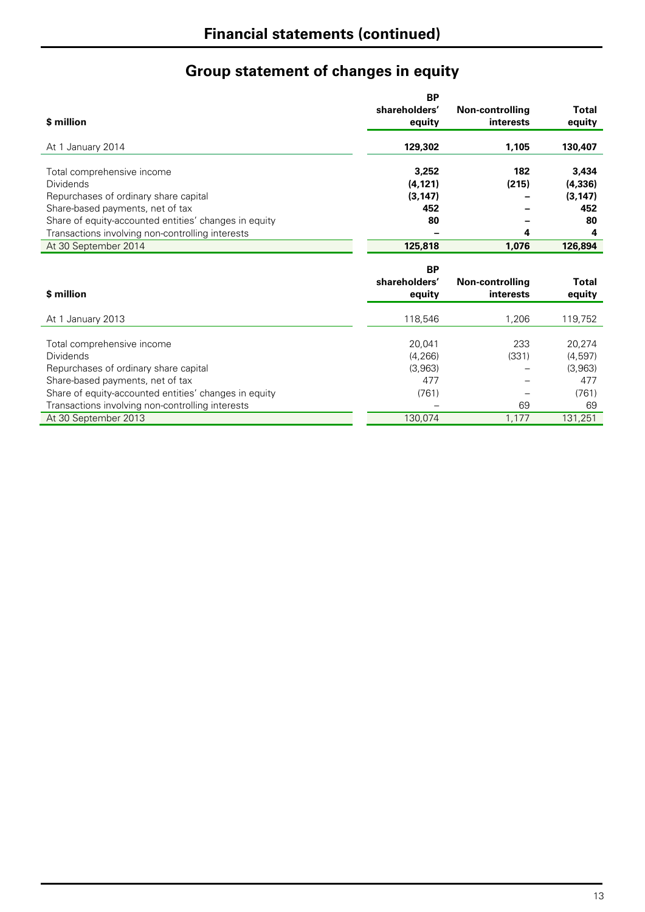# Financial statements (continued)

## Group statement of changes in equity

| $ million | BP shareholders' equity | Non-controlling interests | Total equity |
|---|---|---|---|
| At 1 January 2014 | **129,302** | **1,105** | **130,407** |
| Total comprehensive income | **3,252** | **182** | **3,434** |
| Dividends | **(4,121)** | **(215)** | **(4,336)** |
| Repurchases of ordinary share capital | **(3,147)** | **–** | **(3,147)** |
| Share-based payments, net of tax | **452** | **–** | **452** |
| Share of equity-accounted entities' changes in equity | **80** | **–** | **80** |
| Transactions involving non-controlling interests | **–** | **4** | **4** |
| At 30 September 2014 | **125,818** | **1,076** | **126,894** |

| $ million | BP shareholders' equity | Non-controlling interests | Total equity |
|---|---|---|---|
| At 1 January 2013 | 118,546 | 1,206 | 119,752 |
| Total comprehensive income | 20,041 | 233 | 20,274 |
| Dividends | (4,266) | (331) | (4,597) |
| Repurchases of ordinary share capital | (3,963) | – | (3,963) |
| Share-based payments, net of tax | 477 | – | 477 |
| Share of equity-accounted entities' changes in equity | (761) | – | (761) |
| Transactions involving non-controlling interests | – | 69 | 69 |
| At 30 September 2013 | 130,074 | 1,177 | 131,251 |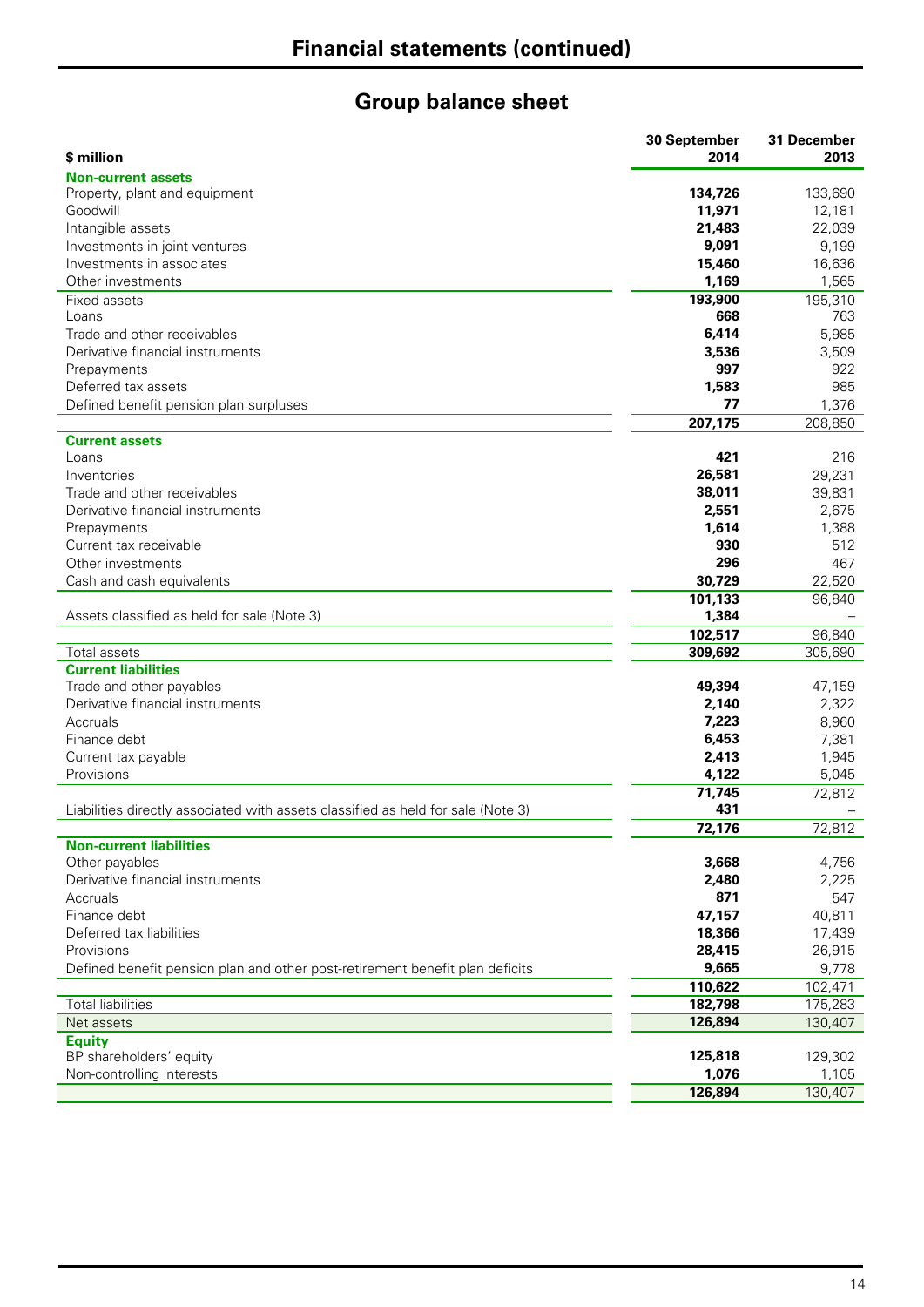# Financial statements (continued)

## Group balance sheet

| $ million | 30 September 2014 | 31 December 2013 |
|---|---|---|
| **Non-current assets** | | |
| Property, plant and equipment | **134,726** | 133,690 |
| Goodwill | **11,971** | 12,181 |
| Intangible assets | **21,483** | 22,039 |
| Investments in joint ventures | **9,091** | 9,199 |
| Investments in associates | **15,460** | 16,636 |
| Other investments | **1,169** | 1,565 |
| Fixed assets | **193,900** | 195,310 |
| Loans | **668** | 763 |
| Trade and other receivables | **6,414** | 5,985 |
| Derivative financial instruments | **3,536** | 3,509 |
| Prepayments | **997** | 922 |
| Deferred tax assets | **1,583** | 985 |
| Defined benefit pension plan surpluses | **77** | 1,376 |
| | **207,175** | 208,850 |
| **Current assets** | | |
| Loans | **421** | 216 |
| Inventories | **26,581** | 29,231 |
| Trade and other receivables | **38,011** | 39,831 |
| Derivative financial instruments | **2,551** | 2,675 |
| Prepayments | **1,614** | 1,388 |
| Current tax receivable | **930** | 512 |
| Other investments | **296** | 467 |
| Cash and cash equivalents | **30,729** | 22,520 |
| | **101,133** | 96,840 |
| Assets classified as held for sale (Note 3) | **1,384** | – |
| | **102,517** | 96,840 |
| Total assets | **309,692** | 305,690 |
| **Current liabilities** | | |
| Trade and other payables | **49,394** | 47,159 |
| Derivative financial instruments | **2,140** | 2,322 |
| Accruals | **7,223** | 8,960 |
| Finance debt | **6,453** | 7,381 |
| Current tax payable | **2,413** | 1,945 |
| Provisions | **4,122** | 5,045 |
| | **71,745** | 72,812 |
| Liabilities directly associated with assets classified as held for sale (Note 3) | **431** | – |
| | **72,176** | 72,812 |
| **Non-current liabilities** | | |
| Other payables | **3,668** | 4,756 |
| Derivative financial instruments | **2,480** | 2,225 |
| Accruals | **871** | 547 |
| Finance debt | **47,157** | 40,811 |
| Deferred tax liabilities | **18,366** | 17,439 |
| Provisions | **28,415** | 26,915 |
| Defined benefit pension plan and other post-retirement benefit plan deficits | **9,665** | 9,778 |
| | **110,622** | 102,471 |
| Total liabilities | **182,798** | 175,283 |
| Net assets | **126,894** | 130,407 |
| **Equity** | | |
| BP shareholders' equity | **125,818** | 129,302 |
| Non-controlling interests | **1,076** | 1,105 |
| | **126,894** | 130,407 |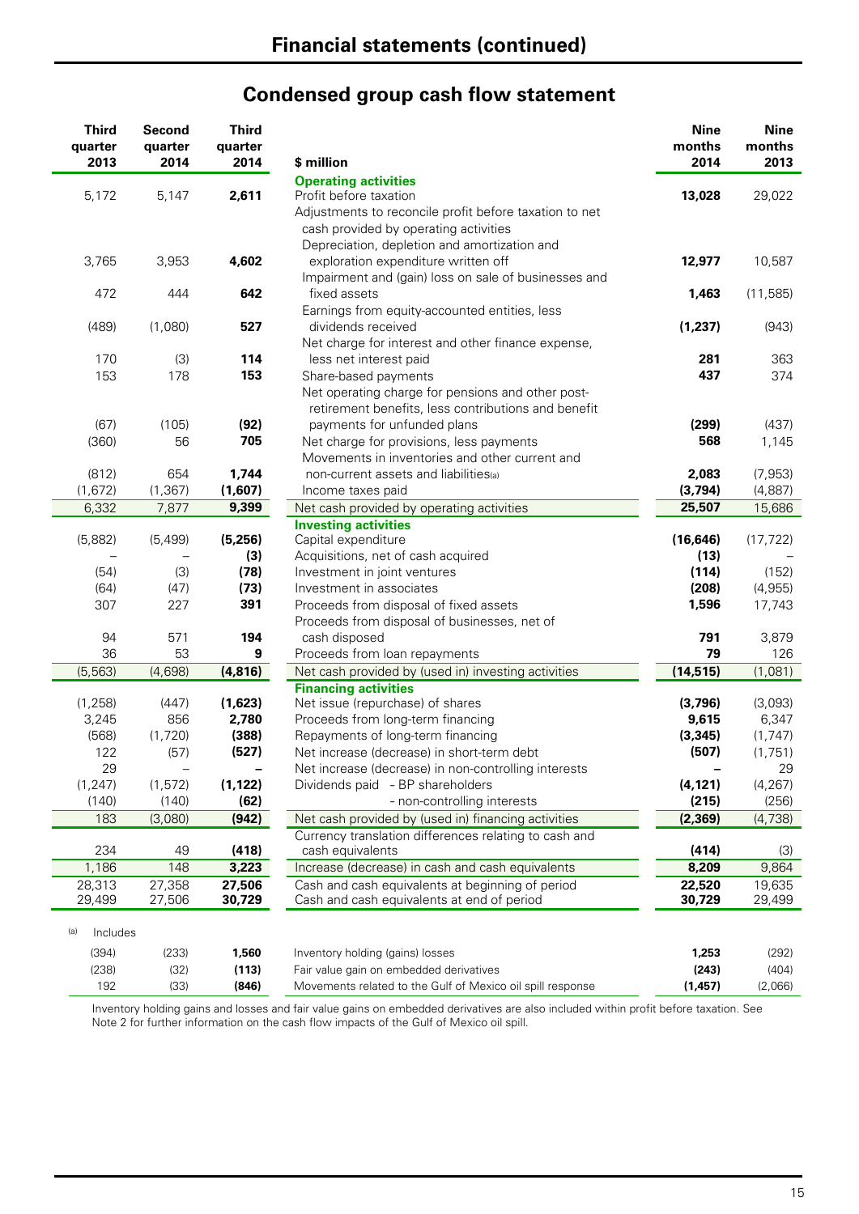# Financial statements (continued)

## Condensed group cash flow statement

| Third quarter 2013 | Second quarter 2014 | Third quarter 2014 | $ million | Nine months 2014 | Nine months 2013 |
|---|---|---|---|---|---|
| | | | **Operating activities** | | |
| 5,172 | 5,147 | **2,611** | Profit before taxation | **13,028** | 29,022 |
| | | | Adjustments to reconcile profit before taxation to net cash provided by operating activities | | |
| 3,765 | 3,953 | **4,602** | Depreciation, depletion and amortization and exploration expenditure written off | **12,977** | 10,587 |
| 472 | 444 | **642** | Impairment and (gain) loss on sale of businesses and fixed assets | **1,463** | (11,585) |
| (489) | (1,080) | **527** | Earnings from equity-accounted entities, less dividends received | **(1,237)** | (943) |
| 170 | (3) | **114** | Net charge for interest and other finance expense, less net interest paid | **281** | 363 |
| 153 | 178 | **153** | Share-based payments | **437** | 374 |
| (67) | (105) | **(92)** | Net operating charge for pensions and other post-retirement benefits, less contributions and benefit payments for unfunded plans | **(299)** | (437) |
| (360) | 56 | **705** | Net charge for provisions, less payments | **568** | 1,145 |
| (812) | 654 | **1,744** | Movements in inventories and other current and non-current assets and liabilities[(a)] | **2,083** | (7,953) |
| (1,672) | (1,367) | **(1,607)** | Income taxes paid | **(3,794)** | (4,887) |
| 6,332 | 7,877 | **9,399** | Net cash provided by operating activities | **25,507** | 15,686 |
| | | | **Investing activities** | | |
| (5,882) | (5,499) | **(5,256)** | Capital expenditure | **(16,646)** | (17,722) |
| – | – | **(3)** | Acquisitions, net of cash acquired | **(13)** | – |
| (54) | (3) | **(78)** | Investment in joint ventures | **(114)** | (152) |
| (64) | (47) | **(73)** | Investment in associates | **(208)** | (4,955) |
| 307 | 227 | **391** | Proceeds from disposal of fixed assets | **1,596** | 17,743 |
| 94 | 571 | **194** | Proceeds from disposal of businesses, net of cash disposed | **791** | 3,879 |
| 36 | 53 | **9** | Proceeds from loan repayments | **79** | 126 |
| (5,563) | (4,698) | **(4,816)** | Net cash provided by (used in) investing activities | **(14,515)** | (1,081) |
| | | | **Financing activities** | | |
| (1,258) | (447) | **(1,623)** | Net issue (repurchase) of shares | **(3,796)** | (3,093) |
| 3,245 | 856 | **2,780** | Proceeds from long-term financing | **9,615** | 6,347 |
| (568) | (1,720) | **(388)** | Repayments of long-term financing | **(3,345)** | (1,747) |
| 122 | (57) | **(527)** | Net increase (decrease) in short-term debt | **(507)** | (1,751) |
| 29 | – | **–** | Net increase (decrease) in non-controlling interests | **–** | 29 |
| (1,247) | (1,572) | **(1,122)** | Dividends paid - BP shareholders | **(4,121)** | (4,267) |
| (140) | (140) | **(62)** | - non-controlling interests | **(215)** | (256) |
| 183 | (3,080) | **(942)** | Net cash provided by (used in) financing activities | **(2,369)** | (4,738) |
| 234 | 49 | **(418)** | Currency translation differences relating to cash and cash equivalents | **(414)** | (3) |
| 1,186 | 148 | **3,223** | Increase (decrease) in cash and cash equivalents | **8,209** | 9,864 |
| 28,313 | 27,358 | **27,506** | Cash and cash equivalents at beginning of period | **22,520** | 19,635 |
| 29,499 | 27,506 | **30,729** | Cash and cash equivalents at end of period | **30,729** | 29,499 |

(a) Includes

| | | | | | |
|---|---|---|---|---|---|
| (394) | (233) | **1,560** | Inventory holding (gains) losses | **1,253** | (292) |
| (238) | (32) | **(113)** | Fair value gain on embedded derivatives | **(243)** | (404) |
| 192 | (33) | **(846)** | Movements related to the Gulf of Mexico oil spill response | **(1,457)** | (2,066) |

Inventory holding gains and losses and fair value gains on embedded derivatives are also included within profit before taxation. See Note 2 for further information on the cash flow impacts of the Gulf of Mexico oil spill.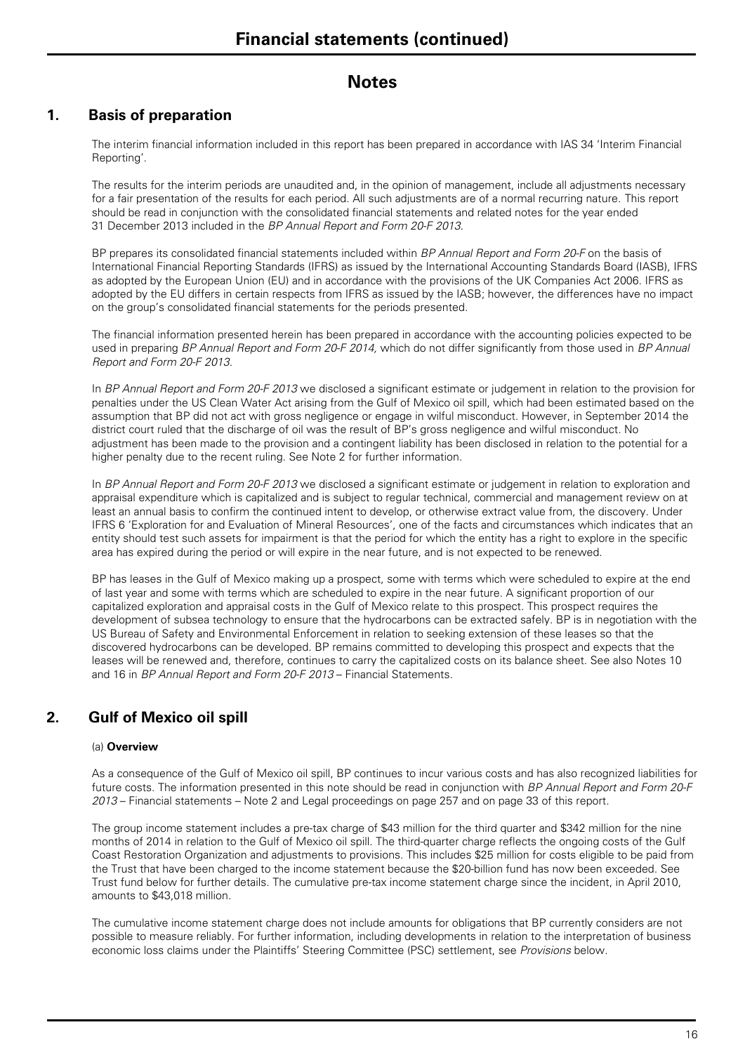# Financial statements (continued)

## Notes

### 1. Basis of preparation

The interim financial information included in this report has been prepared in accordance with IAS 34 'Interim Financial Reporting'.

The results for the interim periods are unaudited and, in the opinion of management, include all adjustments necessary for a fair presentation of the results for each period. All such adjustments are of a normal recurring nature. This report should be read in conjunction with the consolidated financial statements and related notes for the year ended 31 December 2013 included in the *BP Annual Report and Form 20-F 2013*.

BP prepares its consolidated financial statements included within *BP Annual Report and Form 20-F* on the basis of International Financial Reporting Standards (IFRS) as issued by the International Accounting Standards Board (IASB), IFRS as adopted by the European Union (EU) and in accordance with the provisions of the UK Companies Act 2006. IFRS as adopted by the EU differs in certain respects from IFRS as issued by the IASB; however, the differences have no impact on the group's consolidated financial statements for the periods presented.

The financial information presented herein has been prepared in accordance with the accounting policies expected to be used in preparing *BP Annual Report and Form 20-F 2014,* which do not differ significantly from those used in *BP Annual Report and Form 20-F 2013*.

In *BP Annual Report and Form 20-F 2013* we disclosed a significant estimate or judgement in relation to the provision for penalties under the US Clean Water Act arising from the Gulf of Mexico oil spill, which had been estimated based on the assumption that BP did not act with gross negligence or engage in wilful misconduct. However, in September 2014 the district court ruled that the discharge of oil was the result of BP's gross negligence and wilful misconduct. No adjustment has been made to the provision and a contingent liability has been disclosed in relation to the potential for a higher penalty due to the recent ruling. See Note 2 for further information.

In *BP Annual Report and Form 20-F 2013* we disclosed a significant estimate or judgement in relation to exploration and appraisal expenditure which is capitalized and is subject to regular technical, commercial and management review on at least an annual basis to confirm the continued intent to develop, or otherwise extract value from, the discovery. Under IFRS 6 'Exploration for and Evaluation of Mineral Resources', one of the facts and circumstances which indicates that an entity should test such assets for impairment is that the period for which the entity has a right to explore in the specific area has expired during the period or will expire in the near future, and is not expected to be renewed.

BP has leases in the Gulf of Mexico making up a prospect, some with terms which were scheduled to expire at the end of last year and some with terms which are scheduled to expire in the near future. A significant proportion of our capitalized exploration and appraisal costs in the Gulf of Mexico relate to this prospect. This prospect requires the development of subsea technology to ensure that the hydrocarbons can be extracted safely. BP is in negotiation with the US Bureau of Safety and Environmental Enforcement in relation to seeking extension of these leases so that the discovered hydrocarbons can be developed. BP remains committed to developing this prospect and expects that the leases will be renewed and, therefore, continues to carry the capitalized costs on its balance sheet. See also Notes 10 and 16 in *BP Annual Report and Form 20-F 2013* – Financial Statements.

### 2. Gulf of Mexico oil spill

(a) **Overview**

As a consequence of the Gulf of Mexico oil spill, BP continues to incur various costs and has also recognized liabilities for future costs. The information presented in this note should be read in conjunction with *BP Annual Report and Form 20-F 2013* – Financial statements – Note 2 and Legal proceedings on page 257 and on page 33 of this report.

The group income statement includes a pre-tax charge of $43 million for the third quarter and $342 million for the nine months of 2014 in relation to the Gulf of Mexico oil spill. The third-quarter charge reflects the ongoing costs of the Gulf Coast Restoration Organization and adjustments to provisions. This includes $25 million for costs eligible to be paid from the Trust that have been charged to the income statement because the $20-billion fund has now been exceeded. See Trust fund below for further details. The cumulative pre-tax income statement charge since the incident, in April 2010, amounts to $43,018 million.

The cumulative income statement charge does not include amounts for obligations that BP currently considers are not possible to measure reliably. For further information, including developments in relation to the interpretation of business economic loss claims under the Plaintiffs' Steering Committee (PSC) settlement, see *Provisions* below.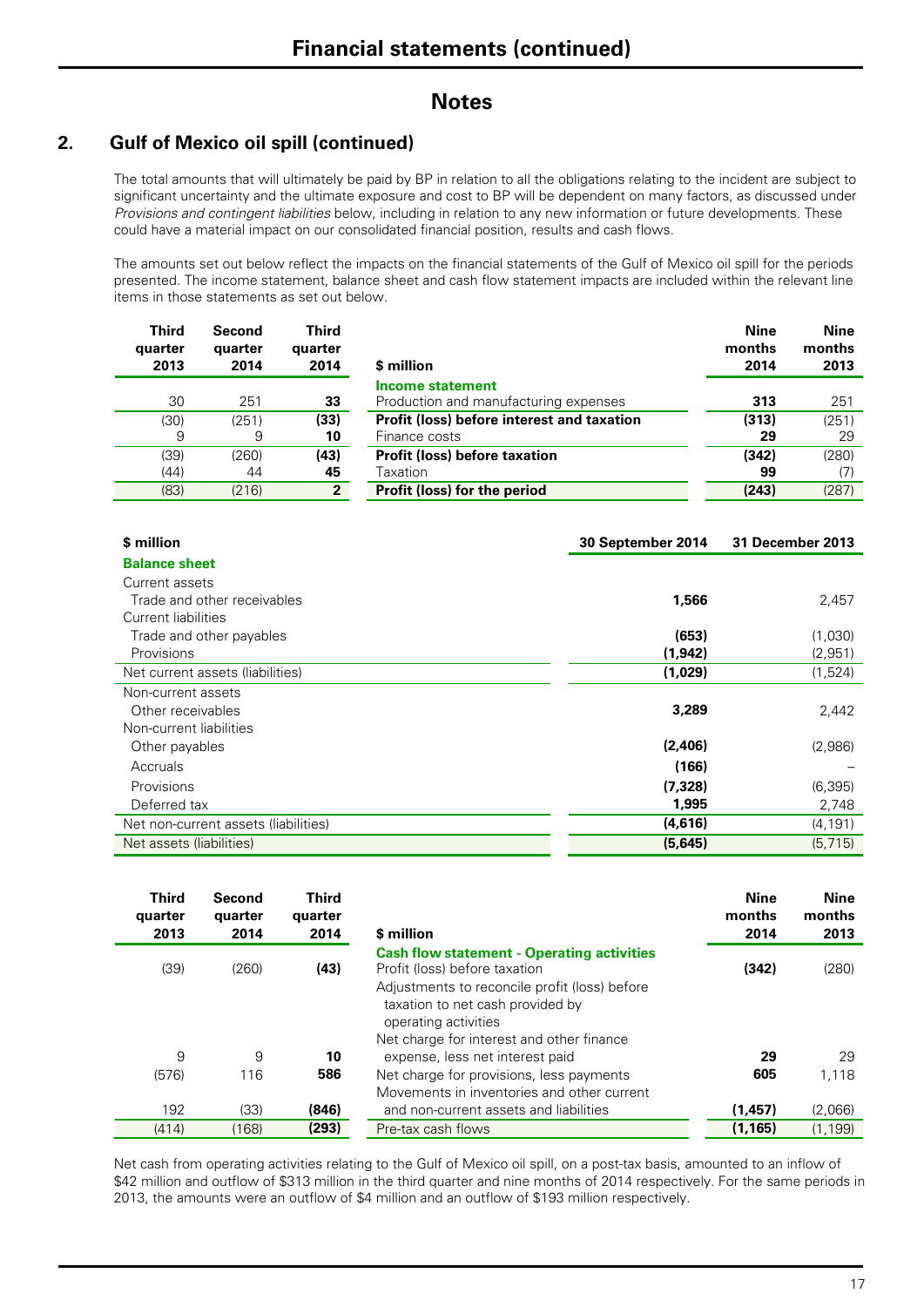# Notes

## 2. Gulf of Mexico oil spill (continued)

The total amounts that will ultimately be paid by BP in relation to all the obligations relating to the incident are subject to significant uncertainty and the ultimate exposure and cost to BP will be dependent on many factors, as discussed under *Provisions and contingent liabilities* below, including in relation to any new information or future developments. These could have a material impact on our consolidated financial position, results and cash flows.

The amounts set out below reflect the impacts on the financial statements of the Gulf of Mexico oil spill for the periods presented. The income statement, balance sheet and cash flow statement impacts are included within the relevant line items in those statements as set out below.

| Third quarter 2013 | Second quarter 2014 | Third quarter 2014 | $ million | Nine months 2014 | Nine months 2013 |
|---|---|---|---|---|---|
| | | | **Income statement** | | |
| 30 | 251 | **33** | Production and manufacturing expenses | **313** | 251 |
| (30) | (251) | **(33)** | **Profit (loss) before interest and taxation** | **(313)** | (251) |
| 9 | 9 | **10** | Finance costs | **29** | 29 |
| (39) | (260) | **(43)** | **Profit (loss) before taxation** | **(342)** | (280) |
| (44) | 44 | **45** | Taxation | **99** | (7) |
| (83) | (216) | **2** | **Profit (loss) for the period** | **(243)** | (287) |

| $ million | 30 September 2014 | 31 December 2013 |
|---|---|---|
| **Balance sheet** | | |
| Current assets | | |
| Trade and other receivables | **1,566** | 2,457 |
| Current liabilities | | |
| Trade and other payables | **(653)** | (1,030) |
| Provisions | **(1,942)** | (2,951) |
| Net current assets (liabilities) | **(1,029)** | (1,524) |
| Non-current assets | | |
| Other receivables | **3,289** | 2,442 |
| Non-current liabilities | | |
| Other payables | **(2,406)** | (2,986) |
| Accruals | **(166)** | – |
| Provisions | **(7,328)** | (6,395) |
| Deferred tax | **1,995** | 2,748 |
| Net non-current assets (liabilities) | **(4,616)** | (4,191) |
| Net assets (liabilities) | **(5,645)** | (5,715) |

| Third quarter 2013 | Second quarter 2014 | Third quarter 2014 | $ million | Nine months 2014 | Nine months 2013 |
|---|---|---|---|---|---|
| | | | **Cash flow statement - Operating activities** | | |
| (39) | (260) | **(43)** | Profit (loss) before taxation | **(342)** | (280) |
| | | | Adjustments to reconcile profit (loss) before taxation to net cash provided by operating activities | | |
| 9 | 9 | **10** | Net charge for interest and other finance expense, less net interest paid | **29** | 29 |
| (576) | 116 | **586** | Net charge for provisions, less payments | **605** | 1,118 |
| 192 | (33) | **(846)** | Movements in inventories and other current and non-current assets and liabilities | **(1,457)** | (2,066) |
| (414) | (168) | **(293)** | Pre-tax cash flows | **(1,165)** | (1,199) |

Net cash from operating activities relating to the Gulf of Mexico oil spill, on a post-tax basis, amounted to an inflow of $42 million and outflow of $313 million in the third quarter and nine months of 2014 respectively. For the same periods in 2013, the amounts were an outflow of $4 million and an outflow of $193 million respectively.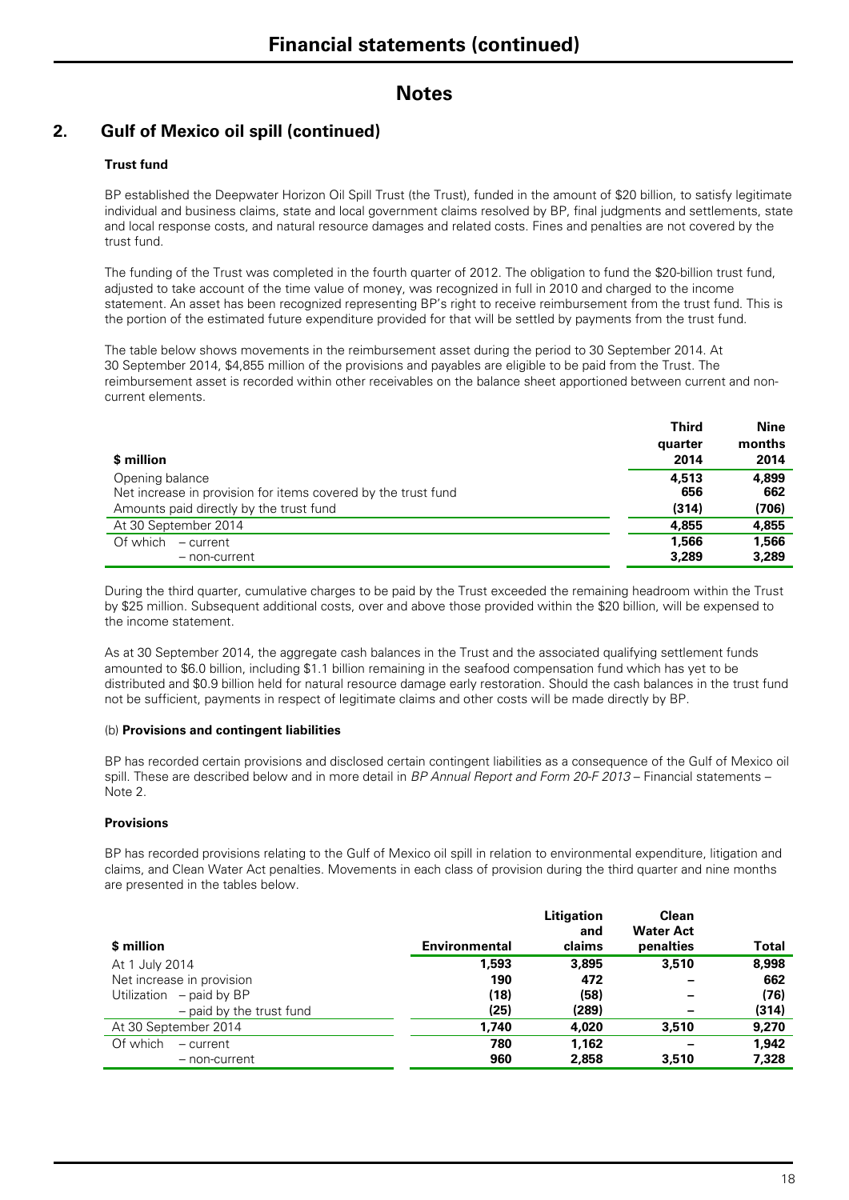# Financial statements (continued)

## Notes

### 2. Gulf of Mexico oil spill (continued)

**Trust fund**

BP established the Deepwater Horizon Oil Spill Trust (the Trust), funded in the amount of $20 billion, to satisfy legitimate individual and business claims, state and local government claims resolved by BP, final judgments and settlements, state and local response costs, and natural resource damages and related costs. Fines and penalties are not covered by the trust fund.

The funding of the Trust was completed in the fourth quarter of 2012. The obligation to fund the $20-billion trust fund, adjusted to take account of the time value of money, was recognized in full in 2010 and charged to the income statement. An asset has been recognized representing BP's right to receive reimbursement from the trust fund. This is the portion of the estimated future expenditure provided for that will be settled by payments from the trust fund.

The table below shows movements in the reimbursement asset during the period to 30 September 2014. At 30 September 2014, $4,855 million of the provisions and payables are eligible to be paid from the Trust. The reimbursement asset is recorded within other receivables on the balance sheet apportioned between current and non-current elements.

| $ million | Third quarter 2014 | Nine months 2014 |
|---|---|---|
| Opening balance | 4,513 | 4,899 |
| Net increase in provision for items covered by the trust fund | 656 | 662 |
| Amounts paid directly by the trust fund | (314) | (706) |
| At 30 September 2014 | 4,855 | 4,855 |
| Of which – current | 1,566 | 1,566 |
| – non-current | 3,289 | 3,289 |

During the third quarter, cumulative charges to be paid by the Trust exceeded the remaining headroom within the Trust by $25 million. Subsequent additional costs, over and above those provided within the $20 billion, will be expensed to the income statement.

As at 30 September 2014, the aggregate cash balances in the Trust and the associated qualifying settlement funds amounted to $6.0 billion, including $1.1 billion remaining in the seafood compensation fund which has yet to be distributed and $0.9 billion held for natural resource damage early restoration. Should the cash balances in the trust fund not be sufficient, payments in respect of legitimate claims and other costs will be made directly by BP.

(b) **Provisions and contingent liabilities**

BP has recorded certain provisions and disclosed certain contingent liabilities as a consequence of the Gulf of Mexico oil spill. These are described below and in more detail in *BP Annual Report and Form 20-F 2013* – Financial statements – Note 2.

**Provisions**

BP has recorded provisions relating to the Gulf of Mexico oil spill in relation to environmental expenditure, litigation and claims, and Clean Water Act penalties. Movements in each class of provision during the third quarter and nine months are presented in the tables below.

| $ million | Environmental | Litigation and claims | Clean Water Act penalties | Total |
|---|---|---|---|---|
| At 1 July 2014 | 1,593 | 3,895 | 3,510 | 8,998 |
| Net increase in provision | 190 | 472 | – | 662 |
| Utilization – paid by BP | (18) | (58) | – | (76) |
| – paid by the trust fund | (25) | (289) | – | (314) |
| At 30 September 2014 | 1,740 | 4,020 | 3,510 | 9,270 |
| Of which – current | 780 | 1,162 | – | 1,942 |
| – non-current | 960 | 2,858 | 3,510 | 7,328 |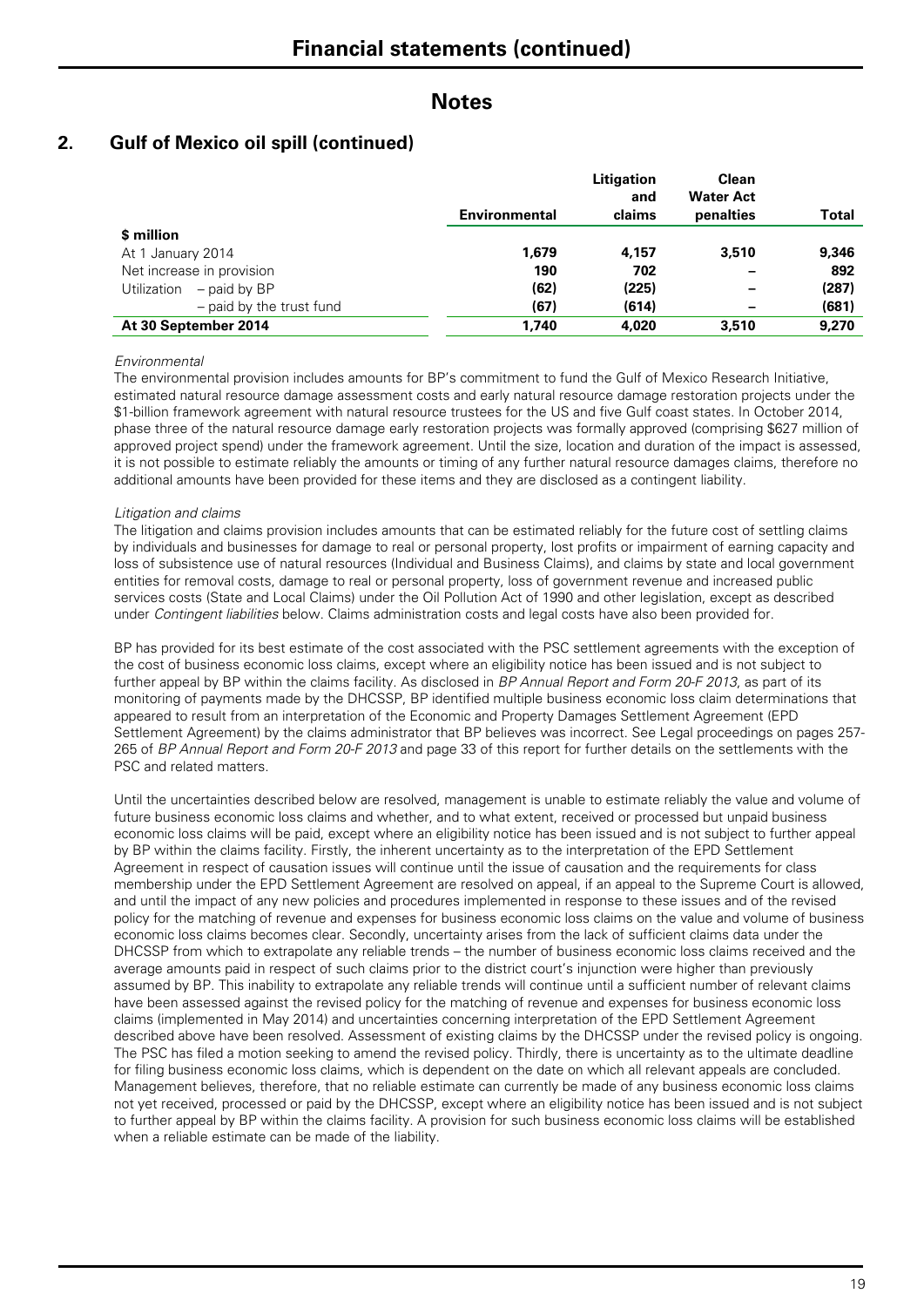# Financial statements (continued)

## Notes

### 2. Gulf of Mexico oil spill (continued)

| | Environmental | Litigation and claims | Clean Water Act penalties | Total |
|---|---|---|---|---|
| **$ million** | | | | |
| At 1 January 2014 | **1,679** | **4,157** | **3,510** | **9,346** |
| Net increase in provision | **190** | **702** | **–** | **892** |
| Utilization – paid by BP | **(62)** | **(225)** | **–** | **(287)** |
| – paid by the trust fund | **(67)** | **(614)** | **–** | **(681)** |
| **At 30 September 2014** | **1,740** | **4,020** | **3,510** | **9,270** |

*Environmental*

The environmental provision includes amounts for BP's commitment to fund the Gulf of Mexico Research Initiative, estimated natural resource damage assessment costs and early natural resource damage restoration projects under the $1-billion framework agreement with natural resource trustees for the US and five Gulf coast states. In October 2014, phase three of the natural resource damage early restoration projects was formally approved (comprising $627 million of approved project spend) under the framework agreement. Until the size, location and duration of the impact is assessed, it is not possible to estimate reliably the amounts or timing of any further natural resource damages claims, therefore no additional amounts have been provided for these items and they are disclosed as a contingent liability.

*Litigation and claims*

The litigation and claims provision includes amounts that can be estimated reliably for the future cost of settling claims by individuals and businesses for damage to real or personal property, lost profits or impairment of earning capacity and loss of subsistence use of natural resources (Individual and Business Claims), and claims by state and local government entities for removal costs, damage to real or personal property, loss of government revenue and increased public services costs (State and Local Claims) under the Oil Pollution Act of 1990 and other legislation, except as described under *Contingent liabilities* below. Claims administration costs and legal costs have also been provided for.

BP has provided for its best estimate of the cost associated with the PSC settlement agreements with the exception of the cost of business economic loss claims, except where an eligibility notice has been issued and is not subject to further appeal by BP within the claims facility. As disclosed in *BP Annual Report and Form 20-F 2013*, as part of its monitoring of payments made by the DHCSSP, BP identified multiple business economic loss claim determinations that appeared to result from an interpretation of the Economic and Property Damages Settlement Agreement (EPD Settlement Agreement) by the claims administrator that BP believes was incorrect. See Legal proceedings on pages 257-265 of *BP Annual Report and Form 20-F 2013* and page 33 of this report for further details on the settlements with the PSC and related matters.

Until the uncertainties described below are resolved, management is unable to estimate reliably the value and volume of future business economic loss claims and whether, and to what extent, received or processed but unpaid business economic loss claims will be paid, except where an eligibility notice has been issued and is not subject to further appeal by BP within the claims facility. Firstly, the inherent uncertainty as to the interpretation of the EPD Settlement Agreement in respect of causation issues will continue until the issue of causation and the requirements for class membership under the EPD Settlement Agreement are resolved on appeal, if an appeal to the Supreme Court is allowed, and until the impact of any new policies and procedures implemented in response to these issues and of the revised policy for the matching of revenue and expenses for business economic loss claims on the value and volume of business economic loss claims becomes clear. Secondly, uncertainty arises from the lack of sufficient claims data under the DHCSSP from which to extrapolate any reliable trends – the number of business economic loss claims received and the average amounts paid in respect of such claims prior to the district court's injunction were higher than previously assumed by BP. This inability to extrapolate any reliable trends will continue until a sufficient number of relevant claims have been assessed against the revised policy for the matching of revenue and expenses for business economic loss claims (implemented in May 2014) and uncertainties concerning interpretation of the EPD Settlement Agreement described above have been resolved. Assessment of existing claims by the DHCSSP under the revised policy is ongoing. The PSC has filed a motion seeking to amend the revised policy. Thirdly, there is uncertainty as to the ultimate deadline for filing business economic loss claims, which is dependent on the date on which all relevant appeals are concluded. Management believes, therefore, that no reliable estimate can currently be made of any business economic loss claims not yet received, processed or paid by the DHCSSP, except where an eligibility notice has been issued and is not subject to further appeal by BP within the claims facility. A provision for such business economic loss claims will be established when a reliable estimate can be made of the liability.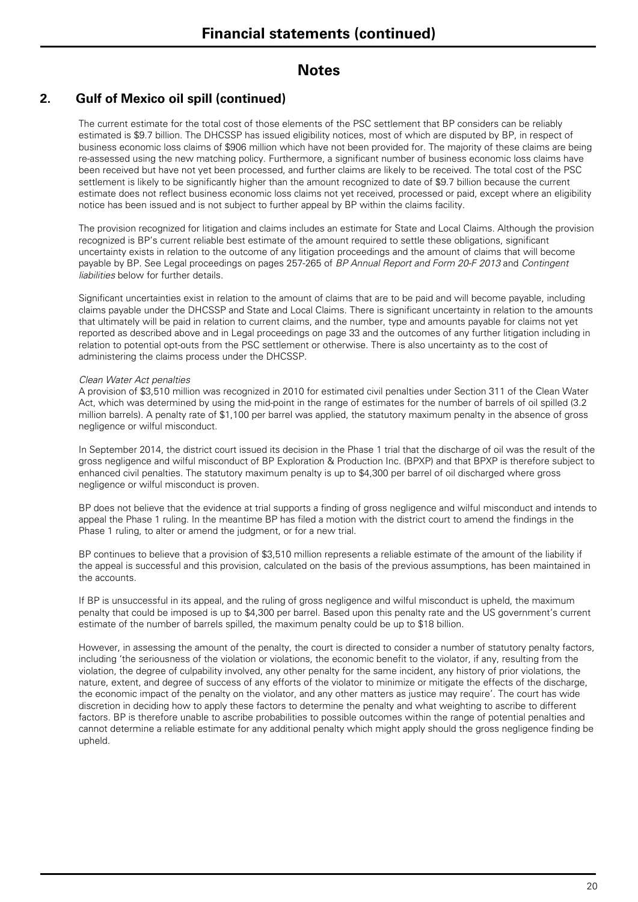# Notes

## 2. Gulf of Mexico oil spill (continued)

The current estimate for the total cost of those elements of the PSC settlement that BP considers can be reliably estimated is $9.7 billion. The DHCSSP has issued eligibility notices, most of which are disputed by BP, in respect of business economic loss claims of $906 million which have not been provided for. The majority of these claims are being re-assessed using the new matching policy. Furthermore, a significant number of business economic loss claims have been received but have not yet been processed, and further claims are likely to be received. The total cost of the PSC settlement is likely to be significantly higher than the amount recognized to date of $9.7 billion because the current estimate does not reflect business economic loss claims not yet received, processed or paid, except where an eligibility notice has been issued and is not subject to further appeal by BP within the claims facility.

The provision recognized for litigation and claims includes an estimate for State and Local Claims. Although the provision recognized is BP's current reliable best estimate of the amount required to settle these obligations, significant uncertainty exists in relation to the outcome of any litigation proceedings and the amount of claims that will become payable by BP. See Legal proceedings on pages 257-265 of *BP Annual Report and Form 20-F 2013* and *Contingent liabilities* below for further details.

Significant uncertainties exist in relation to the amount of claims that are to be paid and will become payable, including claims payable under the DHCSSP and State and Local Claims. There is significant uncertainty in relation to the amounts that ultimately will be paid in relation to current claims, and the number, type and amounts payable for claims not yet reported as described above and in Legal proceedings on page 33 and the outcomes of any further litigation including in relation to potential opt-outs from the PSC settlement or otherwise. There is also uncertainty as to the cost of administering the claims process under the DHCSSP.

*Clean Water Act penalties*

A provision of $3,510 million was recognized in 2010 for estimated civil penalties under Section 311 of the Clean Water Act, which was determined by using the mid-point in the range of estimates for the number of barrels of oil spilled (3.2 million barrels). A penalty rate of $1,100 per barrel was applied, the statutory maximum penalty in the absence of gross negligence or wilful misconduct.

In September 2014, the district court issued its decision in the Phase 1 trial that the discharge of oil was the result of the gross negligence and wilful misconduct of BP Exploration & Production Inc. (BPXP) and that BPXP is therefore subject to enhanced civil penalties. The statutory maximum penalty is up to $4,300 per barrel of oil discharged where gross negligence or wilful misconduct is proven.

BP does not believe that the evidence at trial supports a finding of gross negligence and wilful misconduct and intends to appeal the Phase 1 ruling. In the meantime BP has filed a motion with the district court to amend the findings in the Phase 1 ruling, to alter or amend the judgment, or for a new trial.

BP continues to believe that a provision of $3,510 million represents a reliable estimate of the amount of the liability if the appeal is successful and this provision, calculated on the basis of the previous assumptions, has been maintained in the accounts.

If BP is unsuccessful in its appeal, and the ruling of gross negligence and wilful misconduct is upheld, the maximum penalty that could be imposed is up to $4,300 per barrel. Based upon this penalty rate and the US government's current estimate of the number of barrels spilled, the maximum penalty could be up to $18 billion.

However, in assessing the amount of the penalty, the court is directed to consider a number of statutory penalty factors, including 'the seriousness of the violation or violations, the economic benefit to the violator, if any, resulting from the violation, the degree of culpability involved, any other penalty for the same incident, any history of prior violations, the nature, extent, and degree of success of any efforts of the violator to minimize or mitigate the effects of the discharge, the economic impact of the penalty on the violator, and any other matters as justice may require'. The court has wide discretion in deciding how to apply these factors to determine the penalty and what weighting to ascribe to different factors. BP is therefore unable to ascribe probabilities to possible outcomes within the range of potential penalties and cannot determine a reliable estimate for any additional penalty which might apply should the gross negligence finding be upheld.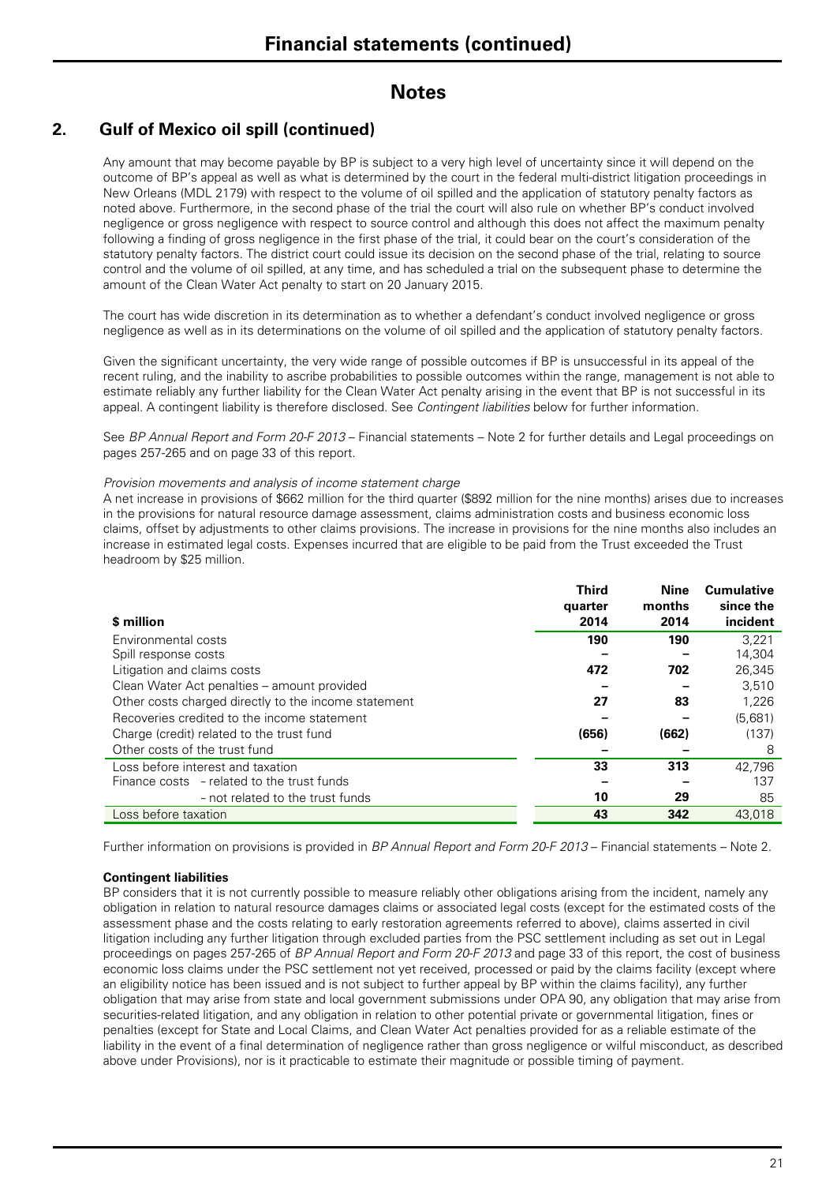# Financial statements (continued)

## Notes

### 2. Gulf of Mexico oil spill (continued)

Any amount that may become payable by BP is subject to a very high level of uncertainty since it will depend on the outcome of BP's appeal as well as what is determined by the court in the federal multi-district litigation proceedings in New Orleans (MDL 2179) with respect to the volume of oil spilled and the application of statutory penalty factors as noted above. Furthermore, in the second phase of the trial the court will also rule on whether BP's conduct involved negligence or gross negligence with respect to source control and although this does not affect the maximum penalty following a finding of gross negligence in the first phase of the trial, it could bear on the court's consideration of the statutory penalty factors. The district court could issue its decision on the second phase of the trial, relating to source control and the volume of oil spilled, at any time, and has scheduled a trial on the subsequent phase to determine the amount of the Clean Water Act penalty to start on 20 January 2015.

The court has wide discretion in its determination as to whether a defendant's conduct involved negligence or gross negligence as well as in its determinations on the volume of oil spilled and the application of statutory penalty factors.

Given the significant uncertainty, the very wide range of possible outcomes if BP is unsuccessful in its appeal of the recent ruling, and the inability to ascribe probabilities to possible outcomes within the range, management is not able to estimate reliably any further liability for the Clean Water Act penalty arising in the event that BP is not successful in its appeal. A contingent liability is therefore disclosed. See *Contingent liabilities* below for further information.

See *BP Annual Report and Form 20-F 2013* – Financial statements – Note 2 for further details and Legal proceedings on pages 257-265 and on page 33 of this report.

*Provision movements and analysis of income statement charge*

A net increase in provisions of $662 million for the third quarter ($892 million for the nine months) arises due to increases in the provisions for natural resource damage assessment, claims administration costs and business economic loss claims, offset by adjustments to other claims provisions. The increase in provisions for the nine months also includes an increase in estimated legal costs. Expenses incurred that are eligible to be paid from the Trust exceeded the Trust headroom by $25 million.

| $ million | Third quarter 2014 | Nine months 2014 | Cumulative since the incident |
|---|---|---|---|
| Environmental costs | **190** | **190** | 3,221 |
| Spill response costs | **–** | **–** | 14,304 |
| Litigation and claims costs | **472** | **702** | 26,345 |
| Clean Water Act penalties – amount provided | **–** | **–** | 3,510 |
| Other costs charged directly to the income statement | **27** | **83** | 1,226 |
| Recoveries credited to the income statement | **–** | **–** | (5,681) |
| Charge (credit) related to the trust fund | **(656)** | **(662)** | (137) |
| Other costs of the trust fund | **–** | **–** | 8 |
| Loss before interest and taxation | **33** | **313** | 42,796 |
| Finance costs - related to the trust funds | **–** | **–** | 137 |
| - not related to the trust funds | **10** | **29** | 85 |
| Loss before taxation | **43** | **342** | 43,018 |

Further information on provisions is provided in *BP Annual Report and Form 20-F 2013* – Financial statements – Note 2.

**Contingent liabilities**

BP considers that it is not currently possible to measure reliably other obligations arising from the incident, namely any obligation in relation to natural resource damages claims or associated legal costs (except for the estimated costs of the assessment phase and the costs relating to early restoration agreements referred to above), claims asserted in civil litigation including any further litigation through excluded parties from the PSC settlement including as set out in Legal proceedings on pages 257-265 of *BP Annual Report and Form 20-F 2013* and page 33 of this report, the cost of business economic loss claims under the PSC settlement not yet received, processed or paid by the claims facility (except where an eligibility notice has been issued and is not subject to further appeal by BP within the claims facility), any further obligation that may arise from state and local government submissions under OPA 90, any obligation that may arise from securities-related litigation, and any obligation in relation to other potential private or governmental litigation, fines or penalties (except for State and Local Claims, and Clean Water Act penalties provided for as a reliable estimate of the liability in the event of a final determination of negligence rather than gross negligence or wilful misconduct, as described above under Provisions), nor is it practicable to estimate their magnitude or possible timing of payment.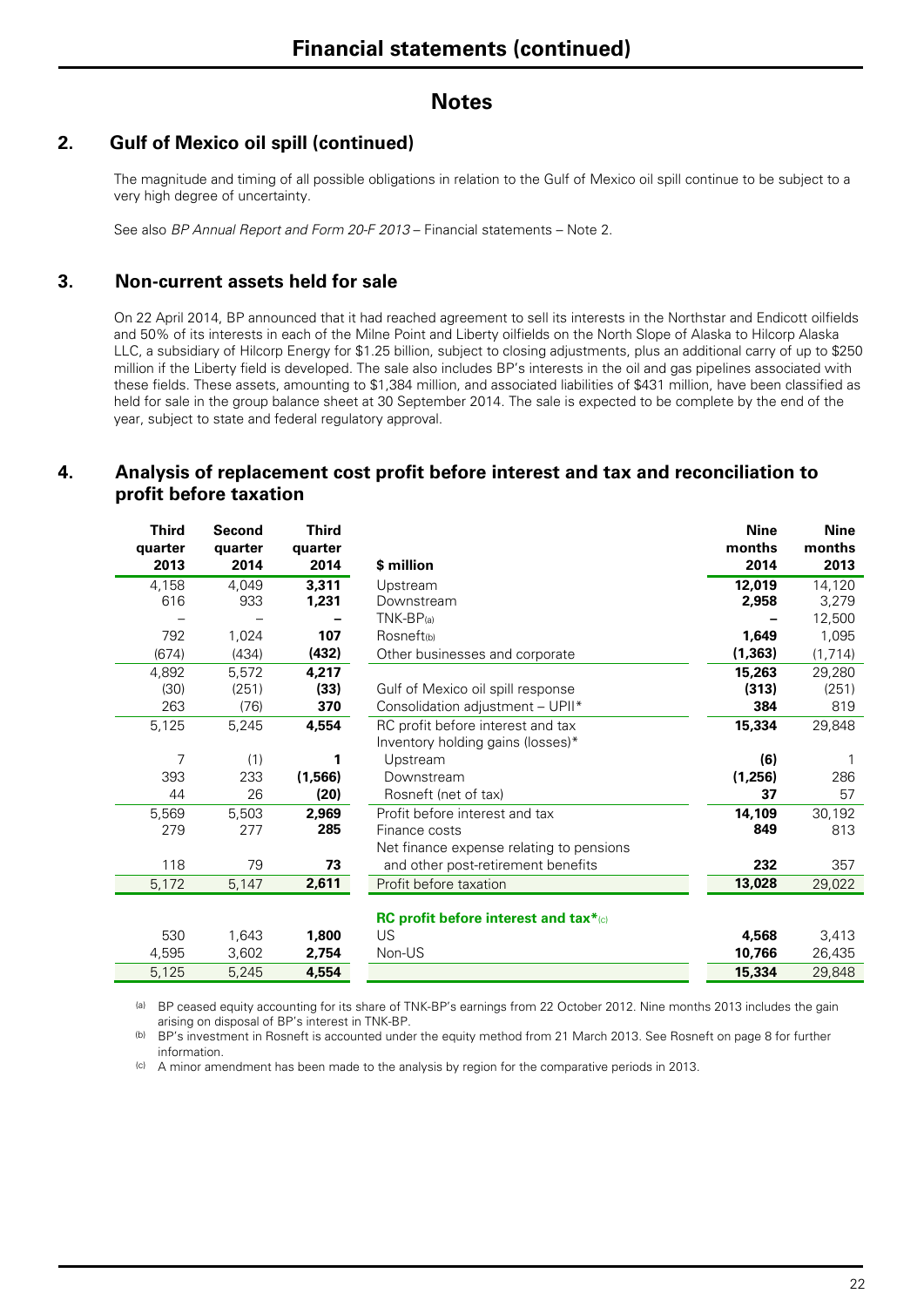# Financial statements (continued)

## Notes

### 2. Gulf of Mexico oil spill (continued)

The magnitude and timing of all possible obligations in relation to the Gulf of Mexico oil spill continue to be subject to a very high degree of uncertainty.

See also *BP Annual Report and Form 20-F 2013* – Financial statements – Note 2.

### 3. Non-current assets held for sale

On 22 April 2014, BP announced that it had reached agreement to sell its interests in the Northstar and Endicott oilfields and 50% of its interests in each of the Milne Point and Liberty oilfields on the North Slope of Alaska to Hilcorp Alaska LLC, a subsidiary of Hilcorp Energy for $1.25 billion, subject to closing adjustments, plus an additional carry of up to $250 million if the Liberty field is developed. The sale also includes BP's interests in the oil and gas pipelines associated with these fields. These assets, amounting to $1,384 million, and associated liabilities of $431 million, have been classified as held for sale in the group balance sheet at 30 September 2014. The sale is expected to be complete by the end of the year, subject to state and federal regulatory approval.

### 4. Analysis of replacement cost profit before interest and tax and reconciliation to profit before taxation

| Third quarter 2013 | Second quarter 2014 | Third quarter 2014 | $ million | Nine months 2014 | Nine months 2013 |
|---|---|---|---|---|---|
| 4,158 | 4,049 | **3,311** | Upstream | **12,019** | 14,120 |
| 616 | 933 | **1,231** | Downstream | **2,958** | 3,279 |
| – | – | **–** | TNK-BP[a] | **–** | 12,500 |
| 792 | 1,024 | **107** | Rosneft[b] | **1,649** | 1,095 |
| (674) | (434) | **(432)** | Other businesses and corporate | **(1,363)** | (1,714) |
| 4,892 | 5,572 | **4,217** | | **15,263** | 29,280 |
| (30) | (251) | **(33)** | Gulf of Mexico oil spill response | **(313)** | (251) |
| 263 | (76) | **370** | Consolidation adjustment – UPII* | **384** | 819 |
| 5,125 | 5,245 | **4,554** | RC profit before interest and tax | **15,334** | 29,848 |
| | | | Inventory holding gains (losses)* | | |
| 7 | (1) | **1** | Upstream | **(6)** | 1 |
| 393 | 233 | **(1,566)** | Downstream | **(1,256)** | 286 |
| 44 | 26 | **(20)** | Rosneft (net of tax) | **37** | 57 |
| 5,569 | 5,503 | **2,969** | Profit before interest and tax | **14,109** | 30,192 |
| 279 | 277 | **285** | Finance costs | **849** | 813 |
| | | | Net finance expense relating to pensions | | |
| 118 | 79 | **73** | and other post-retirement benefits | **232** | 357 |
| 5,172 | 5,147 | **2,611** | Profit before taxation | **13,028** | 29,022 |
| | | | **RC profit before interest and tax***[c] | | |
| 530 | 1,643 | **1,800** | US | **4,568** | 3,413 |
| 4,595 | 3,602 | **2,754** | Non-US | **10,766** | 26,435 |
| 5,125 | 5,245 | **4,554** | | **15,334** | 29,848 |

[a] BP ceased equity accounting for its share of TNK-BP's earnings from 22 October 2012. Nine months 2013 includes the gain arising on disposal of BP's interest in TNK-BP.

[b] BP's investment in Rosneft is accounted under the equity method from 21 March 2013. See Rosneft on page 8 for further information.

[c] A minor amendment has been made to the analysis by region for the comparative periods in 2013.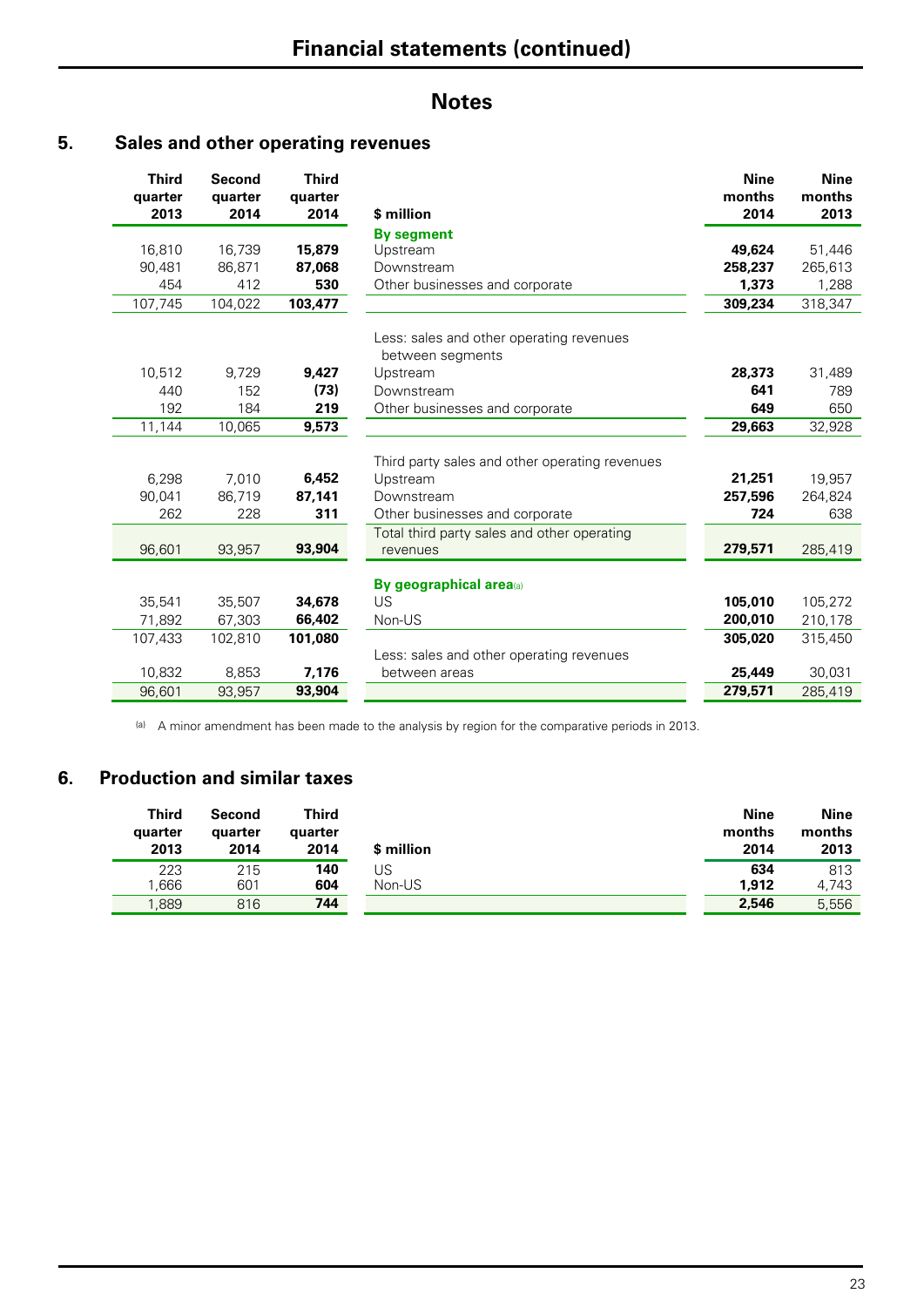# Financial statements (continued)

## Notes

### 5. Sales and other operating revenues

| Third quarter 2013 | Second quarter 2014 | Third quarter 2014 | $ million | Nine months 2014 | Nine months 2013 |
|---|---|---|---|---|---|
| | | | **By segment** | | |
| 16,810 | 16,739 | **15,879** | Upstream | **49,624** | 51,446 |
| 90,481 | 86,871 | **87,068** | Downstream | **258,237** | 265,613 |
| 454 | 412 | **530** | Other businesses and corporate | **1,373** | 1,288 |
| 107,745 | 104,022 | **103,477** | | **309,234** | 318,347 |
| | | | Less: sales and other operating revenues between segments | | |
| 10,512 | 9,729 | **9,427** | Upstream | **28,373** | 31,489 |
| 440 | 152 | **(73)** | Downstream | **641** | 789 |
| 192 | 184 | **219** | Other businesses and corporate | **649** | 650 |
| 11,144 | 10,065 | **9,573** | | **29,663** | 32,928 |
| | | | Third party sales and other operating revenues | | |
| 6,298 | 7,010 | **6,452** | Upstream | **21,251** | 19,957 |
| 90,041 | 86,719 | **87,141** | Downstream | **257,596** | 264,824 |
| 262 | 228 | **311** | Other businesses and corporate | **724** | 638 |
| 96,601 | 93,957 | **93,904** | Total third party sales and other operating revenues | **279,571** | 285,419 |
| | | | **By geographical area**[a] | | |
| 35,541 | 35,507 | **34,678** | US | **105,010** | 105,272 |
| 71,892 | 67,303 | **66,402** | Non-US | **200,010** | 210,178 |
| 107,433 | 102,810 | **101,080** | | **305,020** | 315,450 |
| 10,832 | 8,853 | **7,176** | Less: sales and other operating revenues between areas | **25,449** | 30,031 |
| 96,601 | 93,957 | **93,904** | | **279,571** | 285,419 |

[a] A minor amendment has been made to the analysis by region for the comparative periods in 2013.

### 6. Production and similar taxes

| Third quarter 2013 | Second quarter 2014 | Third quarter 2014 | $ million | Nine months 2014 | Nine months 2013 |
|---|---|---|---|---|---|
| 223 | 215 | **140** | US | **634** | 813 |
| 1,666 | 601 | **604** | Non-US | **1,912** | 4,743 |
| 1,889 | 816 | **744** | | **2,546** | 5,556 |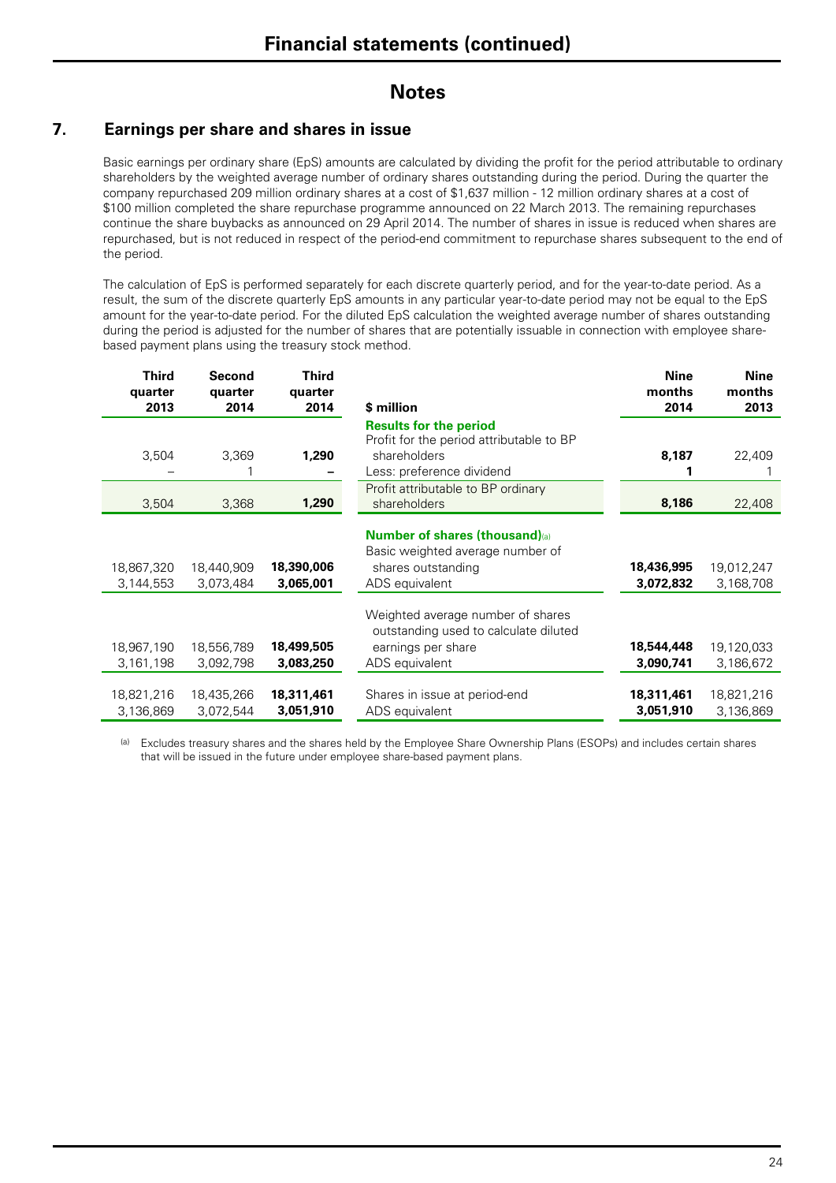# Financial statements (continued)

## Notes

### 7. Earnings per share and shares in issue

Basic earnings per ordinary share (EpS) amounts are calculated by dividing the profit for the period attributable to ordinary shareholders by the weighted average number of ordinary shares outstanding during the period. During the quarter the company repurchased 209 million ordinary shares at a cost of $1,637 million - 12 million ordinary shares at a cost of $100 million completed the share repurchase programme announced on 22 March 2013. The remaining repurchases continue the share buybacks as announced on 29 April 2014. The number of shares in issue is reduced when shares are repurchased, but is not reduced in respect of the period-end commitment to repurchase shares subsequent to the end of the period.

The calculation of EpS is performed separately for each discrete quarterly period, and for the year-to-date period. As a result, the sum of the discrete quarterly EpS amounts in any particular year-to-date period may not be equal to the EpS amount for the year-to-date period. For the diluted EpS calculation the weighted average number of shares outstanding during the period is adjusted for the number of shares that are potentially issuable in connection with employee share-based payment plans using the treasury stock method.

| Third quarter 2013 | Second quarter 2014 | Third quarter 2014 | $ million | Nine months 2014 | Nine months 2013 |
|---|---|---|---|---|---|
| | | | **Results for the period** | | |
| 3,504 | 3,369 | **1,290** | Profit for the period attributable to BP shareholders | **8,187** | 22,409 |
| – | 1 | **–** | Less: preference dividend | **1** | 1 |
| 3,504 | 3,368 | **1,290** | Profit attributable to BP ordinary shareholders | **8,186** | 22,408 |
| | | | **Number of shares (thousand)**[a] | | |
| 18,867,320 | 18,440,909 | **18,390,006** | Basic weighted average number of shares outstanding | **18,436,995** | 19,012,247 |
| 3,144,553 | 3,073,484 | **3,065,001** | ADS equivalent | **3,072,832** | 3,168,708 |
| 18,967,190 | 18,556,789 | **18,499,505** | Weighted average number of shares outstanding used to calculate diluted earnings per share | **18,544,448** | 19,120,033 |
| 3,161,198 | 3,092,798 | **3,083,250** | ADS equivalent | **3,090,741** | 3,186,672 |
| 18,821,216 | 18,435,266 | **18,311,461** | Shares in issue at period-end | **18,311,461** | 18,821,216 |
| 3,136,869 | 3,072,544 | **3,051,910** | ADS equivalent | **3,051,910** | 3,136,869 |

[a] Excludes treasury shares and the shares held by the Employee Share Ownership Plans (ESOPs) and includes certain shares that will be issued in the future under employee share-based payment plans.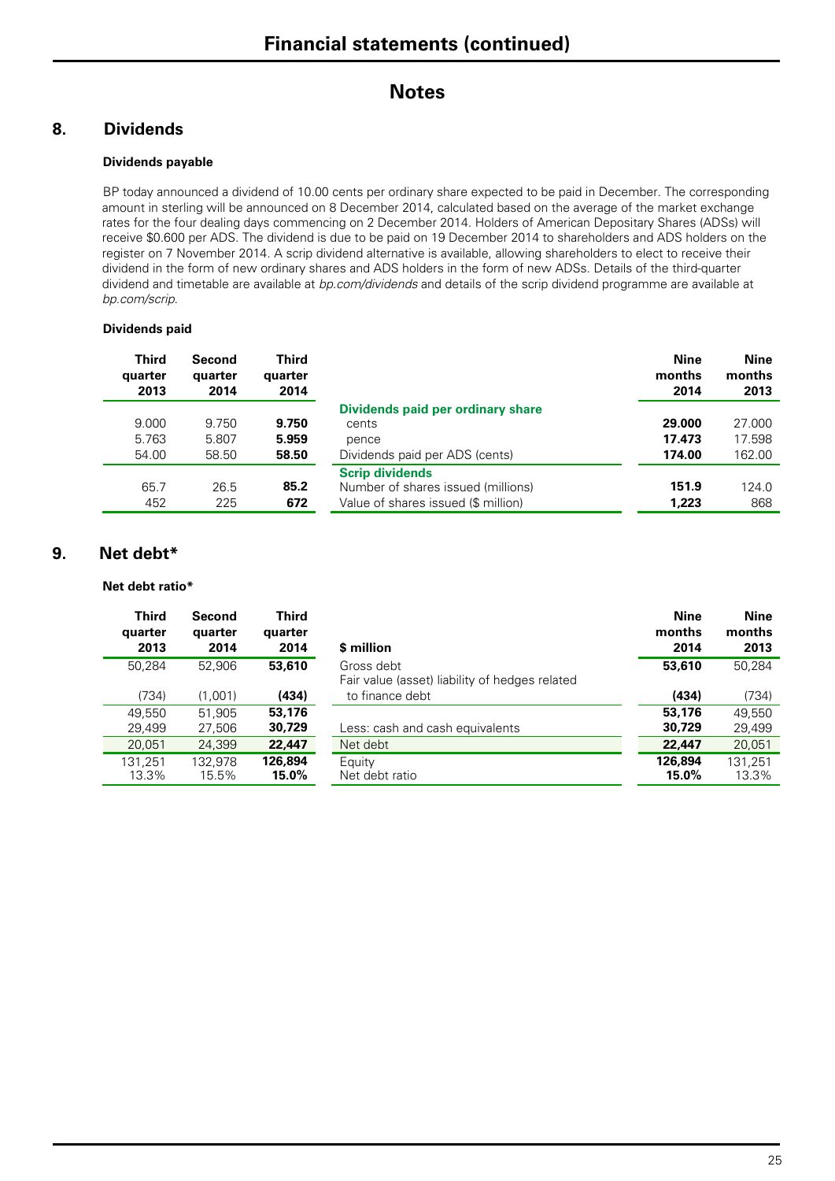# Financial statements (continued)

## Notes

### 8. Dividends

#### Dividends payable

BP today announced a dividend of 10.00 cents per ordinary share expected to be paid in December. The corresponding amount in sterling will be announced on 8 December 2014, calculated based on the average of the market exchange rates for the four dealing days commencing on 2 December 2014. Holders of American Depositary Shares (ADSs) will receive $0.600 per ADS. The dividend is due to be paid on 19 December 2014 to shareholders and ADS holders on the register on 7 November 2014. A scrip dividend alternative is available, allowing shareholders to elect to receive their dividend in the form of new ordinary shares and ADS holders in the form of new ADSs. Details of the third-quarter dividend and timetable are available at *bp.com/dividends* and details of the scrip dividend programme are available at *bp.com/scrip*.

#### Dividends paid

| Third quarter 2013 | Second quarter 2014 | Third quarter 2014 | | Nine months 2014 | Nine months 2013 |
|---|---|---|---|---|---|
| | | | **Dividends paid per ordinary share** | | |
| 9.000 | 9.750 | **9.750** | cents | **29.000** | 27.000 |
| 5.763 | 5.807 | **5.959** | pence | **17.473** | 17.598 |
| 54.00 | 58.50 | **58.50** | Dividends paid per ADS (cents) | **174.00** | 162.00 |
| | | | **Scrip dividends** | | |
| 65.7 | 26.5 | **85.2** | Number of shares issued (millions) | **151.9** | 124.0 |
| 452 | 225 | **672** | Value of shares issued ($ million) | **1,223** | 868 |

### 9. Net debt*

#### Net debt ratio*

| Third quarter 2013 | Second quarter 2014 | Third quarter 2014 | $ million | Nine months 2014 | Nine months 2013 |
|---|---|---|---|---|---|
| 50,284 | 52,906 | **53,610** | Gross debt | **53,610** | 50,284 |
| (734) | (1,001) | **(434)** | Fair value (asset) liability of hedges related to finance debt | **(434)** | (734) |
| 49,550 | 51,905 | **53,176** | | **53,176** | 49,550 |
| 29,499 | 27,506 | **30,729** | Less: cash and cash equivalents | **30,729** | 29,499 |
| 20,051 | 24,399 | **22,447** | Net debt | **22,447** | 20,051 |
| 131,251 | 132,978 | **126,894** | Equity | **126,894** | 131,251 |
| 13.3% | 15.5% | **15.0%** | Net debt ratio | **15.0%** | 13.3% |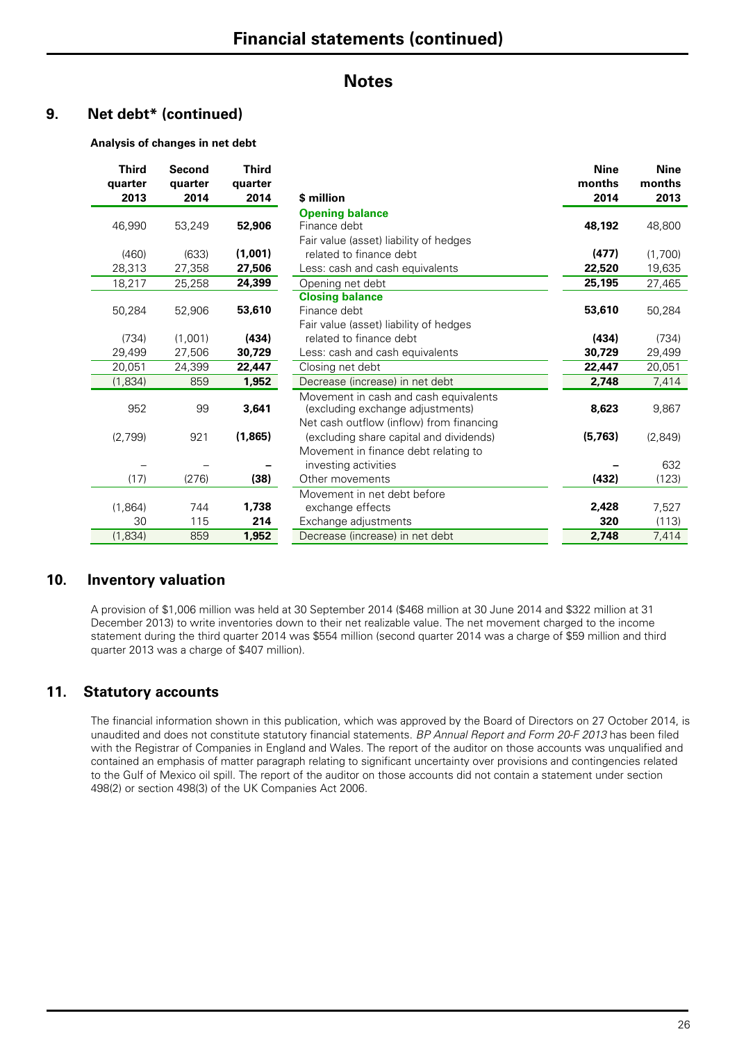# Financial statements (continued)

## Notes

### 9. Net debt* (continued)

**Analysis of changes in net debt**

| Third quarter 2013 | Second quarter 2014 | Third quarter 2014 | $ million | Nine months 2014 | Nine months 2013 |
|---|---|---|---|---|---|
| | | | **Opening balance** | | |
| 46,990 | 53,249 | **52,906** | Finance debt | **48,192** | 48,800 |
| (460) | (633) | **(1,001)** | Fair value (asset) liability of hedges related to finance debt | **(477)** | (1,700) |
| 28,313 | 27,358 | **27,506** | Less: cash and cash equivalents | **22,520** | 19,635 |
| 18,217 | 25,258 | **24,399** | Opening net debt | **25,195** | 27,465 |
| | | | **Closing balance** | | |
| 50,284 | 52,906 | **53,610** | Finance debt | **53,610** | 50,284 |
| (734) | (1,001) | **(434)** | Fair value (asset) liability of hedges related to finance debt | **(434)** | (734) |
| 29,499 | 27,506 | **30,729** | Less: cash and cash equivalents | **30,729** | 29,499 |
| 20,051 | 24,399 | **22,447** | Closing net debt | **22,447** | 20,051 |
| (1,834) | 859 | **1,952** | Decrease (increase) in net debt | **2,748** | 7,414 |
| 952 | 99 | **3,641** | Movement in cash and cash equivalents (excluding exchange adjustments) | **8,623** | 9,867 |
| (2,799) | 921 | **(1,865)** | Net cash outflow (inflow) from financing (excluding share capital and dividends) | **(5,763)** | (2,849) |
| – | – | **–** | Movement in finance debt relating to investing activities | **–** | 632 |
| (17) | (276) | **(38)** | Other movements | **(432)** | (123) |
| (1,864) | 744 | **1,738** | Movement in net debt before exchange effects | **2,428** | 7,527 |
| 30 | 115 | **214** | Exchange adjustments | **320** | (113) |
| (1,834) | 859 | **1,952** | Decrease (increase) in net debt | **2,748** | 7,414 |

### 10. Inventory valuation

A provision of $1,006 million was held at 30 September 2014 ($468 million at 30 June 2014 and $322 million at 31 December 2013) to write inventories down to their net realizable value. The net movement charged to the income statement during the third quarter 2014 was $554 million (second quarter 2014 was a charge of $59 million and third quarter 2013 was a charge of $407 million).

### 11. Statutory accounts

The financial information shown in this publication, which was approved by the Board of Directors on 27 October 2014, is unaudited and does not constitute statutory financial statements. *BP Annual Report and Form 20-F 2013* has been filed with the Registrar of Companies in England and Wales. The report of the auditor on those accounts was unqualified and contained an emphasis of matter paragraph relating to significant uncertainty over provisions and contingencies related to the Gulf of Mexico oil spill. The report of the auditor on those accounts did not contain a statement under section 498(2) or section 498(3) of the UK Companies Act 2006.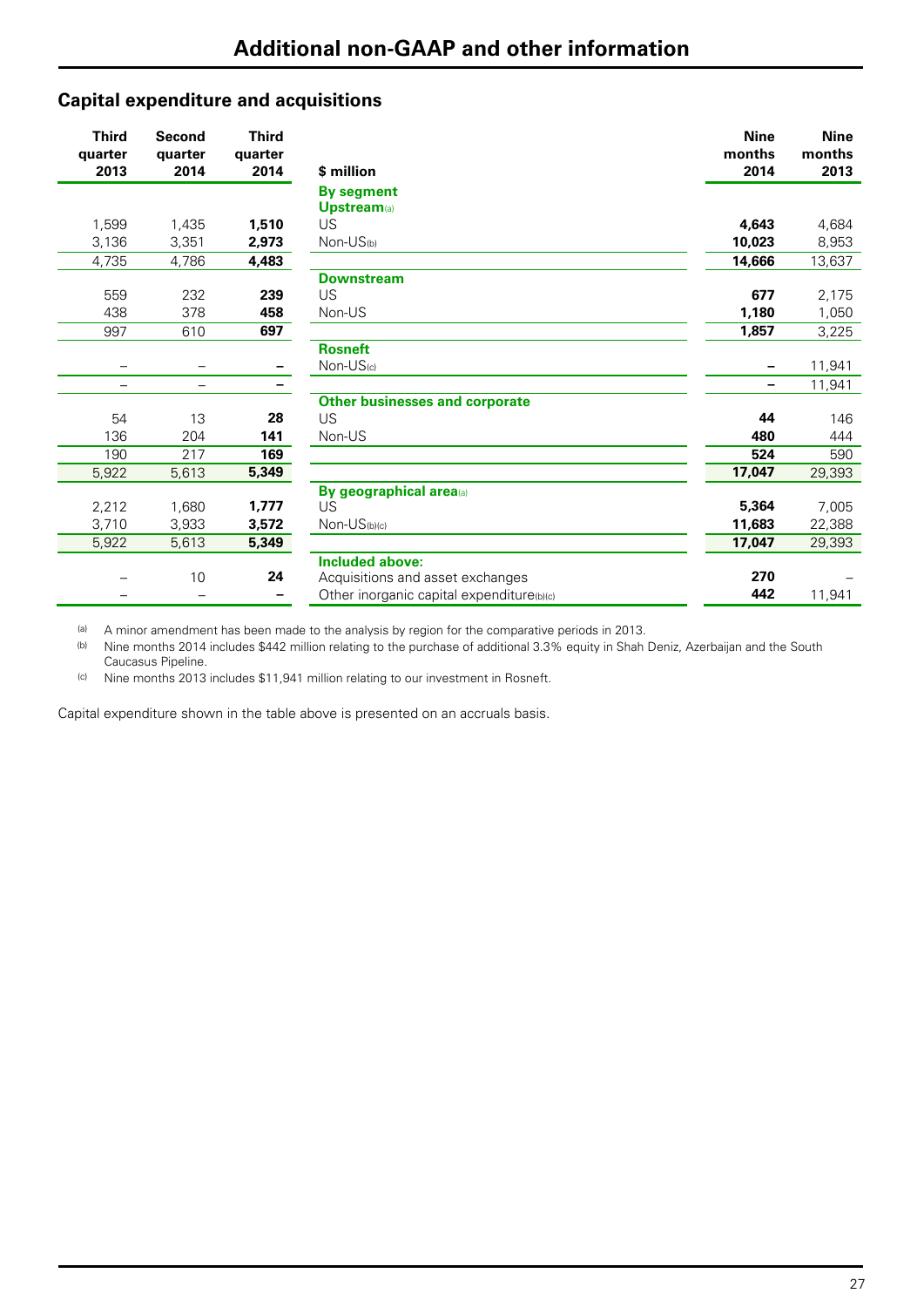# Additional non-GAAP and other information

## Capital expenditure and acquisitions

| Third quarter 2013 | Second quarter 2014 | Third quarter 2014 | $ million | Nine months 2014 | Nine months 2013 |
|---|---|---|---|---|---|
| | | | **By segment** | | |
| | | | **Upstream**[a] | | |
| 1,599 | 1,435 | **1,510** | US | **4,643** | 4,684 |
| 3,136 | 3,351 | **2,973** | Non-US[b] | **10,023** | 8,953 |
| 4,735 | 4,786 | **4,483** | | **14,666** | 13,637 |
| | | | **Downstream** | | |
| 559 | 232 | **239** | US | **677** | 2,175 |
| 438 | 378 | **458** | Non-US | **1,180** | 1,050 |
| 997 | 610 | **697** | | **1,857** | 3,225 |
| | | | **Rosneft** | | |
| – | – | **–** | Non-US[c] | **–** | 11,941 |
| – | – | **–** | | **–** | 11,941 |
| | | | **Other businesses and corporate** | | |
| 54 | 13 | **28** | US | **44** | 146 |
| 136 | 204 | **141** | Non-US | **480** | 444 |
| 190 | 217 | **169** | | **524** | 590 |
| 5,922 | 5,613 | **5,349** | | **17,047** | 29,393 |
| | | | **By geographical area**[a] | | |
| 2,212 | 1,680 | **1,777** | US | **5,364** | 7,005 |
| 3,710 | 3,933 | **3,572** | Non-US[b][c] | **11,683** | 22,388 |
| 5,922 | 5,613 | **5,349** | | **17,047** | 29,393 |
| | | | **Included above:** | | |
| – | 10 | **24** | Acquisitions and asset exchanges | **270** | – |
| – | – | **–** | Other inorganic capital expenditure[b][c] | **442** | 11,941 |

[a] A minor amendment has been made to the analysis by region for the comparative periods in 2013.

[b] Nine months 2014 includes $442 million relating to the purchase of additional 3.3% equity in Shah Deniz, Azerbaijan and the South Caucasus Pipeline.

[c] Nine months 2013 includes $11,941 million relating to our investment in Rosneft.

Capital expenditure shown in the table above is presented on an accruals basis.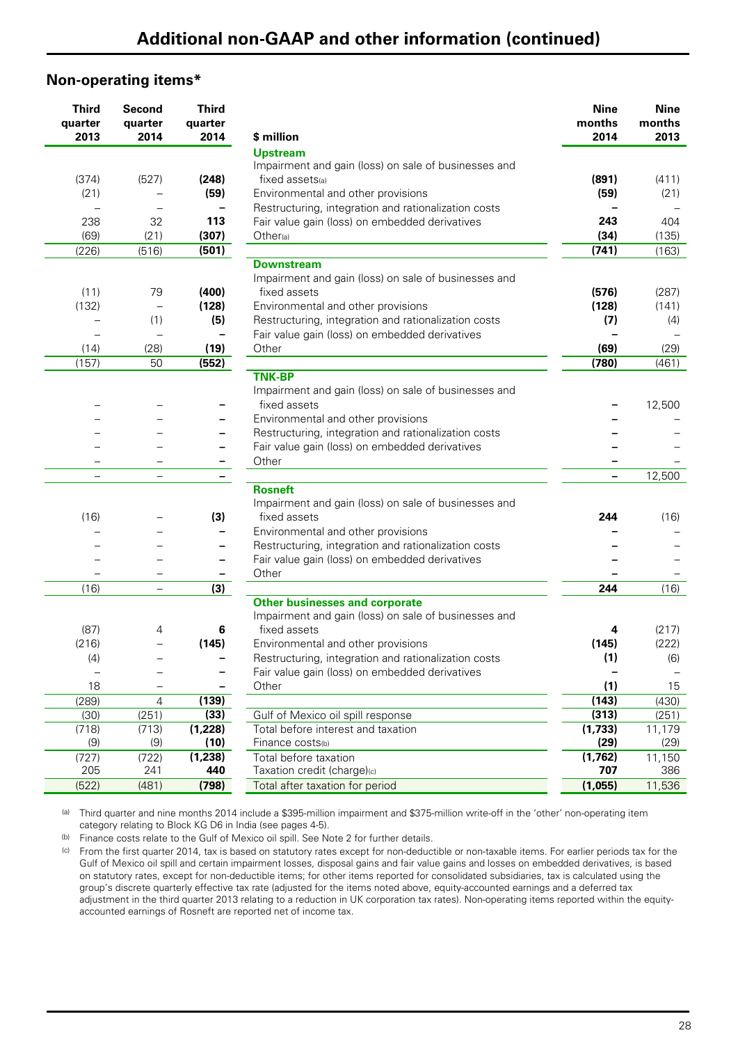## Non-operating items*

| Third quarter 2013 | Second quarter 2014 | Third quarter 2014 | $ million | Nine months 2014 | Nine months 2013 |
|---|---|---|---|---|---|
| | | | **Upstream** | | |
| (374) | (527) | **(248)** | Impairment and gain (loss) on sale of businesses and fixed assets[(a)] | **(891)** | (411) |
| (21) | – | **(59)** | Environmental and other provisions | **(59)** | (21) |
| – | – | **–** | Restructuring, integration and rationalization costs | **–** | – |
| 238 | 32 | **113** | Fair value gain (loss) on embedded derivatives | **243** | 404 |
| (69) | (21) | **(307)** | Other[(a)] | **(34)** | (135) |
| (226) | (516) | **(501)** | | **(741)** | (163) |
| | | | **Downstream** | | |
| (11) | 79 | **(400)** | Impairment and gain (loss) on sale of businesses and fixed assets | **(576)** | (287) |
| (132) | – | **(128)** | Environmental and other provisions | **(128)** | (141) |
| – | (1) | **(5)** | Restructuring, integration and rationalization costs | **(7)** | (4) |
| – | – | **–** | Fair value gain (loss) on embedded derivatives | **–** | – |
| (14) | (28) | **(19)** | Other | **(69)** | (29) |
| (157) | 50 | **(552)** | | **(780)** | (461) |
| | | | **TNK-BP** | | |
| – | – | **–** | Impairment and gain (loss) on sale of businesses and fixed assets | **–** | 12,500 |
| – | – | **–** | Environmental and other provisions | **–** | – |
| – | – | **–** | Restructuring, integration and rationalization costs | **–** | – |
| – | – | **–** | Fair value gain (loss) on embedded derivatives | **–** | – |
| – | – | **–** | Other | **–** | – |
| – | – | **–** | | **–** | 12,500 |
| | | | **Rosneft** | | |
| (16) | – | **(3)** | Impairment and gain (loss) on sale of businesses and fixed assets | **244** | (16) |
| – | – | **–** | Environmental and other provisions | **–** | – |
| – | – | **–** | Restructuring, integration and rationalization costs | **–** | – |
| – | – | **–** | Fair value gain (loss) on embedded derivatives | **–** | – |
| – | – | **–** | Other | **–** | – |
| (16) | – | **(3)** | | **244** | (16) |
| | | | **Other businesses and corporate** | | |
| (87) | 4 | **6** | Impairment and gain (loss) on sale of businesses and fixed assets | **4** | (217) |
| (216) | – | **(145)** | Environmental and other provisions | **(145)** | (222) |
| (4) | – | **–** | Restructuring, integration and rationalization costs | **(1)** | (6) |
| – | – | **–** | Fair value gain (loss) on embedded derivatives | **–** | – |
| 18 | – | **–** | Other | **(1)** | 15 |
| (289) | 4 | **(139)** | | **(143)** | (430) |
| (30) | (251) | **(33)** | Gulf of Mexico oil spill response | **(313)** | (251) |
| (718) | (713) | **(1,228)** | Total before interest and taxation | **(1,733)** | 11,179 |
| (9) | (9) | **(10)** | Finance costs[(b)] | **(29)** | (29) |
| (727) | (722) | **(1,238)** | Total before taxation | **(1,762)** | 11,150 |
| 205 | 241 | **440** | Taxation credit (charge)[(c)] | **707** | 386 |
| (522) | (481) | **(798)** | Total after taxation for period | **(1,055)** | 11,536 |

(a) Third quarter and nine months 2014 include a $395-million impairment and $375-million write-off in the 'other' non-operating item category relating to Block KG D6 in India (see pages 4-5).

(b) Finance costs relate to the Gulf of Mexico oil spill. See Note 2 for further details.

(c) From the first quarter 2014, tax is based on statutory rates except for non-deductible or non-taxable items. For earlier periods tax for the Gulf of Mexico oil spill and certain impairment losses, disposal gains and fair value gains and losses on embedded derivatives, is based on statutory rates, except for non-deductible items; for other items reported for consolidated subsidiaries, tax is calculated using the group's discrete quarterly effective tax rate (adjusted for the items noted above, equity-accounted earnings and a deferred tax adjustment in the third quarter 2013 relating to a reduction in UK corporation tax rates). Non-operating items reported within the equity-accounted earnings of Rosneft are reported net of income tax.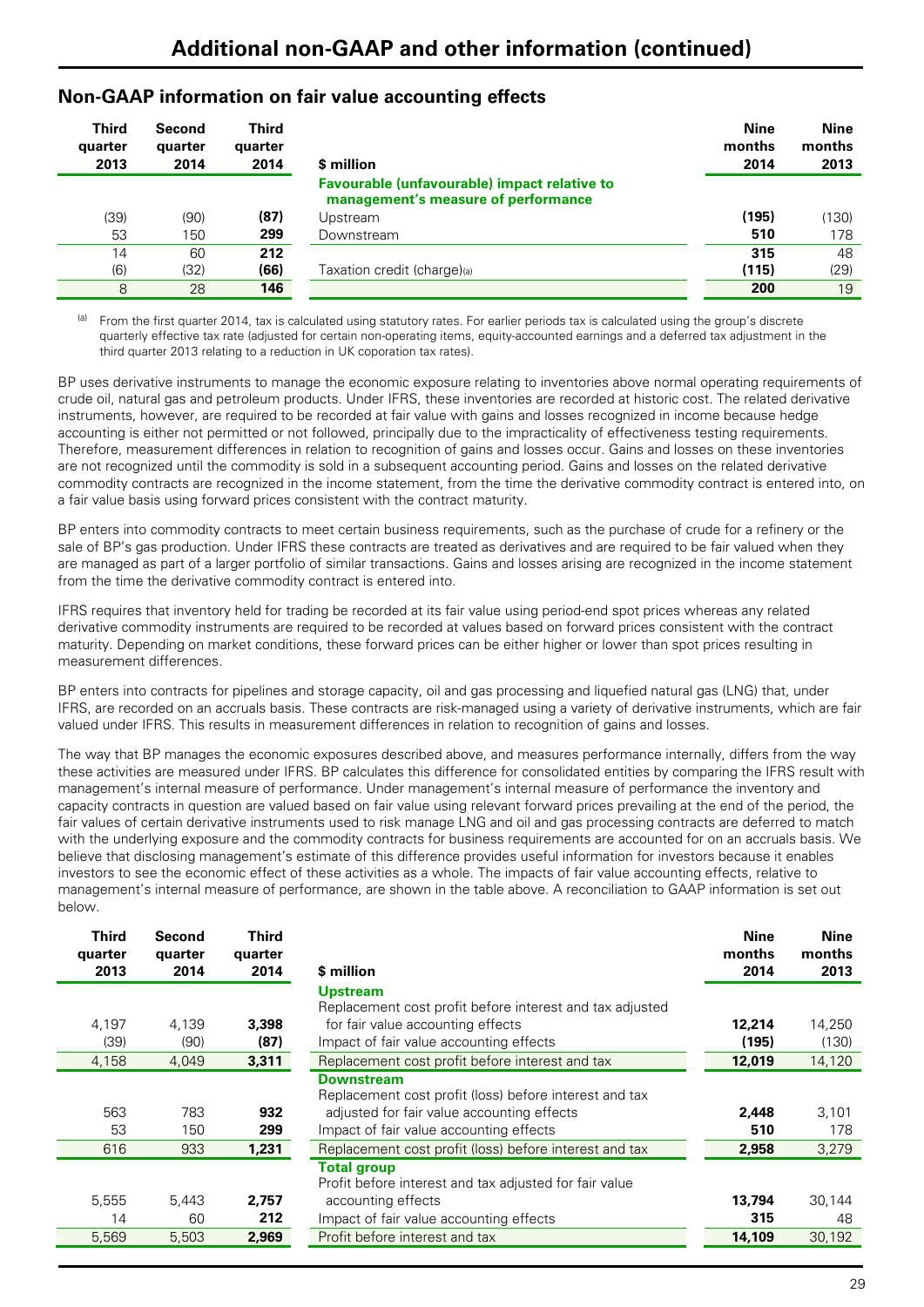# Additional non-GAAP and other information (continued)

## Non-GAAP information on fair value accounting effects

| Third quarter 2013 | Second quarter 2014 | Third quarter 2014 | $ million | Nine months 2014 | Nine months 2013 |
|---|---|---|---|---|---|
| | | | **Favourable (unfavourable) impact relative to management's measure of performance** | | |
| (39) | (90) | **(87)** | Upstream | **(195)** | (130) |
| 53 | 150 | **299** | Downstream | **510** | 178 |
| 14 | 60 | **212** | | **315** | 48 |
| (6) | (32) | **(66)** | Taxation credit (charge)[a] | **(115)** | (29) |
| 8 | 28 | **146** | | **200** | 19 |

[a] From the first quarter 2014, tax is calculated using statutory rates. For earlier periods tax is calculated using the group's discrete quarterly effective tax rate (adjusted for certain non-operating items, equity-accounted earnings and a deferred tax adjustment in the third quarter 2013 relating to a reduction in UK coporation tax rates).

BP uses derivative instruments to manage the economic exposure relating to inventories above normal operating requirements of crude oil, natural gas and petroleum products. Under IFRS, these inventories are recorded at historic cost. The related derivative instruments, however, are required to be recorded at fair value with gains and losses recognized in income because hedge accounting is either not permitted or not followed, principally due to the impracticality of effectiveness testing requirements. Therefore, measurement differences in relation to recognition of gains and losses occur. Gains and losses on these inventories are not recognized until the commodity is sold in a subsequent accounting period. Gains and losses on the related derivative commodity contracts are recognized in the income statement, from the time the derivative commodity contract is entered into, on a fair value basis using forward prices consistent with the contract maturity.

BP enters into commodity contracts to meet certain business requirements, such as the purchase of crude for a refinery or the sale of BP's gas production. Under IFRS these contracts are treated as derivatives and are required to be fair valued when they are managed as part of a larger portfolio of similar transactions. Gains and losses arising are recognized in the income statement from the time the derivative commodity contract is entered into.

IFRS requires that inventory held for trading be recorded at its fair value using period-end spot prices whereas any related derivative commodity instruments are required to be recorded at values based on forward prices consistent with the contract maturity. Depending on market conditions, these forward prices can be either higher or lower than spot prices resulting in measurement differences.

BP enters into contracts for pipelines and storage capacity, oil and gas processing and liquefied natural gas (LNG) that, under IFRS, are recorded on an accruals basis. These contracts are risk-managed using a variety of derivative instruments, which are fair valued under IFRS. This results in measurement differences in relation to recognition of gains and losses.

The way that BP manages the economic exposures described above, and measures performance internally, differs from the way these activities are measured under IFRS. BP calculates this difference for consolidated entities by comparing the IFRS result with management's internal measure of performance. Under management's internal measure of performance the inventory and capacity contracts in question are valued based on fair value using relevant forward prices prevailing at the end of the period, the fair values of certain derivative instruments used to risk manage LNG and oil and gas processing contracts are deferred to match with the underlying exposure and the commodity contracts for business requirements are accounted for on an accruals basis. We believe that disclosing management's estimate of this difference provides useful information for investors because it enables investors to see the economic effect of these activities as a whole. The impacts of fair value accounting effects, relative to management's internal measure of performance, are shown in the table above. A reconciliation to GAAP information is set out below.

| Third quarter 2013 | Second quarter 2014 | Third quarter 2014 | $ million | Nine months 2014 | Nine months 2013 |
|---|---|---|---|---|---|
| | | | **Upstream** | | |
| 4,197 | 4,139 | **3,398** | Replacement cost profit before interest and tax adjusted for fair value accounting effects | **12,214** | 14,250 |
| (39) | (90) | **(87)** | Impact of fair value accounting effects | **(195)** | (130) |
| 4,158 | 4,049 | **3,311** | Replacement cost profit before interest and tax | **12,019** | 14,120 |
| | | | **Downstream** | | |
| 563 | 783 | **932** | Replacement cost profit (loss) before interest and tax adjusted for fair value accounting effects | **2,448** | 3,101 |
| 53 | 150 | **299** | Impact of fair value accounting effects | **510** | 178 |
| 616 | 933 | **1,231** | Replacement cost profit (loss) before interest and tax | **2,958** | 3,279 |
| | | | **Total group** | | |
| 5,555 | 5,443 | **2,757** | Profit before interest and tax adjusted for fair value accounting effects | **13,794** | 30,144 |
| 14 | 60 | **212** | Impact of fair value accounting effects | **315** | 48 |
| 5,569 | 5,503 | **2,969** | Profit before interest and tax | **14,109** | 30,192 |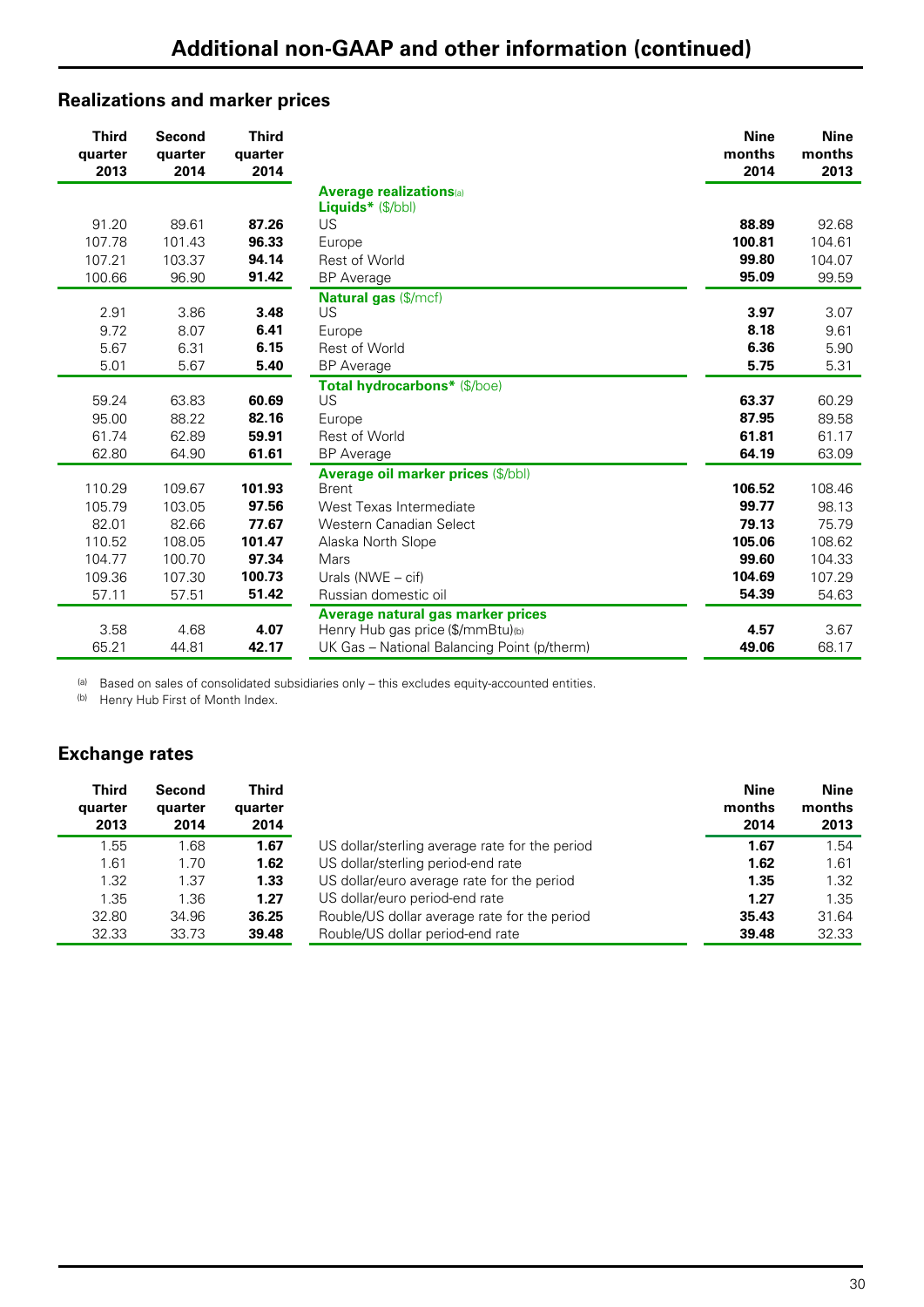## Additional non-GAAP and other information (continued)

### Realizations and marker prices

| Third quarter 2013 | Second quarter 2014 | Third quarter 2014 | | Nine months 2014 | Nine months 2013 |
|---|---|---|---|---|---|
| | | | **Average realizations**[a] | | |
| | | | **Liquids*** ($/bbl) | | |
| 91.20 | 89.61 | **87.26** | US | **88.89** | 92.68 |
| 107.78 | 101.43 | **96.33** | Europe | **100.81** | 104.61 |
| 107.21 | 103.37 | **94.14** | Rest of World | **99.80** | 104.07 |
| 100.66 | 96.90 | **91.42** | BP Average | **95.09** | 99.59 |
| | | | **Natural gas** ($/mcf) | | |
| 2.91 | 3.86 | **3.48** | US | **3.97** | 3.07 |
| 9.72 | 8.07 | **6.41** | Europe | **8.18** | 9.61 |
| 5.67 | 6.31 | **6.15** | Rest of World | **6.36** | 5.90 |
| 5.01 | 5.67 | **5.40** | BP Average | **5.75** | 5.31 |
| | | | **Total hydrocarbons*** ($/boe) | | |
| 59.24 | 63.83 | **60.69** | US | **63.37** | 60.29 |
| 95.00 | 88.22 | **82.16** | Europe | **87.95** | 89.58 |
| 61.74 | 62.89 | **59.91** | Rest of World | **61.81** | 61.17 |
| 62.80 | 64.90 | **61.61** | BP Average | **64.19** | 63.09 |
| | | | **Average oil marker prices** ($/bbl) | | |
| 110.29 | 109.67 | **101.93** | Brent | **106.52** | 108.46 |
| 105.79 | 103.05 | **97.56** | West Texas Intermediate | **99.77** | 98.13 |
| 82.01 | 82.66 | **77.67** | Western Canadian Select | **79.13** | 75.79 |
| 110.52 | 108.05 | **101.47** | Alaska North Slope | **105.06** | 108.62 |
| 104.77 | 100.70 | **97.34** | Mars | **99.60** | 104.33 |
| 109.36 | 107.30 | **100.73** | Urals (NWE – cif) | **104.69** | 107.29 |
| 57.11 | 57.51 | **51.42** | Russian domestic oil | **54.39** | 54.63 |
| | | | **Average natural gas marker prices** | | |
| 3.58 | 4.68 | **4.07** | Henry Hub gas price ($/mmBtu)[b] | **4.57** | 3.67 |
| 65.21 | 44.81 | **42.17** | UK Gas – National Balancing Point (p/therm) | **49.06** | 68.17 |

[a] Based on sales of consolidated subsidiaries only – this excludes equity-accounted entities.
[b] Henry Hub First of Month Index.

### Exchange rates

| Third quarter 2013 | Second quarter 2014 | Third quarter 2014 | | Nine months 2014 | Nine months 2013 |
|---|---|---|---|---|---|
| 1.55 | 1.68 | **1.67** | US dollar/sterling average rate for the period | **1.67** | 1.54 |
| 1.61 | 1.70 | **1.62** | US dollar/sterling period-end rate | **1.62** | 1.61 |
| 1.32 | 1.37 | **1.33** | US dollar/euro average rate for the period | **1.35** | 1.32 |
| 1.35 | 1.36 | **1.27** | US dollar/euro period-end rate | **1.27** | 1.35 |
| 32.80 | 34.96 | **36.25** | Rouble/US dollar average rate for the period | **35.43** | 31.64 |
| 32.33 | 33.73 | **39.48** | Rouble/US dollar period-end rate | **39.48** | 32.33 |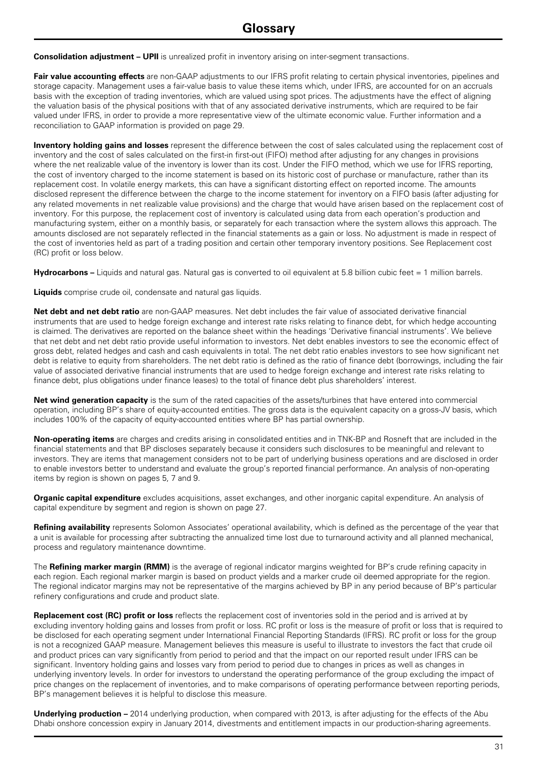# Glossary

**Consolidation adjustment – UPII** is unrealized profit in inventory arising on inter-segment transactions.

**Fair value accounting effects** are non-GAAP adjustments to our IFRS profit relating to certain physical inventories, pipelines and storage capacity. Management uses a fair-value basis to value these items which, under IFRS, are accounted for on an accruals basis with the exception of trading inventories, which are valued using spot prices. The adjustments have the effect of aligning the valuation basis of the physical positions with that of any associated derivative instruments, which are required to be fair valued under IFRS, in order to provide a more representative view of the ultimate economic value. Further information and a reconciliation to GAAP information is provided on page 29.

**Inventory holding gains and losses** represent the difference between the cost of sales calculated using the replacement cost of inventory and the cost of sales calculated on the first-in first-out (FIFO) method after adjusting for any changes in provisions where the net realizable value of the inventory is lower than its cost. Under the FIFO method, which we use for IFRS reporting, the cost of inventory charged to the income statement is based on its historic cost of purchase or manufacture, rather than its replacement cost. In volatile energy markets, this can have a significant distorting effect on reported income. The amounts disclosed represent the difference between the charge to the income statement for inventory on a FIFO basis (after adjusting for any related movements in net realizable value provisions) and the charge that would have arisen based on the replacement cost of inventory. For this purpose, the replacement cost of inventory is calculated using data from each operation's production and manufacturing system, either on a monthly basis, or separately for each transaction where the system allows this approach. The amounts disclosed are not separately reflected in the financial statements as a gain or loss. No adjustment is made in respect of the cost of inventories held as part of a trading position and certain other temporary inventory positions. See Replacement cost (RC) profit or loss below.

**Hydrocarbons –** Liquids and natural gas. Natural gas is converted to oil equivalent at 5.8 billion cubic feet = 1 million barrels.

**Liquids** comprise crude oil, condensate and natural gas liquids.

**Net debt and net debt ratio** are non-GAAP measures. Net debt includes the fair value of associated derivative financial instruments that are used to hedge foreign exchange and interest rate risks relating to finance debt, for which hedge accounting is claimed. The derivatives are reported on the balance sheet within the headings 'Derivative financial instruments'. We believe that net debt and net debt ratio provide useful information to investors. Net debt enables investors to see the economic effect of gross debt, related hedges and cash and cash equivalents in total. The net debt ratio enables investors to see how significant net debt is relative to equity from shareholders. The net debt ratio is defined as the ratio of finance debt (borrowings, including the fair value of associated derivative financial instruments that are used to hedge foreign exchange and interest rate risks relating to finance debt, plus obligations under finance leases) to the total of finance debt plus shareholders' interest.

**Net wind generation capacity** is the sum of the rated capacities of the assets/turbines that have entered into commercial operation, including BP's share of equity-accounted entities. The gross data is the equivalent capacity on a gross-JV basis, which includes 100% of the capacity of equity-accounted entities where BP has partial ownership.

**Non-operating items** are charges and credits arising in consolidated entities and in TNK-BP and Rosneft that are included in the financial statements and that BP discloses separately because it considers such disclosures to be meaningful and relevant to investors. They are items that management considers not to be part of underlying business operations and are disclosed in order to enable investors better to understand and evaluate the group's reported financial performance. An analysis of non-operating items by region is shown on pages 5, 7 and 9.

**Organic capital expenditure** excludes acquisitions, asset exchanges, and other inorganic capital expenditure. An analysis of capital expenditure by segment and region is shown on page 27.

**Refining availability** represents Solomon Associates' operational availability, which is defined as the percentage of the year that a unit is available for processing after subtracting the annualized time lost due to turnaround activity and all planned mechanical, process and regulatory maintenance downtime.

The **Refining marker margin (RMM)** is the average of regional indicator margins weighted for BP's crude refining capacity in each region. Each regional marker margin is based on product yields and a marker crude oil deemed appropriate for the region. The regional indicator margins may not be representative of the margins achieved by BP in any period because of BP's particular refinery configurations and crude and product slate.

**Replacement cost (RC) profit or loss** reflects the replacement cost of inventories sold in the period and is arrived at by excluding inventory holding gains and losses from profit or loss. RC profit or loss is the measure of profit or loss that is required to be disclosed for each operating segment under International Financial Reporting Standards (IFRS). RC profit or loss for the group is not a recognized GAAP measure. Management believes this measure is useful to illustrate to investors the fact that crude oil and product prices can vary significantly from period to period and that the impact on our reported result under IFRS can be significant. Inventory holding gains and losses vary from period to period due to changes in prices as well as changes in underlying inventory levels. In order for investors to understand the operating performance of the group excluding the impact of price changes on the replacement of inventories, and to make comparisons of operating performance between reporting periods, BP's management believes it is helpful to disclose this measure.

**Underlying production –** 2014 underlying production, when compared with 2013, is after adjusting for the effects of the Abu Dhabi onshore concession expiry in January 2014, divestments and entitlement impacts in our production-sharing agreements.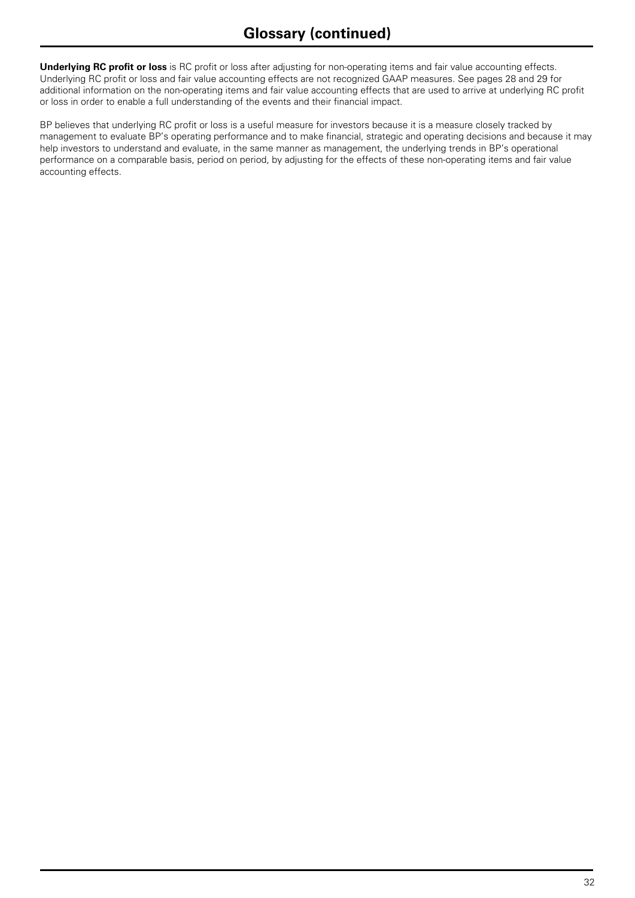## Glossary (continued)

**Underlying RC profit or loss** is RC profit or loss after adjusting for non-operating items and fair value accounting effects. Underlying RC profit or loss and fair value accounting effects are not recognized GAAP measures. See pages 28 and 29 for additional information on the non-operating items and fair value accounting effects that are used to arrive at underlying RC profit or loss in order to enable a full understanding of the events and their financial impact.

BP believes that underlying RC profit or loss is a useful measure for investors because it is a measure closely tracked by management to evaluate BP's operating performance and to make financial, strategic and operating decisions and because it may help investors to understand and evaluate, in the same manner as management, the underlying trends in BP's operational performance on a comparable basis, period on period, by adjusting for the effects of these non-operating items and fair value accounting effects.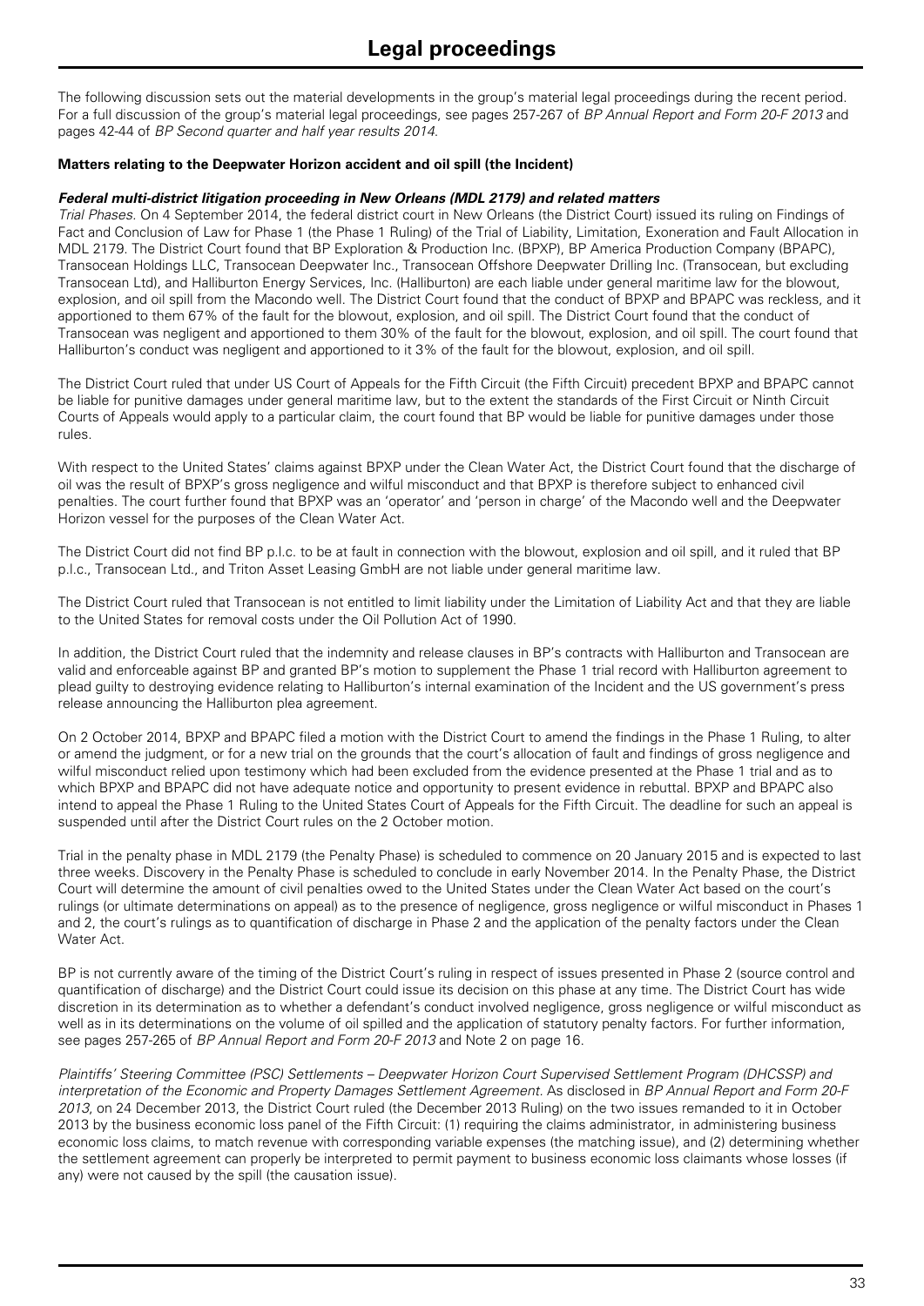# Legal proceedings

The following discussion sets out the material developments in the group's material legal proceedings during the recent period. For a full discussion of the group's material legal proceedings, see pages 257-267 of *BP Annual Report and Form 20-F 2013* and pages 42-44 of *BP Second quarter and half year results 2014*.

**Matters relating to the Deepwater Horizon accident and oil spill (the Incident)**

***Federal multi-district litigation proceeding in New Orleans (MDL 2179) and related matters***

*Trial Phases.* On 4 September 2014, the federal district court in New Orleans (the District Court) issued its ruling on Findings of Fact and Conclusion of Law for Phase 1 (the Phase 1 Ruling) of the Trial of Liability, Limitation, Exoneration and Fault Allocation in MDL 2179. The District Court found that BP Exploration & Production Inc. (BPXP), BP America Production Company (BPAPC), Transocean Holdings LLC, Transocean Deepwater Inc., Transocean Offshore Deepwater Drilling Inc. (Transocean, but excluding Transocean Ltd), and Halliburton Energy Services, Inc. (Halliburton) are each liable under general maritime law for the blowout, explosion, and oil spill from the Macondo well. The District Court found that the conduct of BPXP and BPAPC was reckless, and it apportioned to them 67% of the fault for the blowout, explosion, and oil spill. The District Court found that the conduct of Transocean was negligent and apportioned to them 30% of the fault for the blowout, explosion, and oil spill. The court found that Halliburton's conduct was negligent and apportioned to it 3% of the fault for the blowout, explosion, and oil spill.

The District Court ruled that under US Court of Appeals for the Fifth Circuit (the Fifth Circuit) precedent BPXP and BPAPC cannot be liable for punitive damages under general maritime law, but to the extent the standards of the First Circuit or Ninth Circuit Courts of Appeals would apply to a particular claim, the court found that BP would be liable for punitive damages under those rules.

With respect to the United States' claims against BPXP under the Clean Water Act, the District Court found that the discharge of oil was the result of BPXP's gross negligence and wilful misconduct and that BPXP is therefore subject to enhanced civil penalties. The court further found that BPXP was an 'operator' and 'person in charge' of the Macondo well and the Deepwater Horizon vessel for the purposes of the Clean Water Act.

The District Court did not find BP p.l.c. to be at fault in connection with the blowout, explosion and oil spill, and it ruled that BP p.l.c., Transocean Ltd., and Triton Asset Leasing GmbH are not liable under general maritime law.

The District Court ruled that Transocean is not entitled to limit liability under the Limitation of Liability Act and that they are liable to the United States for removal costs under the Oil Pollution Act of 1990.

In addition, the District Court ruled that the indemnity and release clauses in BP's contracts with Halliburton and Transocean are valid and enforceable against BP and granted BP's motion to supplement the Phase 1 trial record with Halliburton agreement to plead guilty to destroying evidence relating to Halliburton's internal examination of the Incident and the US government's press release announcing the Halliburton plea agreement.

On 2 October 2014, BPXP and BPAPC filed a motion with the District Court to amend the findings in the Phase 1 Ruling, to alter or amend the judgment, or for a new trial on the grounds that the court's allocation of fault and findings of gross negligence and wilful misconduct relied upon testimony which had been excluded from the evidence presented at the Phase 1 trial and as to which BPXP and BPAPC did not have adequate notice and opportunity to present evidence in rebuttal. BPXP and BPAPC also intend to appeal the Phase 1 Ruling to the United States Court of Appeals for the Fifth Circuit. The deadline for such an appeal is suspended until after the District Court rules on the 2 October motion.

Trial in the penalty phase in MDL 2179 (the Penalty Phase) is scheduled to commence on 20 January 2015 and is expected to last three weeks. Discovery in the Penalty Phase is scheduled to conclude in early November 2014. In the Penalty Phase, the District Court will determine the amount of civil penalties owed to the United States under the Clean Water Act based on the court's rulings (or ultimate determinations on appeal) as to the presence of negligence, gross negligence or wilful misconduct in Phases 1 and 2, the court's rulings as to quantification of discharge in Phase 2 and the application of the penalty factors under the Clean Water Act.

BP is not currently aware of the timing of the District Court's ruling in respect of issues presented in Phase 2 (source control and quantification of discharge) and the District Court could issue its decision on this phase at any time. The District Court has wide discretion in its determination as to whether a defendant's conduct involved negligence, gross negligence or wilful misconduct as well as in its determinations on the volume of oil spilled and the application of statutory penalty factors. For further information, see pages 257-265 of *BP Annual Report and Form 20-F 2013* and Note 2 on page 16.

*Plaintiffs' Steering Committee (PSC) Settlements – Deepwater Horizon Court Supervised Settlement Program (DHCSSP) and interpretation of the Economic and Property Damages Settlement Agreement.* As disclosed in *BP Annual Report and Form 20-F 2013*, on 24 December 2013, the District Court ruled (the December 2013 Ruling) on the two issues remanded to it in October 2013 by the business economic loss panel of the Fifth Circuit: (1) requiring the claims administrator, in administering business economic loss claims, to match revenue with corresponding variable expenses (the matching issue), and (2) determining whether the settlement agreement can properly be interpreted to permit payment to business economic loss claimants whose losses (if any) were not caused by the spill (the causation issue).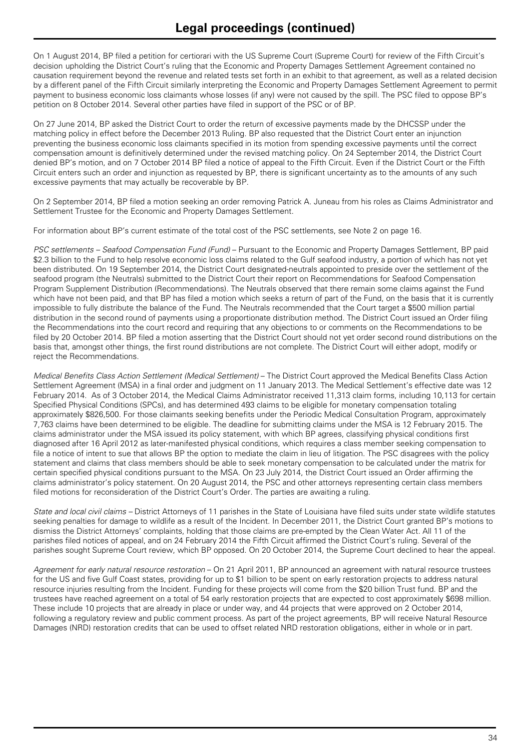# Legal proceedings (continued)

On 1 August 2014, BP filed a petition for certiorari with the US Supreme Court (Supreme Court) for review of the Fifth Circuit's decision upholding the District Court's ruling that the Economic and Property Damages Settlement Agreement contained no causation requirement beyond the revenue and related tests set forth in an exhibit to that agreement, as well as a related decision by a different panel of the Fifth Circuit similarly interpreting the Economic and Property Damages Settlement Agreement to permit payment to business economic loss claimants whose losses (if any) were not caused by the spill. The PSC filed to oppose BP's petition on 8 October 2014. Several other parties have filed in support of the PSC or of BP.

On 27 June 2014, BP asked the District Court to order the return of excessive payments made by the DHCSSP under the matching policy in effect before the December 2013 Ruling. BP also requested that the District Court enter an injunction preventing the business economic loss claimants specified in its motion from spending excessive payments until the correct compensation amount is definitively determined under the revised matching policy. On 24 September 2014, the District Court denied BP's motion, and on 7 October 2014 BP filed a notice of appeal to the Fifth Circuit. Even if the District Court or the Fifth Circuit enters such an order and injunction as requested by BP, there is significant uncertainty as to the amounts of any such excessive payments that may actually be recoverable by BP.

On 2 September 2014, BP filed a motion seeking an order removing Patrick A. Juneau from his roles as Claims Administrator and Settlement Trustee for the Economic and Property Damages Settlement.

For information about BP's current estimate of the total cost of the PSC settlements, see Note 2 on page 16.

*PSC settlements – Seafood Compensation Fund (Fund)* – Pursuant to the Economic and Property Damages Settlement, BP paid $2.3 billion to the Fund to help resolve economic loss claims related to the Gulf seafood industry, a portion of which has not yet been distributed. On 19 September 2014, the District Court designated-neutrals appointed to preside over the settlement of the seafood program (the Neutrals) submitted to the District Court their report on Recommendations for Seafood Compensation Program Supplement Distribution (Recommendations). The Neutrals observed that there remain some claims against the Fund which have not been paid, and that BP has filed a motion which seeks a return of part of the Fund, on the basis that it is currently impossible to fully distribute the balance of the Fund. The Neutrals recommended that the Court target a $500 million partial distribution in the second round of payments using a proportionate distribution method. The District Court issued an Order filing the Recommendations into the court record and requiring that any objections to or comments on the Recommendations to be filed by 20 October 2014. BP filed a motion asserting that the District Court should not yet order second round distributions on the basis that, amongst other things, the first round distributions are not complete. The District Court will either adopt, modify or reject the Recommendations.

*Medical Benefits Class Action Settlement (Medical Settlement)* – The District Court approved the Medical Benefits Class Action Settlement Agreement (MSA) in a final order and judgment on 11 January 2013. The Medical Settlement's effective date was 12 February 2014. As of 3 October 2014, the Medical Claims Administrator received 11,313 claim forms, including 10,113 for certain Specified Physical Conditions (SPCs), and has determined 493 claims to be eligible for monetary compensation totaling approximately $826,500. For those claimants seeking benefits under the Periodic Medical Consultation Program, approximately 7,763 claims have been determined to be eligible. The deadline for submitting claims under the MSA is 12 February 2015. The claims administrator under the MSA issued its policy statement, with which BP agrees, classifying physical conditions first diagnosed after 16 April 2012 as later-manifested physical conditions, which requires a class member seeking compensation to file a notice of intent to sue that allows BP the option to mediate the claim in lieu of litigation. The PSC disagrees with the policy statement and claims that class members should be able to seek monetary compensation to be calculated under the matrix for certain specified physical conditions pursuant to the MSA. On 23 July 2014, the District Court issued an Order affirming the claims administrator's policy statement. On 20 August 2014, the PSC and other attorneys representing certain class members filed motions for reconsideration of the District Court's Order. The parties are awaiting a ruling.

*State and local civil claims* – District Attorneys of 11 parishes in the State of Louisiana have filed suits under state wildlife statutes seeking penalties for damage to wildlife as a result of the Incident. In December 2011, the District Court granted BP's motions to dismiss the District Attorneys' complaints, holding that those claims are pre-empted by the Clean Water Act. All 11 of the parishes filed notices of appeal, and on 24 February 2014 the Fifth Circuit affirmed the District Court's ruling. Several of the parishes sought Supreme Court review, which BP opposed. On 20 October 2014, the Supreme Court declined to hear the appeal.

*Agreement for early natural resource restoration* – On 21 April 2011, BP announced an agreement with natural resource trustees for the US and five Gulf Coast states, providing for up to $1 billion to be spent on early restoration projects to address natural resource injuries resulting from the Incident. Funding for these projects will come from the $20 billion Trust fund. BP and the trustees have reached agreement on a total of 54 early restoration projects that are expected to cost approximately $698 million. These include 10 projects that are already in place or under way, and 44 projects that were approved on 2 October 2014, following a regulatory review and public comment process. As part of the project agreements, BP will receive Natural Resource Damages (NRD) restoration credits that can be used to offset related NRD restoration obligations, either in whole or in part.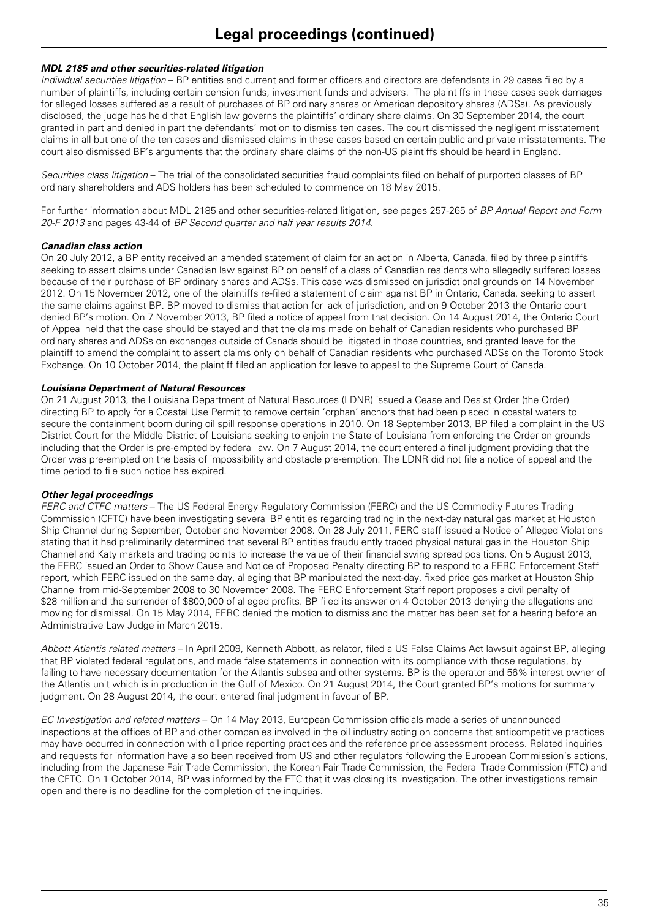# Legal proceedings (continued)

***MDL 2185 and other securities-related litigation***

*Individual securities litigation* – BP entities and current and former officers and directors are defendants in 29 cases filed by a number of plaintiffs, including certain pension funds, investment funds and advisers. The plaintiffs in these cases seek damages for alleged losses suffered as a result of purchases of BP ordinary shares or American depository shares (ADSs). As previously disclosed, the judge has held that English law governs the plaintiffs' ordinary share claims. On 30 September 2014, the court granted in part and denied in part the defendants' motion to dismiss ten cases. The court dismissed the negligent misstatement claims in all but one of the ten cases and dismissed claims in these cases based on certain public and private misstatements. The court also dismissed BP's arguments that the ordinary share claims of the non-US plaintiffs should be heard in England.

*Securities class litigation* – The trial of the consolidated securities fraud complaints filed on behalf of purported classes of BP ordinary shareholders and ADS holders has been scheduled to commence on 18 May 2015.

For further information about MDL 2185 and other securities-related litigation, see pages 257-265 of *BP Annual Report and Form 20-F 2013* and pages 43-44 of *BP Second quarter and half year results 2014*.

***Canadian class action***

On 20 July 2012, a BP entity received an amended statement of claim for an action in Alberta, Canada, filed by three plaintiffs seeking to assert claims under Canadian law against BP on behalf of a class of Canadian residents who allegedly suffered losses because of their purchase of BP ordinary shares and ADSs. This case was dismissed on jurisdictional grounds on 14 November 2012. On 15 November 2012, one of the plaintiffs re-filed a statement of claim against BP in Ontario, Canada, seeking to assert the same claims against BP. BP moved to dismiss that action for lack of jurisdiction, and on 9 October 2013 the Ontario court denied BP's motion. On 7 November 2013, BP filed a notice of appeal from that decision. On 14 August 2014, the Ontario Court of Appeal held that the case should be stayed and that the claims made on behalf of Canadian residents who purchased BP ordinary shares and ADSs on exchanges outside of Canada should be litigated in those countries, and granted leave for the plaintiff to amend the complaint to assert claims only on behalf of Canadian residents who purchased ADSs on the Toronto Stock Exchange. On 10 October 2014, the plaintiff filed an application for leave to appeal to the Supreme Court of Canada.

***Louisiana Department of Natural Resources***

On 21 August 2013, the Louisiana Department of Natural Resources (LDNR) issued a Cease and Desist Order (the Order) directing BP to apply for a Coastal Use Permit to remove certain 'orphan' anchors that had been placed in coastal waters to secure the containment boom during oil spill response operations in 2010. On 18 September 2013, BP filed a complaint in the US District Court for the Middle District of Louisiana seeking to enjoin the State of Louisiana from enforcing the Order on grounds including that the Order is pre-empted by federal law. On 7 August 2014, the court entered a final judgment providing that the Order was pre-empted on the basis of impossibility and obstacle pre-emption. The LDNR did not file a notice of appeal and the time period to file such notice has expired.

***Other legal proceedings***

*FERC and CTFC matters* – The US Federal Energy Regulatory Commission (FERC) and the US Commodity Futures Trading Commission (CFTC) have been investigating several BP entities regarding trading in the next-day natural gas market at Houston Ship Channel during September, October and November 2008. On 28 July 2011, FERC staff issued a Notice of Alleged Violations stating that it had preliminarily determined that several BP entities fraudulently traded physical natural gas in the Houston Ship Channel and Katy markets and trading points to increase the value of their financial swing spread positions. On 5 August 2013, the FERC issued an Order to Show Cause and Notice of Proposed Penalty directing BP to respond to a FERC Enforcement Staff report, which FERC issued on the same day, alleging that BP manipulated the next-day, fixed price gas market at Houston Ship Channel from mid-September 2008 to 30 November 2008. The FERC Enforcement Staff report proposes a civil penalty of \$28 million and the surrender of \$800,000 of alleged profits. BP filed its answer on 4 October 2013 denying the allegations and moving for dismissal. On 15 May 2014, FERC denied the motion to dismiss and the matter has been set for a hearing before an Administrative Law Judge in March 2015.

*Abbott Atlantis related matters* – In April 2009, Kenneth Abbott, as relator, filed a US False Claims Act lawsuit against BP, alleging that BP violated federal regulations, and made false statements in connection with its compliance with those regulations, by failing to have necessary documentation for the Atlantis subsea and other systems. BP is the operator and 56% interest owner of the Atlantis unit which is in production in the Gulf of Mexico. On 21 August 2014, the Court granted BP's motions for summary judgment. On 28 August 2014, the court entered final judgment in favour of BP.

*EC Investigation and related matters* – On 14 May 2013, European Commission officials made a series of unannounced inspections at the offices of BP and other companies involved in the oil industry acting on concerns that anticompetitive practices may have occurred in connection with oil price reporting practices and the reference price assessment process. Related inquiries and requests for information have also been received from US and other regulators following the European Commission's actions, including from the Japanese Fair Trade Commission, the Korean Fair Trade Commission, the Federal Trade Commission (FTC) and the CFTC. On 1 October 2014, BP was informed by the FTC that it was closing its investigation. The other investigations remain open and there is no deadline for the completion of the inquiries.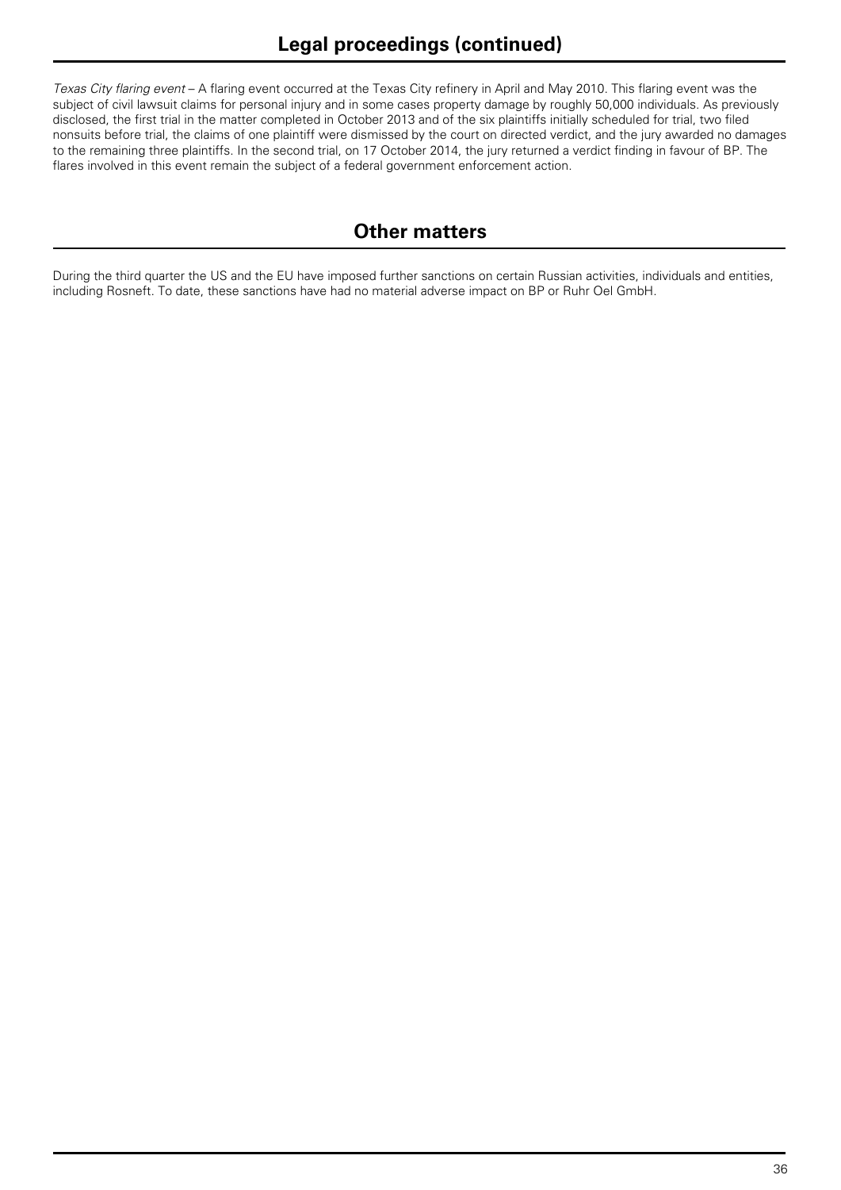## Legal proceedings (continued)

*Texas City flaring event* – A flaring event occurred at the Texas City refinery in April and May 2010. This flaring event was the subject of civil lawsuit claims for personal injury and in some cases property damage by roughly 50,000 individuals. As previously disclosed, the first trial in the matter completed in October 2013 and of the six plaintiffs initially scheduled for trial, two filed nonsuits before trial, the claims of one plaintiff were dismissed by the court on directed verdict, and the jury awarded no damages to the remaining three plaintiffs. In the second trial, on 17 October 2014, the jury returned a verdict finding in favour of BP. The flares involved in this event remain the subject of a federal government enforcement action.

## Other matters

During the third quarter the US and the EU have imposed further sanctions on certain Russian activities, individuals and entities, including Rosneft. To date, these sanctions have had no material adverse impact on BP or Ruhr Oel GmbH.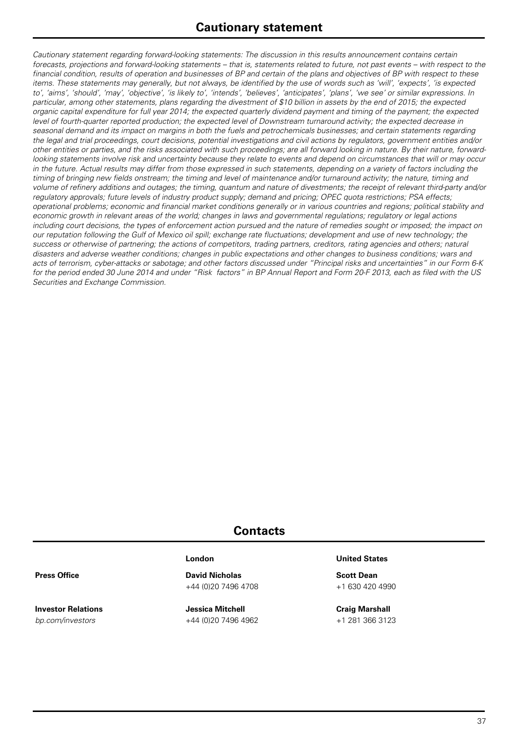# Cautionary statement

*Cautionary statement regarding forward-looking statements: The discussion in this results announcement contains certain forecasts, projections and forward-looking statements – that is, statements related to future, not past events – with respect to the financial condition, results of operation and businesses of BP and certain of the plans and objectives of BP with respect to these items. These statements may generally, but not always, be identified by the use of words such as 'will', 'expects', 'is expected to', 'aims', 'should', 'may', 'objective', 'is likely to', 'intends', 'believes', 'anticipates', 'plans', 'we see' or similar expressions. In particular, among other statements, plans regarding the divestment of $10 billion in assets by the end of 2015; the expected organic capital expenditure for full year 2014; the expected quarterly dividend payment and timing of the payment; the expected level of fourth-quarter reported production; the expected level of Downstream turnaround activity; the expected decrease in seasonal demand and its impact on margins in both the fuels and petrochemicals businesses; and certain statements regarding the legal and trial proceedings, court decisions, potential investigations and civil actions by regulators, government entities and/or other entities or parties, and the risks associated with such proceedings; are all forward looking in nature. By their nature, forward-looking statements involve risk and uncertainty because they relate to events and depend on circumstances that will or may occur in the future. Actual results may differ from those expressed in such statements, depending on a variety of factors including the timing of bringing new fields onstream; the timing and level of maintenance and/or turnaround activity; the nature, timing and volume of refinery additions and outages; the timing, quantum and nature of divestments; the receipt of relevant third-party and/or regulatory approvals; future levels of industry product supply; demand and pricing; OPEC quota restrictions; PSA effects; operational problems; economic and financial market conditions generally or in various countries and regions; political stability and economic growth in relevant areas of the world; changes in laws and governmental regulations; regulatory or legal actions including court decisions, the types of enforcement action pursued and the nature of remedies sought or imposed; the impact on our reputation following the Gulf of Mexico oil spill; exchange rate fluctuations; development and use of new technology; the success or otherwise of partnering; the actions of competitors, trading partners, creditors, rating agencies and others; natural disasters and adverse weather conditions; changes in public expectations and other changes to business conditions; wars and acts of terrorism, cyber-attacks or sabotage; and other factors discussed under "Principal risks and uncertainties" in our Form 6-K for the period ended 30 June 2014 and under "Risk factors" in BP Annual Report and Form 20-F 2013, each as filed with the US Securities and Exchange Commission.*

# Contacts

| | London | United States |
|---|---|---|
| **Press Office** | **David Nicholas**<br>+44 (0)20 7496 4708 | **Scott Dean**<br>+1 630 420 4990 |
| **Investor Relations**<br>*bp.com/investors* | **Jessica Mitchell**<br>+44 (0)20 7496 4962 | **Craig Marshall**<br>+1 281 366 3123 |